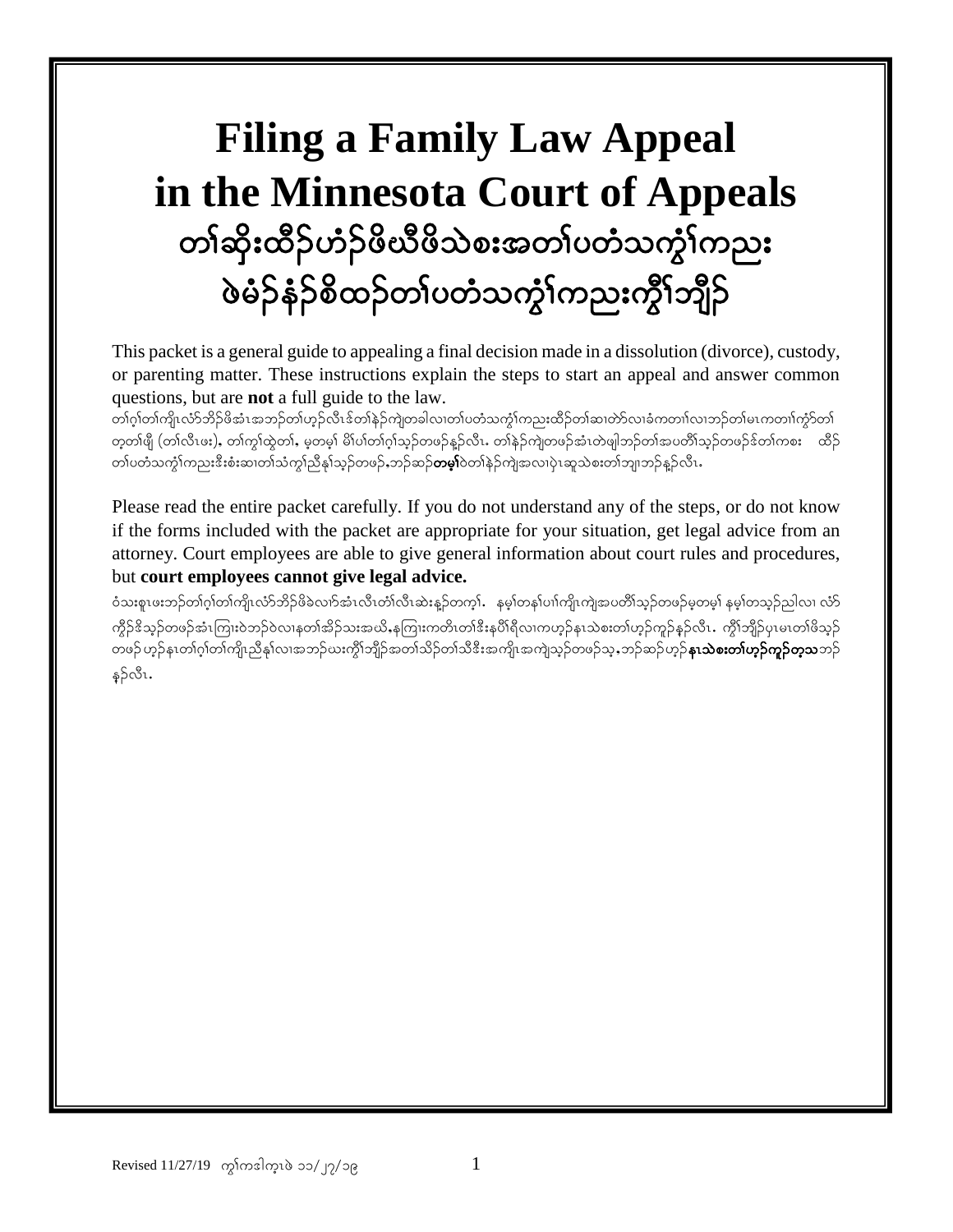# Filing a Family Law Appeal in the Minnesota Court of Appeals

# တၢ်ဆိုးထီၣ်ဟံၣ်ဖိဃီဖိသဲစးအတၢ်ပတံသကွံၢ်ကညး ဖဲမံၣ်နံၣ်စိထၣ်တၢ်ပတံသကွံၢ်ကညးကွိၢ်ဘျီၣ်

This packet is a general guide to appealing a final decision made in a dissolution (divorce), custody, or parenting matter. These instructions explain the steps to start an appeal and answer common questions, but are **not** a full guide to the law.

တၢ်ဂ့ၢ်တၢ်ကျိၤလံာ်ဘိၣ်ဖိအံၤအဘၣ်တၢ်ဟ့ၣ်လီၤဒ်တၢ်နဲၣ်ကျဲတခါလၢတၢ်ပတံသကွံၢ်ကညးထီၣ်တၢ်ဆၢတဲာ်လၢခံကတၢၢ်လၢဘၣ်တၢ်မၤကတၢၢ်ကွံာ်တၢ်တ့တၢ်ဖျီ (တၢ်လီၤဖး), တၢ်ကွၢ်ထွဲတၢ်, မ့တမ့ၢ် မိၢ်ပၢ်တၢ်ဂ့ၢ်သ့ၣ်တဖၣ်နူၣ်လီၤ. တၢ်နဲၣ်ကျဲတဖၣ်အံၤတဲဖျါဘၣ်တၢ်အပတိၢ်သ့ၣ်တဖၣ်ဒ်တၢ်ကစး ထိၣ်တၢ်ပတံသကွံၢ်ကညးဒီးစံးဆၢတၢ်သံကွၢ်ညီနုၢ်သ့ၣ်တဖၣ်,ဘၣ်ဆၣ်**တမ့ၢ်**ဝဲတၢ်နဲၣ်ကျဲအလၢပှဲၤဆူသဲစးတၢ်ဘျၢဘၣ်နူၣ်လီၤ.

Please read the entire packet carefully. If you do not understand any of the steps, or do not know if the forms included with the packet are appropriate for your situation, get legal advice from an attorney. Court employees are able to give general information about court rules and procedures, but **court employees cannot give legal advice.**

ဝံသးစူၤဖးဘၣ်တၢ်ဂ့ၢ်တၢ်ကျိၤလံာ်ဘိၣ်ဖိခဲလၢာ်အံၤလီၤတံၢ်လီၤဆဲးနူၣ်တက့ၢ်. နမ့ၢ်တနၢ်ပၢၢ်ကျိၤကျဲအပတိၢ်သ့ၣ်တဖၣ်မ့တမ့ၢ် နမ့ၢ်တသ့ၣ်ညါလၢ လံာ်ကွိၣ်ဒိသ့ၣ်တဖၣ်အံၤကြၢးဝဲဘၣ်ဝဲလၢနတၢ်အိၣ်သးအယိ,နကြၢးကတိၤတၢ်ဒီးနပိၢ်ရိလၢကဟ့ၣ်နၤသဲစးတၢ်ဟ့ၣ်ကူၣ်နူၣ်လီၤ. ကွိၢ်ဘျီၣ်ပှၤမၤတၢ်ဖိသ့ၣ်တဖၣ်ဟ့ၣ်နၤတၢ်ဂ့ၢ်တၢ်ကျိၤညီနုၢ်လၢအဘၣ်ယးကွိၢ်ဘျီၣ်အတၢ်သိၣ်တၢ်သီဒီးအကျိၤအကျဲသ့ၣ်တဖၣ်သ့,ဘၣ်ဆၣ်ဟ့ၣ်**နၤသဲစးတၢ်ဟ့ၣ်ကူၣ်တသ့**ဘၣ်နူၣ်လီၤ.

Revised 11/27/19 ကွၢ်ကဒါက့ၤဖဲ ၁၁/၂၇/၁၉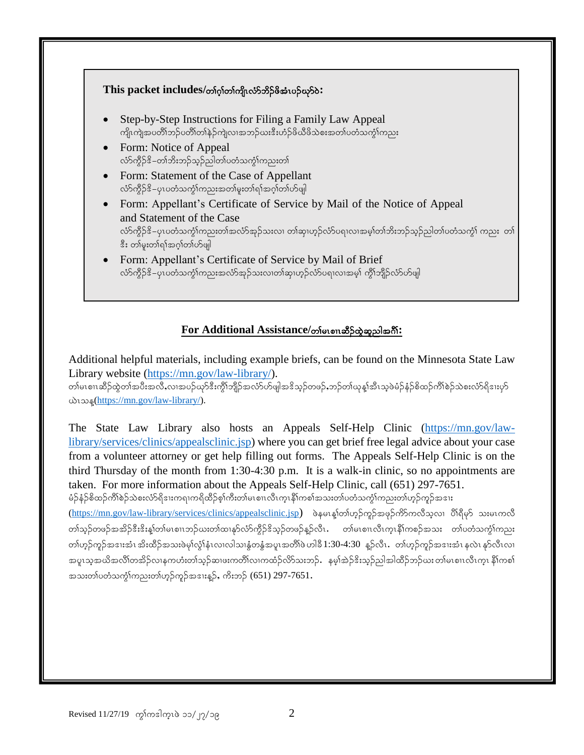**This packet includes/တၢ်ဂ့ၢ်တၢ်ကျိၤလံာ်ဘိဖိအံၤပဉ်ယှာ်ဝဲ:**

- Step-by-Step Instructions for Filing a Family Law Appeal
  ကျိၤကျဲအပတီၢ်ဘဉ်ပတီၢ်တၢ်နဲဉ်ကျဲလၢအဘဉ်ဃးဒီးဟံဉ်ဖိယီဖိသဲစးအတၢ်ပတံသကွၢ်ကညး
- Form: Notice of Appeal
  လံာ်ကွီဉ်ဒိ–တၢ်ဘီးဘဉ်သ့ဉ်ညါတၢ်ပတံသကွၢ်ကညးတၢ်
- Form: Statement of the Case of Appellant
  လံာ်ကွီဉ်ဒိ–ပှၤပတံသကွၢ်ကညးအတၢ်မူးတၢ်ရၢ်အဂ့ၢ်တၢ်ဟ်ဖျါ
- Form: Appellant's Certificate of Service by Mail of the Notice of Appeal and Statement of the Case
  လံာ်ကွီဉ်ဒိ–ပှၤပတံသကွၢ်ကညးတၢ်အလံာ်အှဉ်သးလၢ တၢ်ဆှၢဟ့ဉ်လံာ်ပရၢလၢအမ့ၢ်တၢ်ဘီးဘဉ်သ့ဉ်ညါတၢ်ပတံသကွၢ် ကညး တၢ်ဒီး တၢ်မူးတၢ်ရၢ်အဂ့ၢ်တၢ်ဟ်ဖျါ
- Form: Appellant's Certificate of Service by Mail of Brief
  လံာ်ကွီဉ်ဒိ–ပှၤပတံသကွၢ်ကညးအလံာ်အှဉ်သးလၢတၢ်ဆှၢဟ့ဉ်လံာ်ပရၢလၢအမ့ၢ် ကွီၢ်ဘျီဉ်လံာ်ဟ်ဖျါ

## For Additional Assistance/တၢ်မၤစၢၤဆီဉ်ထွဲဆူညါအဂီၢ်:

Additional helpful materials, including example briefs, can be found on the Minnesota State Law Library website (https://mn.gov/law-library/).
တၢ်မၤစၢၤဆီဉ်ထွဲတၢ်အပီးအလီ,လၢအပဉ်ယှာ်ဒီးကွီၢ်ဘျီဉ်အလံာ်ဟ်ဖျါအဒိသ့ဉ်တဖဉ်,ဘဉ်တၢ်ယုန့ၢ်အီၤသ့ဖဲမံဉ်နံဉ်စိထဉ်ကိၢ်စဲဉ်သဲစးလံာ်ရိဒၢးဟ့ာ်ယဲၤသန့(https://mn.gov/law-library/).

The State Law Library also hosts an Appeals Self-Help Clinic (https://mn.gov/law-library/services/clinics/appealsclinic.jsp) where you can get brief free legal advice about your case from a volunteer attorney or get help filling out forms. The Appeals Self-Help Clinic is on the third Thursday of the month from 1:30-4:30 p.m. It is a walk-in clinic, so no appointments are taken. For more information about the Appeals Self-Help Clinic, call (651) 297-7651.
မံဉ်နံဉ်စိထဉ်ကိၢ်စဲဉ်သဲစးလံာ်ရိဒၢးကရၢကရိထိဉ်စ့ၢ်ကီးတၢ်မၤစၢၤလီၤကွၤနီၢ်ကစၢ်အသးတၢ်ပတံသကွၢ်ကညးတၢ်ဟ့ဉ်ကူဉ်အဒၢး (https://mn.gov/law-library/services/clinics/appealsclinic.jsp) ဖဲနမၤန့ၢ်တၢ်ဟ့ဉ်ကူဉ်အဖှဉ်ကိာ်ကလီသ့လၢ ပိၢ်ရိမ့ာ် သးမၤကလီတၢ်သ့ဉ်တဖဉ်အအိဉ်ဒီးဒီးန့ၢ်တၢ်မၤစၢၤဘဉ်ဃးတၢ်ထၢနှာ်လံာ်ကွီဉ်ဒိသ့ဉ်တဖဉ်န့ဉ်လီၤ. တၢ်မၤစၢၤလီၤကွၤနီၢ်ကစၢ်အသး တၢ်ပတံသကွၢ်ကညးတၢ်ဟ့ဉ်ကူဉ်အဒၢးအံၤ အိးထိဉ်အသးဖဲမုၢ်လွံၢ်နံၤလၢလါသၢန့ၢ်တနံၤအပူၤအတီၢ်ဖဲ ဟါခီ 1:30-4:30 န့ဉ်လီၤ. တၢ်ဟ့ဉ်ကူဉ်အဒၢးအံၤ နလဲၤ နှာ်လီၤလၢအပူၤသ့အယိအလီၢ်တအိဉ်လၢနကဟံးတၢ်သ့ဉ်ဆၢဖးကတီၢ်လၢကထံဉ်လိာ်သးဘဉ်. နမ့ၢ်အဲဉ်ဒိးသ့ဉ်ညါအါထိဉ်ဘဉ်ဃးတၢ်မၤစၢၤလီၤကွၤ နီၢ်ကစၢ်အသးတၢ်ပတံသကွၢ်ကညးတၢ်ဟ့ဉ်ကူဉ်အဒၢးန့ဉ်, ကိးဘဉ် (651) 297-7651.

Revised 11/27/19 ကွၢ်ကဒါကူၤဖဲ ၁၁/၂၇/၁၉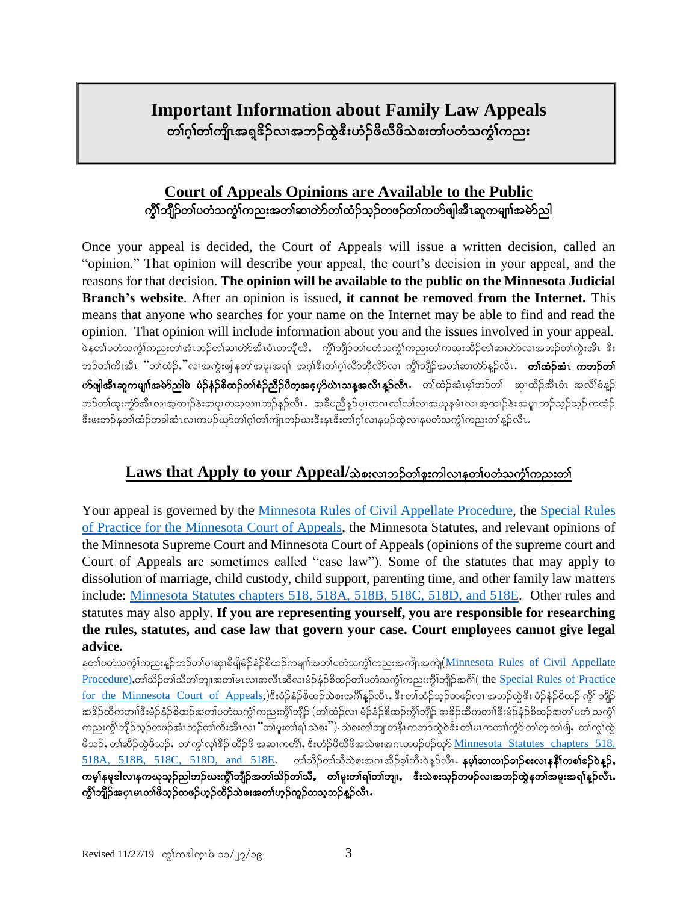# Important Information about Family Law Appeals

တၢ်ဂ့ၢ်တၢ်ကျိၤအရှ့ဒိၣ်လၢအဘၣ်ထွဲဒီးဟံၣ်ဖိဃီဖိသဲစးတၢ်ပတံသကွၢ်ကညး

## Court of Appeals Opinions are Available to the Public

ကွီၢ်ဘျိၣ်တၢ်ပတံသကွၢ်ကညးအတၢ်ဆၢတဲာ်တၢ်ထံၣ်သ့ၣ်တဖၣ်တၢ်ကဟ်ဖျါအီၤဆူကမျၢ်အမဲာ်ညါ

Once your appeal is decided, the Court of Appeals will issue a written decision, called an "opinion." That opinion will describe your appeal, the court's decision in your appeal, and the reasons for that decision. **The opinion will be available to the public on the Minnesota Judicial Branch's website**. After an opinion is issued, **it cannot be removed from the Internet.** This means that anyone who searches for your name on the Internet may be able to find and read the opinion. That opinion will include information about you and the issues involved in your appeal.

ဖဲနတၢ်ပတံသကွၢ်ကညးတၢ်အံၤဘၣ်တၢ်ဆၢတဲာ်အီၤဝံၤတဘျီယီ, ကွီၢ်ဘျိၣ်တၢ်ပတံသကွၢ်ကညးတၢ်ကထုးထိၣ်တၢ်ဆၢတဲာ်လၢအဘၣ်တၢ်ကွဲးအီၤ ဒီးဘၣ်တၢ်ကိးအီၤ "တၢ်ထံၣ်," လၢအကွဲးဖျါနတၢ်အမူးအရၢ် အဂ့ၢ်ဒီးတၢ်ဂ့ၢ်လိာ်ဘိုလိာ်လၢ ကွီၢ်ဘျိၣ်အတၢ်ဆၢတဲာ်န့ၣ်လီၤ. **တၢ်ထံၣ်အံၤ ကဘၣ်တၢ်ဟ်ဖျါအီၤဆူကမျၢ်အမဲာ်ညါဖဲ မံၣ်နံၣ်စိထၣ်တၢ်စံၣ်ညီၣ်ပီတ့အဖှ်ဃဲၤသနအလီၤန့ၣ်လီၤ.** တၢ်ထံၣ်အံၤမ့ၢ်ဘၣ်တၢ် ဆုာထိၣ်အီၤဝံၤ အလီၢ်ခံန့ၣ် ဘၣ်တၢ်ထုးကွံာ်အီၤလၢအ့ထၢၣ်နဲးအပူၤတသ့လၢၤဘၣ်န့ၣ်လီၤ. အခီပညီန့ၣ်ပှၤတဂၤလၢ်လၢ်လၢအယုနမံၤလၢအ့ထၢၣ်နဲးအပူၤဘၣ်သ့ၣ်သ့ၣ်ကထံၣ်ဒီးဖးဘၣ်နတၢ်ထံၣ်တခါအံၤလၢကပဉ်ယှာ်တၢ်ဂ့ၢ်တၢ်ကျိၤဘၣ်ဃးဒီးနၤဒီးတၢ်ဂ့ၢ်လၢနပဉ်ထွဲလၢနပတံသကွၢ်ကညးတၢ်န့ၣ်လီၤ.

## Laws that Apply to your Appeal/သဲစးလၢဘၣ်တၢ်စူးကါလၢနတၢ်ပတံသကွၢ်ကညးတၢ်

Your appeal is governed by the Minnesota Rules of Civil Appellate Procedure, the Special Rules of Practice for the Minnesota Court of Appeals, the Minnesota Statutes, and relevant opinions of the Minnesota Supreme Court and Minnesota Court of Appeals (opinions of the supreme court and Court of Appeals are sometimes called "case law"). Some of the statutes that may apply to dissolution of marriage, child custody, child support, parenting time, and other family law matters include: Minnesota Statutes chapters 518, 518A, 518B, 518C, 518D, and 518E. Other rules and statutes may also apply. **If you are representing yourself, you are responsible for researching the rules, statutes, and case law that govern your case. Court employees cannot give legal advice.**

နတၢ်ပတံသကွၢ်ကညးန့ၣ်ဘၣ်တၢ်ပၢဆှၢခီဖျိမံၣ်နံၣ်စိထၣ်ကမျၢ်အတၢ်ပတံသကွၢ်ကညးအကျိၤအကျဲ(Minnesota Rules of Civil Appellate Procedure),တၢ်သိၣ်တၢ်သိတၢ်ဘျၢအတၢ်မၤလၢအလီၤဆီလၢမံၣ်နံၣ်စိထၣ်တၢ်ပတံသကွၢ်ကညးကွီၢ်ဘျိၣ်အဂီၢ်( the Special Rules of Practice for the Minnesota Court of Appeals,)ဒီးမံၣ်နံၣ်စိထၣ်သဲစးအဂီၢ်န့ၣ်လီၤ, ဒီး တၢ်ထံၣ်သ့ၣ်တဖၣ်လၢ အဘၣ်ထွဲဒီး မံၣ်နံၣ်စိထၣ် ကွီၢ် ဘျိၣ်အဒိၣ်ထိကတၢၢ်ဒီးမံၣ်နံၣ်စိထၣ်အတၢ်ပတံသကွၢ်ကညးကွီၢ်ဘျိၣ် (တၢ်ထံၣ်လၢ မံၣ်နံၣ်စိထၣ်ကွီၢ်ဘျိၣ် အဒိၣ်ထိကတၢၢ်ဒီးမံၣ်နံၣ်စိထၣ်အတၢ်ပတံ သကွၢ်ကညးကွီၢ်ဘျိၣ်သ့ၣ်တဖၣ်အံၤဘၣ်တၢ်ကိးအီၤလၢ "တၢ်မူးတၢ်ရၢ် သဲစး"). သဲစးတၢ်ဘျၢတနီၤကဘၣ်ထွဲဝဲဒီး တၢ်မၤကတၢၢ်ကွံာ်တၢ်တ့တၢ်ဖျီ, တၢ်ကွၢ်ထွဲဖိသၣ်, တၢ်ဆိၣ်ထွဲဖိသၣ်, တၢ်ကွၢ်လုၢ်ဒိၣ် ထိၣ်ဖိ အဆၢကတီၢ်, ဒီးဟံၣ်ဖိဃီဖိအသဲစးအဂၤတဖၣ်ပဉ်ယှာ် Minnesota Statutes chapters 518, 518A, 518B, 518C, 518D, and 518E. တၢ်သိၣ်တၢ်သိသဲစးအဂၤအိၣ်စ့ၢ်ကီးဝဲန့ၣ်လီၤ. **နမ့ၢ်ဆၢထၢၣ်ခၢၣ်စးလၢနနီၢ်ကစၢ်ဒၣ်ဝဲန့ၣ်, ကမ့ၢ်နမူဒါလၢနကယုသ့ၣ်ညါဘၣ်ဃးကွီၢ်ဘျိၣ်အတၢ်သိၣ်တၢ်သိ, တၢ်မူးတၢ်ရၢ်တၢ်ဘျၢ, ဒီးသဲစးသ့ၣ်တဖၣ်လၢအဘၣ်ထွဲနတၢ်အမူးအရၢ်န့ၣ်လီၤ. ကွီၢ်ဘျိၣ်အပှၤမၤတၢ်ဖိသ့ၣ်တဖၣ်ဟ့ၣ်ထိၣ်သဲစးအတၢ်ဟ့ၣ်ကူၣ်တသ့ဘၣ်န့ၣ်လီၤ.**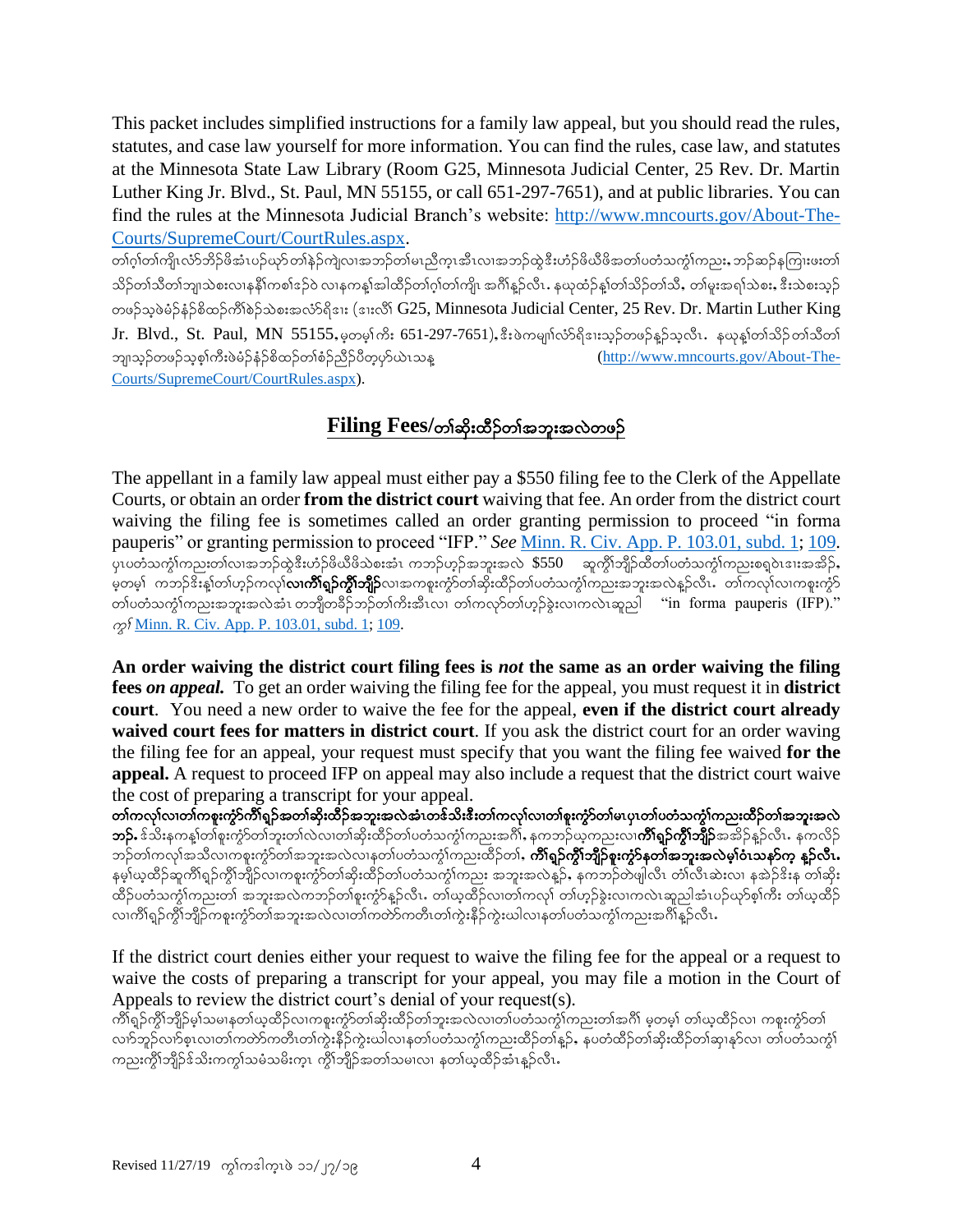This packet includes simplified instructions for a family law appeal, but you should read the rules, statutes, and case law yourself for more information. You can find the rules, case law, and statutes at the Minnesota State Law Library (Room G25, Minnesota Judicial Center, 25 Rev. Dr. Martin Luther King Jr. Blvd., St. Paul, MN 55155, or call 651-297-7651), and at public libraries. You can find the rules at the Minnesota Judicial Branch's website: [http://www.mncourts.gov/About-The-Courts/SupremeCourt/CourtRules.aspx](http://www.mncourts.gov/About-The-Courts/SupremeCourt/CourtRules.aspx).

တၢ်ဂ့ၢ်တၢ်ကျိၤလံာ်ဘိဉ်ဖိအံၤပဉ်ယှာ်တၢ်နဲဉ်ကျဲလၢအဘဉ်တၢ်မၤညီကွၢ်အီၤလၢအဘဉ်ထွဲဒီးဟံဉ်ဖိယီဖိအတၢ်ပတံသကွံၢ်ကညး, ဘဉ်ဆဉ်နကြၢးဖးတၢ်သိဉ်တၢ်သိတၢ်ဘျၢသဲစးလၢနနီၢ်ကစၢ်ဒဉ်ဝဲ လၢနကန့ၢ်အါထိဉ်တၢ်ဂ့ၢ်တၢ်ကျိၤ အဂီၢ်နှဉ်လီၤ. နယုထံဉ်န့ၢ်တၢ်သိဉ်တၢ်သိ, တၢ်မူးအရၢ်သဲစး, ဒီးသဲစးသ့ဉ်တဖဉ်သ့ဖဲမံဉ်နံဉ်စိထဉ်ကီၢ်စဲဉ်သဲစးအလံာ်ရိဒၢး (ဒၢးလီၢ် G25, Minnesota Judicial Center, 25 Rev. Dr. Martin Luther King Jr. Blvd., St. Paul, MN 55155, မ့တမ့ၢ်ကိး 651-297-7651), ဒီးဖဲကမျၢ်လံာ်ရိဒၢးသ့ဉ်တဖဉ်နှဉ်သ့လီၤ. နယုန့ၢ်တၢ်သိဉ်တၢ်သိတၢ်ဘျၢသ့ဉ်တဖဉ်သ့စ့ၢ်ကီးဖဲမံဉ်နံဉ်စိထဉ်တၢ်စံဉ်ညီဉ်ပိတ့မုာ်ယဲၤသန့ ([http://www.mncourts.gov/About-The-Courts/SupremeCourt/CourtRules.aspx](http://www.mncourts.gov/About-The-Courts/SupremeCourt/CourtRules.aspx)).

## Filing Fees/တၢ်ဆိးထိဉ်တၢ်အဘူးအလဲတဖဉ်

The appellant in a family law appeal must either pay a $550 filing fee to the Clerk of the Appellate Courts, or obtain an order **from the district court** waiving that fee. An order from the district court waiving the filing fee is sometimes called an order granting permission to proceed "in forma pauperis" or granting permission to proceed "IFP." *See* [Minn. R. Civ. App. P. 103.01, subd. 1](#); [109](#).

ပုၤပတံသကွံၢ်ကညးတၢ်လၢအဘဉ်ထွဲဒီးဟံဉ်ဖိယီဖိသဲစးအံၤ ကဘဉ်ဟ့ဉ်အဘူးအလဲ $550 ဆူကွီၢ်ဘျိဉ်ထိတၢ်ပတံသကွံၢ်ကညးစရ့ဝဲၤဒၢးအအိဉ်, မ့တမ့ၢ် ကဘဉ်ဒိးန့ၢ်တၢ်ဟ့ဉ်ကလုၢ်**လၢကိၢ်ရှဉ်ကွီၢ်ဘျိဉ်**လၢအကစူးကွံာ်တၢ်ဆိးထိဉ်တၢ်ပတံသကွံၢ်ကညးအဘူးအလဲနှဉ်လီၤ. တၢ်ကလုၢ်လၢကစူးကွံာ်တၢ်ပတံသကွံၢ်ကညးအဘူးအလဲအံၤ တဘျီတခီဉ်ဘဉ်တၢ်ကိးအီၤလၢ တၢ်ကလုာ်တၢ်ဟ့ဉ်ခွဲးလၢကလဲၤဆူညါ "in forma pauperis (IFP)." ကွၢ် [Minn. R. Civ. App. P. 103.01, subd. 1](#); [109](#).

**An order waiving the district court filing fees is *not* the same as an order waiving the filing fees *on appeal.*** To get an order waiving the filing fee for the appeal, you must request it in **district court**. You need a new order to waive the fee for the appeal, **even if the district court already waived court fees for matters in district court**. If you ask the district court for an order waving the filing fee for an appeal, your request must specify that you want the filing fee waived **for the appeal.** A request to proceed IFP on appeal may also include a request that the district court waive the cost of preparing a transcript for your appeal.

**တၢ်ကလုၢ်လၢတၢ်ကစူးကွံာ်ကိၢ်ရှဉ်အတၢ်ဆိးထိဉ်အဘူးအလဲအံၤတဒ်သိးဒီးတၢ်ကလုၢ်လၢတၢ်စူးကွံာ်တၢ်မၤပုၤတၢ်ပတံသကွံၢ်ကညးထိဉ်တၢ်အဘူးအလဲဘဉ်.** ဒ်သိးနကန့ၢ်တၢ်စူးကွံာ်တၢ်ဘူးတၢ်လဲလၢတၢ်ဆိးထိဉ်တၢ်ပတံသကွံၢ်ကညးအဂီၢ်, နကဘဉ်ယ့ကညးလၢ**ကိၢ်ရှဉ်ကွီၢ်ဘျိဉ်**အအိဉ်နှဉ်လီၤ. နကလိဉ်ဘဉ်တၢ်ကလုၢ်အသီလၢကစူးကွံာ်တၢ်အဘူးအလဲလၢနတၢ်ပတံသကွံၢ်ကညးထိဉ်တၢ်, **ကိၢ်ရှဉ်ကွီၢ်ဘျိဉ်စူးကွံာ်နတၢ်အဘူးအလဲမ့ၢ်ဝံၤသနာ်က့ နှဉ်လီၤ.** နမ့ၢ်ယ့ထိဉ်ဆူကိၢ်ရှဉ်ကွီၢ်ဘျိဉ်လၢကစူးကွံာ်တၢ်ဆိးထိဉ်တၢ်ပတံသကွံၢ်ကညး အဘူးအလဲနှဉ်, နကဘဉ်တဲဖျါလီၤ တၢ်လီၤဆဲးလၢ နအဲဉ်ဒိးန တၢ်ဆိးထိဉ်ပတံသကွံၢ်ကညးတၢ် အဘူးအလဲကဘဉ်တၢ်စူးကွံာ်နှဉ်လီၤ. တၢ်ယ့ထိဉ်လၢတၢ်ကလုၢ် တၢ်ဟ့ဉ်ခွဲးလၢကလဲၤဆူညါအံၤပဉ်ယှာ်စ့ၢ်ကီး တၢ်ယ့ထိဉ်လၢကိၢ်ရှဉ်ကွီၢ်ဘျိဉ်ကစူးကွံာ်တၢ်အဘူးအလဲလၢတၢ်ကတဲာ်ကတီၤတၢ်ကွဲးနီဉ်ကွဲးယါလၢနတၢ်ပတံသကွံၢ်ကညးအဂီၢ်နှဉ်လီၤ.

If the district court denies either your request to waive the filing fee for the appeal or a request to waive the costs of preparing a transcript for your appeal, you may file a motion in the Court of Appeals to review the district court's denial of your request(s).

ကိၢ်ရှဉ်ကွီၢ်ဘျိဉ်မ့ၢ်သမၢနတၢ်ယ့ထိဉ်လၢကစူးကွံာ်တၢ်ဆိးထိဉ်တၢ်ဘူးအလဲလၢတၢ်ပတံသကွံၢ်ကညးတၢ်အဂီၢ် မ့တမ့ၢ် တၢ်ယ့ထိဉ်လၢ ကစူးကွံာ်တၢ်လၢာ်ဘူဉ်လၢာ်စ့ၤလၢတၢ်ကတဲာ်ကတီၤတၢ်ကွဲးနီဉ်ကွဲးယါလၢနတၢ်ပတံသကွံၢ်ကညးထိဉ်တၢ်နှဉ်, နပတံထိဉ်တၢ်ဆိးထိဉ်တၢ်ဆၢနဉ်လၢ တၢ်ပတံသကွံၢ်ကညးကွီၢ်ဘျိဉ်ဒ်သိးကကွၢ်သမံသမိးက့ၤ ကွီၢ်ဘျိဉ်အတၢ်သမၢလၢ နတၢ်ယ့ထိဉ်အံၤနှဉ်လီၤ.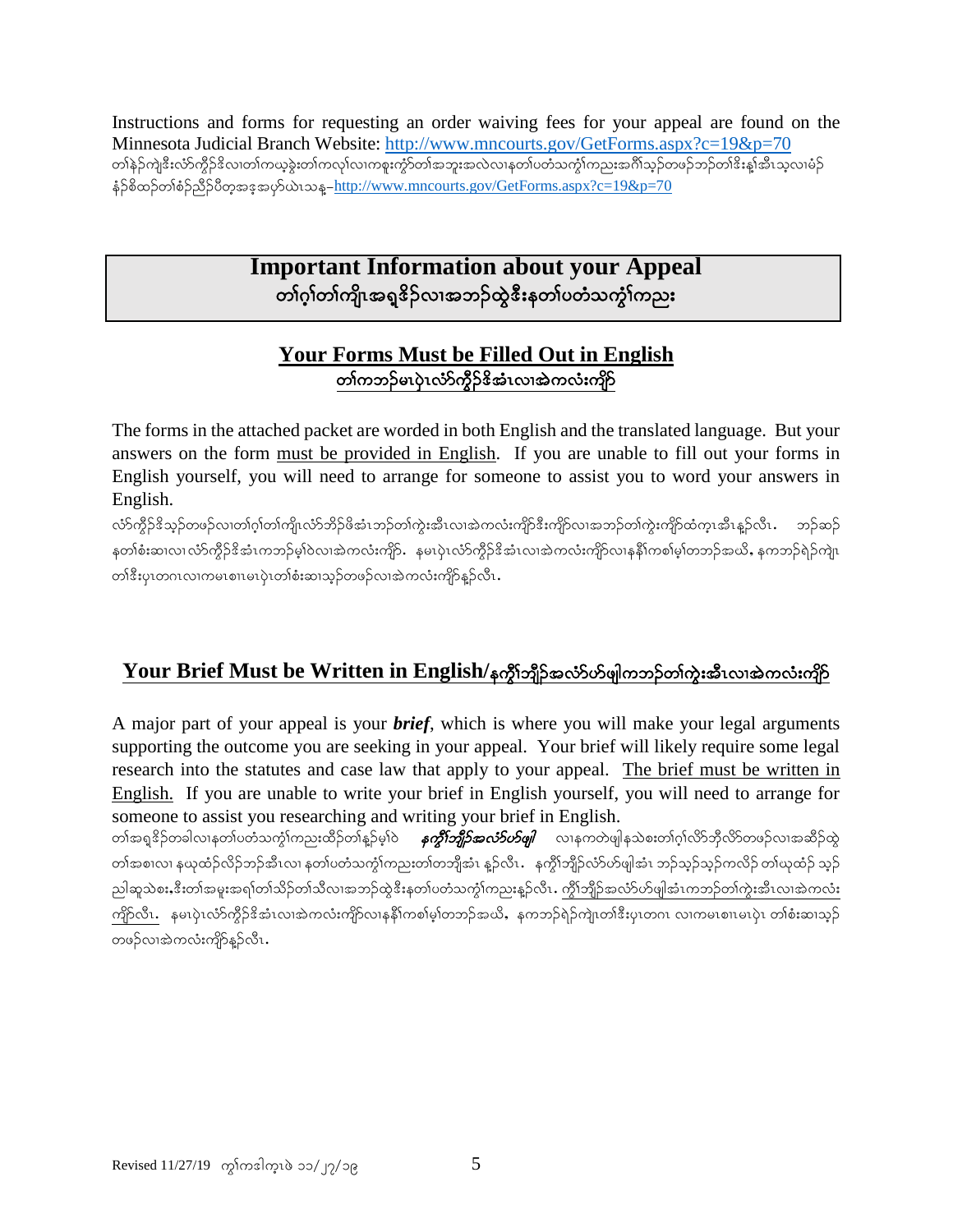Instructions and forms for requesting an order waiving fees for your appeal are found on the Minnesota Judicial Branch Website: http://www.mncourts.gov/GetForms.aspx?c=19&p=70
တၢ်နဲၣ်ကျဲဒီးလံာ်ကွိၣ်ဒိလၢတၢ်ကယ့ၣ်ခွဲးတၢ်ကလုၢ်လၢကစူးကွံာ်တၢ်အဘူးအလဲလၢနတၢ်ပတံသကွံၢ်ကညးအဂီၢ်သ့ၣ်တဖၣ်ဘၣ်တၢ်ဒိးန့ၢ်အီၤသ့လၢမံၣ်နံၣ်စိထံၣ်တၢ်စံၣ်ညီၣ်ပီတ့အဒ့အပှာ်ယဲၤသန့–http://www.mncourts.gov/GetForms.aspx?c=19&p=70

# Important Information about your Appeal
# တၢ်ဂ့ၢ်တၢ်ကျိၤအရှ့ဒိၣ်လၢအဘၣ်ထွဲဒီးနတၢ်ပတံသကွံၢ်ကညး

## Your Forms Must be Filled Out in English
## တၢ်ကဘၣ်မၤပှဲၤလံာ်ကွိၣ်ဒိအံၤလၢအဲကလံးကျိာ်

The forms in the attached packet are worded in both English and the translated language. But your answers on the form must be provided in English. If you are unable to fill out your forms in English yourself, you will need to arrange for someone to assist you to word your answers in English.

လံာ်ကွိၣ်ဒိသ့ၣ်တဖၣ်လၢတၢ်ဂ့ၢ်တၢ်ကျိၤလံာ်ဘိၣ်ဖိအံၤဘၣ်တၢ်ကွဲးအီၤလၢအဲကလံးကျိာ်ဒီးကျိာ်လၢအဘၣ်တၢ်ကွဲးကျိာ်ထံကူၤအီၤန့ၣ်လီၤ. ဘၣ်ဆၣ်နတၢ်စံးဆၢလၢလံာ်ကွိၣ်ဒိအံၤကဘၣ်မ့ၢ်ဝဲလၢအဲကလံးကျိာ်. နမၤပှဲၤလံာ်ကွိၣ်ဒိအံၤလၢအဲကလံးကျိာ်လၢနနီၢ်ကစၢ်မ့ၢ်တဘၣ်အယိ, နကဘၣ်ရဲၣ်ကျဲၤတၢ်ဒီးပုၤတဂၤလၢကမၤစၢၤမၤပှဲၤတၢ်စံးဆၢသ့ၣ်တဖၣ်လၢအဲကလံးကျိာ်န့ၣ်လီၤ.

## Your Brief Must be Written in English/နကွီၢ်ဘျိၣ်အလံာ်ဟ်ဖျါကဘၣ်တၢ်ကွဲးအီၤလၢအဲကလံးကျိာ်

A major part of your appeal is your ***brief***, which is where you will make your legal arguments supporting the outcome you are seeking in your appeal. Your brief will likely require some legal research into the statutes and case law that apply to your appeal. The brief must be written in English. If you are unable to write your brief in English yourself, you will need to arrange for someone to assist you researching and writing your brief in English.

တၢ်အရှ့ဒိၣ်တခါလၢနတၢ်ပတံသကွံၢ်ကညးထိၣ်တၢ်န့ၣ်မ့ၢ်ဝဲ ***နကွီၢ်ဘျိၣ်အလံာ်ဟ်ဖျါ*** လၢနကတဲဖျါနသဲစးတၢ်ဂ့ၢ်လိာ်ဘိုလိာ်တဖၣ်လၢအဆီၣ်ထွဲတၢ်အစၢလၢ နယုထံၣ်လိၣ်ဘၣ်အီၤလၢ နတၢ်ပတံသကွံၢ်ကညးတၢ်တဘျီအံၤ န့ၣ်လီၤ. နကွီၢ်ဘျိၣ်လံာ်ဟ်ဖျါအံၤ ဘၣ်သ့ၣ်သ့ၣ်ကလိၣ် တၢ်ယုထံၣ် သ့ၣ်ညါဆူသဲစး,ဒီးတၢ်အမူးအရၢ်တၢ်သိၣ်တၢ်သီလၢအဘၣ်ထွဲဒီးနတၢ်ပတံသကွံၢ်ကညးန့ၣ်လီၤ. ကွီၢ်ဘျိၣ်အလံာ်ဟ်ဖျါအံၤကဘၣ်တၢ်ကွဲးအီၤလၢအဲကလံးကျိာ်လီၤ. နမၤပှဲၤလံာ်ကွိၣ်ဒိအံၤလၢအဲကလံးကျိာ်လၢနနီၢ်ကစၢ်မ့ၢ်တဘၣ်အယိ, နကဘၣ်ရဲၣ်ကျဲၤတၢ်ဒီးပုၤတဂၤ လၢကမၤစၢၤမၤပှဲၤ တၢ်စံးဆၢသ့ၣ်တဖၣ်လၢအဲကလံးကျိာ်န့ၣ်လီၤ.

Revised 11/27/19 ကွၢ်ကဒါက့ၤဖဲ ၁၁/၂၇/၁၉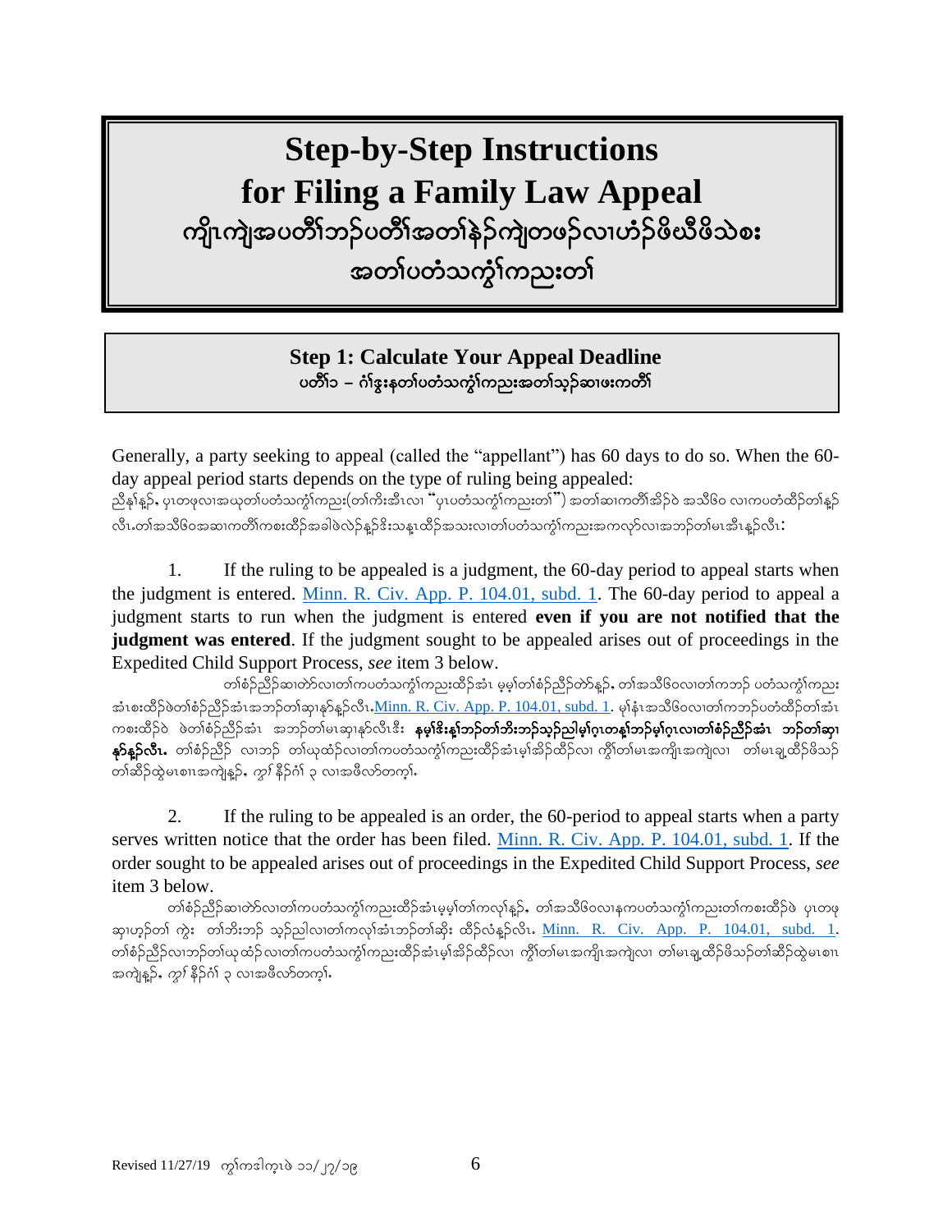# Step-by-Step Instructions for Filing a Family Law Appeal

# ကျိၤကျဲအပတီၢ်ဘၣ်ပတီၢ်အတၢ်နဲၣ်ကျဲတဖၣ်လၢဟံၣ်ဖိဃီဖိသဲစး အတၢ်ပတံသကွၢ်ကညးတၢ်

## Step 1: Calculate Your Appeal Deadline

## ပတီၢ်၁ – ဂံၢ်ဒွးနတၢ်ပတံသကွၢ်ကညးအတၢ်သ့ၣ်ဆၢဖးကတီၢ်

Generally, a party seeking to appeal (called the "appellant") has 60 days to do so. When the 60-day appeal period starts depends on the type of ruling being appealed:

ညီနုၢ်နှၣ်, ပှၤတဖုလၢအဃုတၢ်ပတံသကွၢ်ကညး(တၢ်ကိးအီၤလၢ "ပှၤပတံသကွၢ်ကညးတၢ်") အတၢ်ဆၢကတီၢ်အိၣ်ဝဲ အသိ၆၀ လၢကပတံထိၣ်တၢ်နှၣ်လီၤ.တၢ်အသိ၆၀အဆၢကတီၢ်ကစးထိၣ်အခါဖဲလဲၣ်နှၣ်ဒိးသန့ၤထိၣ်အသးလၢတၢ်ပတံသကွၢ်ကညးအကလုာ်လၢအဘၣ်တၢ်မၤအီၤနှၣ်လီၤ:

1. If the ruling to be appealed is a judgment, the 60-day period to appeal starts when the judgment is entered. [Minn. R. Civ. App. P. 104.01, subd. 1](). The 60-day period to appeal a judgment starts to run when the judgment is entered **even if you are not notified that the judgment was entered**. If the judgment sought to be appealed arises out of proceedings in the Expedited Child Support Process, *see* item 3 below.

   တၢ်စံၣ်ညီၣ်ဆၢတဲာ်လၢတၢ်ကပတံသကွၢ်ကညးထိၣ်အံၤ မ့မ့ၢ်တၢ်စံၣ်ညီၣ်တဲာ်နှၣ်, တၢ်အသိ၆၀လၢတၢ်ကဘၣ် ပတံသကွၢ်ကညးအံၤစးထိၣ်ဖဲတၢ်စံၣ်ညီၣ်အံၤအဘၣ်တၢ်ဆှၢနုာ်နှၣ်လီၤ.[Minn. R. Civ. App. P. 104.01, subd. 1](). မ့ၢ်နံၤအသိ၆၀လၢတၢ်ကဘၣ်ပတံထိၣ်တၢ်အံၤကစးထိၣ်ဝဲ ဖဲတၢ်စံၣ်ညီၣ်အံၤ အဘၣ်တၢ်မၤဆှၢနုာ်လီၤဒီး **နမ့ၢ်ဒိးန့ၢ်ဘၣ်တၢ်ဘိးဘၣ်သ့ၣ်ညါမ့ၢ်ဂ့ၤတနၢ်ဘၣ်မ့ၢ်ဂ့ၤလၢတၢ်စံၣ်ညီၣ်အံၤ ဘၣ်တၢ်ဆှၢနုာ်နှၣ်လီၤ.** တၢ်စံၣ်ညီၣ် လၢဘၣ် တၢ်ဃုထံၣ်လၢတၢ်ကပတံသကွၢ်ကညးထိၣ်အံၤမ့ၢ်အိၣ်ထိၣ်လၢ ကျိၢ်တၢ်မၤအကျိၤအကျဲလၢ တၢ်မၤချ့ထိၣ်ဖိသၣ်တၢ်ဆိၣ်ထွဲမၤစၢၤအကျဲနှၣ်, *ကွၢ်* နိၣ်ဂံၢ် ၃ လၢအဖီလာ်တက့ၢ်.

2. If the ruling to be appealed is an order, the 60-period to appeal starts when a party serves written notice that the order has been filed. [Minn. R. Civ. App. P. 104.01, subd. 1](). If the order sought to be appealed arises out of proceedings in the Expedited Child Support Process, *see* item 3 below.

   တၢ်စံၣ်ညီၣ်ဆၢတဲာ်လၢတၢ်ကပတံသကွၢ်ကညးထိၣ်အံၤမ့မ့ၢ်တၢ်ကလုၢ်နှၣ်, တၢ်အသိ၆၀လၢနကပတံသကွၢ်ကညးတၢ်ကစးထိၣ်ဖဲ ပှၤတဖုဆှၢဟ့ၣ်တၢ် ကွဲး တၢ်ဘိးဘၣ် သ့ၣ်ညါလၢတၢ်ကလုၢ်အံၤဘၣ်တၢ်ဆိး ထိၣ်လံနှၣ်လီၤ. [Minn. R. Civ. App. P. 104.01, subd. 1](). တၢ်စံၣ်ညီၣ်လၢဘၣ်တၢ်ဃုထံၣ်လၢတၢ်ကပတံသကွၢ်ကညးထိၣ်အံၤမ့ၢ်အိၣ်ထိၣ်လၢ ကျိၢ်တၢ်မၤအကျိၤအကျဲလၢ တၢ်မၤချ့ထိၣ်ဖိသၣ်တၢ်ဆိၣ်ထွဲမၤစၢၤအကျဲနှၣ်, *ကွၢ်* နိၣ်ဂံၢ် ၃ လၢအဖီလာ်တက့ၢ်.

Revised 11/27/19 ကွၢ်ကဒါက့ၤဖဲ ၁၁/၂၇/၁၉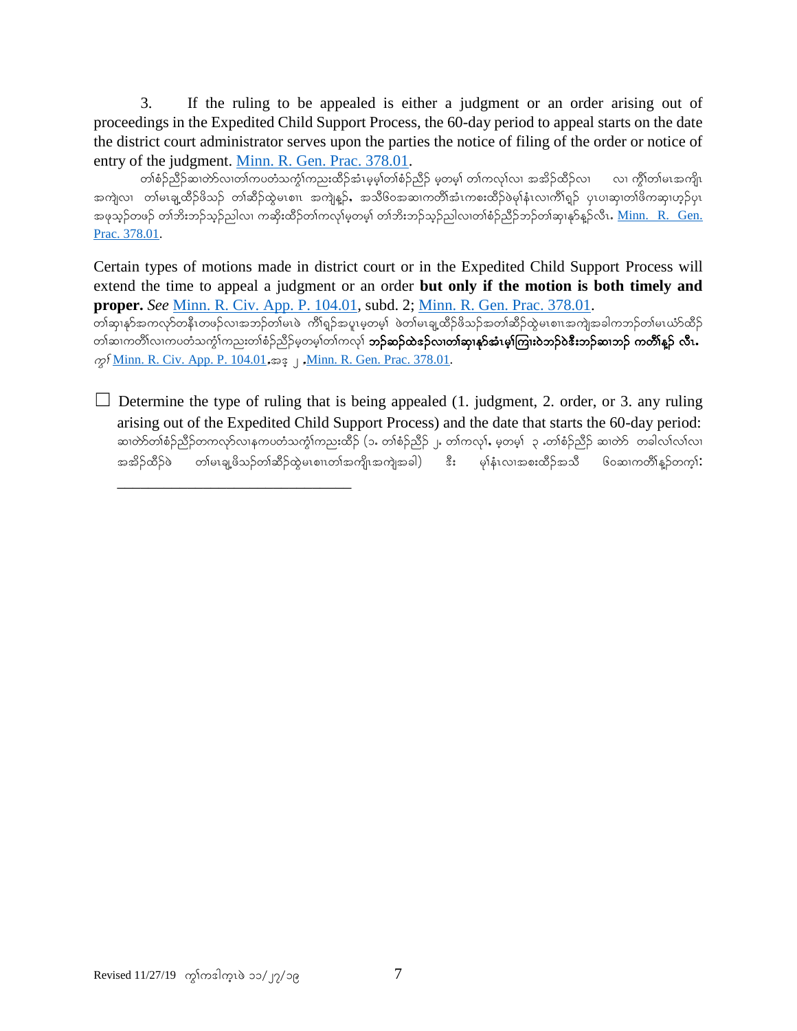3. If the ruling to be appealed is either a judgment or an order arising out of proceedings in the Expedited Child Support Process, the 60-day period to appeal starts on the date the district court administrator serves upon the parties the notice of filing of the order or notice of entry of the judgment. [Minn. R. Gen. Prac. 378.01](#).

တၢ်စံဉ်ညီဉ်ဆၢတဲာ်လၢတၢ်ကပတံသကွံၢ်ကညးထိဉ်အံၤမ့မ့ၢ်တၢ်စံဉ်ညီဉ် မ့တမ့ၢ် တၢ်ကလုၢ်လၢ အအိဉ်ထိဉ်လၢ လၢ ကွံၢ်တၢ်မၤအကျိၤအကျဲလၢ တၢ်မၤချ့ထိဉ်ဖိသဉ် တၢ်ဆီဉ်ထွဲမၤစၢၤ အကျဲန့ဉ်, အသိဖ်ဝအဆၢကတိၢ်အံၤကစးထိဉ်ဖဲမုၢ်နံၤလၢကိၢ်ရှဉ် ပှၤပၢဆှၢတၢ်ဖိကဆှၢဟ့ဉ်ပှၤအဖုသ့ဉ်တဖဉ် တၢ်ဘိးဘဉ်သ့ဉ်ညါလၢ ကဆိုးထိဉ်တၢ်ကလုၢ်မ့တမ့ၢ် တၢ်ဘိးဘဉ်သ့ဉ်ညါလၢတၢ်စံဉ်ညီဉ်ဘဉ်တၢ်ဆှၢနုာ်နူဉ်လီၤ. [Minn. R. Gen. Prac. 378.01](#).

Certain types of motions made in district court or in the Expedited Child Support Process will extend the time to appeal a judgment or an order **but only if the motion is both timely and proper.** *See* [Minn. R. Civ. App. P. 104.01](#), subd. 2; [Minn. R. Gen. Prac. 378.01](#).

တၢ်ဆှၢနုာ်အကလုာ်တနီၤတဖဉ်လၢအဘဉ်တၢ်မၤဖဲ ကိၢ်ရှဉ်အပှၤမ့တမ့ၢ် ဖဲတၢ်မၤချ့ထိဉ်ဖိသဉ်အတၢ်ဆီဉ်ထွဲမၤစၢၤအကျဲအခါကဘဉ်တၢ်မၤယံာ်ထိဉ်တၢ်ဆၢကတိၢ်လၢကပတံသကွံၢ်ကညးတၢ်စံဉ်ညီဉ်မ့တမ့ၢ်တၢ်ကလုၢ် **ဘဉ်ဆဉ်ထဲဖဉ်လၢတၢ်ဆှၢနုာ်အံၤမ့ၢ်ကြၢးဝဲဘဉ်ဝဲဒီးဘဉ်ဆၢဘဉ် ကတိၢ်နူဉ် လီၤ.** *ကွၢ်* [Minn. R. Civ. App. P. 104.01](#).အဒ့ ၂ .[Minn. R. Gen. Prac. 378.01](#).

☐ Determine the type of ruling that is being appealed (1. judgment, 2. order, or 3. any ruling arising out of the Expedited Child Support Process) and the date that starts the 60-day period:
ဆၢတဲာ်တၢ်စံဉ်ညီဉ်တကလုာ်လၢနကပတံသကွံၢ်ကညးထိဉ် (၁. တၢ်စံဉ်ညီဉ် ၂. တၢ်ကလုၢ်, မ့တမ့ၢ် ၃ .တၢ်စံဉ်ညီဉ် ဆၢတဲာ် တခါလၢ်လၢ်လၢအအိဉ်ထိဉ်ဖဲ တၢ်မၤချ့ဖိသဉ်တၢ်ဆီဉ်ထွဲမၤစၢၤတၢ်အကျိၤအကျဲအခါ) ဒီး မုၢ်နံၤလၢအစးထိဉ်အသိ ဖ်ဝဆၢကတိၢ်နူဉ်တက့ၢ်:

_______________________________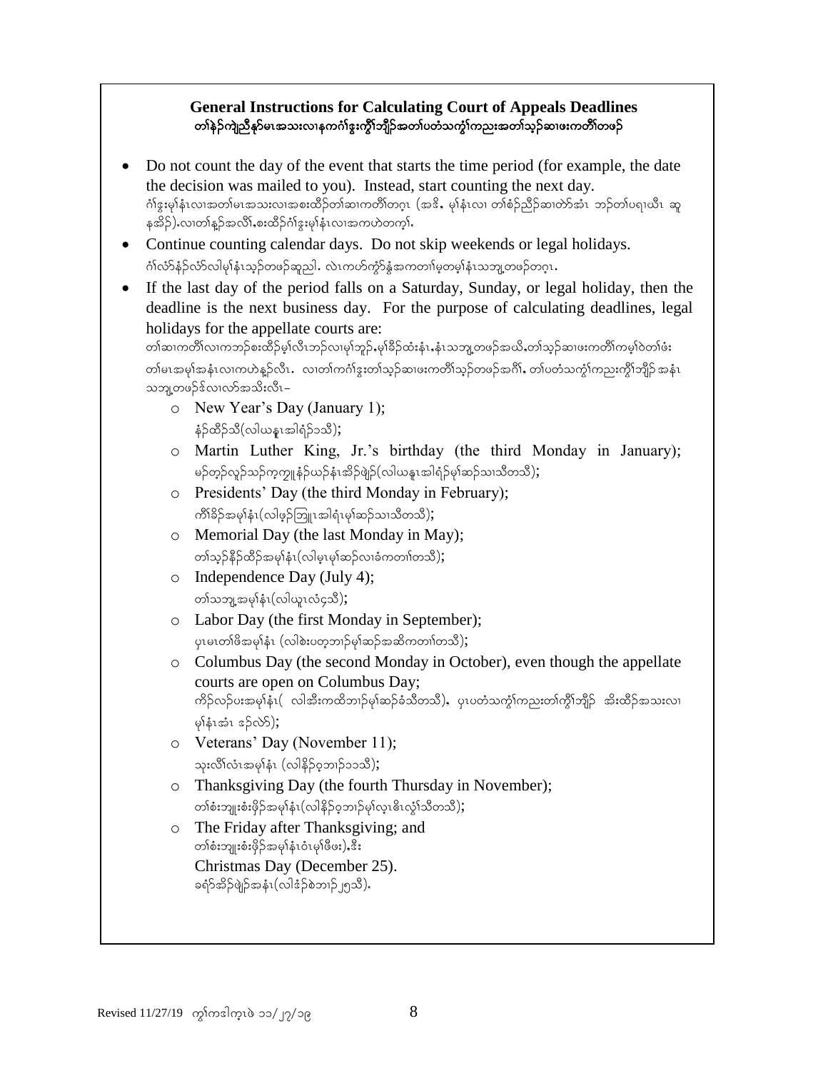### General Instructions for Calculating Court of Appeals Deadlines
### တၢ်နဲၣ်ကျဲညီနုာ်မၤအသးလၢနကဂံၢ်ဒွးကွီၢ်ဘျိၣ်အတၢ်ပတံသကွံၢ်ကညးအတၢ်သ့ၣ်ဆၢဖးကတီၢ်တဖၣ်

- Do not count the day of the event that starts the time period (for example, the date the decision was mailed to you). Instead, start counting the next day.
  ဂံၢ်ဒွးမုၢ်နံၤလၢအတၢ်မၤအသးလၢအစးထိၣ်တၢ်ဆၢကတီၢ်တဂ့ၤ (အဒိ, မုၢ်နံၤလၢ တၢ်စံၣ်ညီၣ်ဆၢတဲာ်အံၤ ဘၣ်တၢ်ပရၢယီၤ ဆူနအိၣ်).လၢတၢ်နူၣ်အလိၢ်,စးထိၣ်ဂံၢ်ဒွးမုၢ်နံၤလၢအကဟဲတက့ၢ်.
- Continue counting calendar days. Do not skip weekends or legal holidays.
  ဂံၢ်လံာ်နံၣ်လံာ်လါမုၢ်နံၤသ့ၣ်တဖၣ်ဆူညါ. လဲၤကဟ်ကွံာ်နွံအကတၢၢ်မ့တမ့ၢ်နံၤသဘျ့တဖၣ်တဂ့ၤ.
- If the last day of the period falls on a Saturday, Sunday, or legal holiday, then the deadline is the next business day. For the purpose of calculating deadlines, legal holidays for the appellate courts are:
  တၢ်ဆၢကတီၢ်လၢကဘၣ်စးထိၣ်မ့ၢ်လီၤဘၣ်လၢမုၢ်ဘူၣ်,မုၢ်ခိၣ်ထံးနံၤ,နံၤသဘျ့တဖၣ်အယိ,တၢ်သ့ၣ်ဆၢဖးကတီၢ်ကမ့ၢ်ဝဲတၢ်ဖံးတၢ်မၤအမုၢ်အနံၤလၢကဟဲနူၣ်လီၤ. လၢတၢ်ကဂံၢ်ဒွးတၢ်သ့ၣ်ဆၢဖးကတီၢ်သ့ၣ်တဖၣ်အဂီၢ်, တၢ်ပတံသကွံၢ်ကညးကွီၢ်ဘျိၣ် အနံၤသဘျ့တဖၣ်ဒ်လၢလာ်အသိးလီၤ–
  - New Year's Day (January 1);
    နံၣ်ထီၣ်သီ(လါယနူၤအါရံၣ်၁သီ);
  - Martin Luther King, Jr.'s birthday (the third Monday in January);
    မၣ်တ့ၣ်လူၣ်သၣ်က့ကျူနံၣ်ယၣ်နံၤအိၣ်ဖျဲၣ်(လါယနူၤအါရံၣ်မုၢ်ဆၣ်သၢသီတသီ);
  - Presidents' Day (the third Monday in February);
    ကီၢ်ခိၣ်အမုၢ်နံၤ(လါဖ့ၣ်ဘြူၤအါရံၤမုၢ်ဆၣ်သၢသီတသီ);
  - Memorial Day (the last Monday in May);
    တၢ်သ့ၣ်နီၣ်ထီၣ်အမုၢ်နံၤ(လါမ့ၤမုၢ်ဆၣ်လၢခံကတၢၢ်တသီ);
  - Independence Day (July 4);
    တၢ်သဘျ့အမုၢ်နံၤ(လါယူၤလံ၄သီ);
  - Labor Day (the first Monday in September);
    ပှၤမၤတၢ်ဖိအမုၢ်နံၤ (လါစဲးပတ့ဘၢၣ်မုၢ်ဆၣ်အဆိကတၢၢ်တသီ);
  - Columbus Day (the second Monday in October), even though the appellate courts are open on Columbus Day;
    ကိဉ်လဉ်ပးအမုၢ်နံၤ( လါအီးကထိဘၢၣ်မုၢ်ဆၣ်ခံသီတသီ), ပှၤပတံသကွံၢ်ကညးတၢ်ကွီၢ်ဘျိၣ် အိးထိၣ်အသးလၢမုၢ်နံၤအံၤ ဒဉ်လဲာ်);
  - Veterans' Day (November 11);
    သုးလိၢ်လံၤအမုၢ်နံၤ (လါနိၣ်ဝ့ဘၢၣ်၁၁သီ);
  - Thanksgiving Day (the fourth Thursday in November);
    တၢ်စံးဘျုးစံးဖိၣ်အမုၢ်နံၤ(လါနိၣ်ဝ့ဘၢၣ်မုၢ်လ့ၤဧိၤလွံၢ်သီတသီ);
  - The Friday after Thanksgiving; and
    တၢ်စံးဘျုးစံးဖိၣ်အမုၢ်နံၤဝံၤမုၢ်ဖီဖး),ဒီး
    Christmas Day (December 25).
    ခရံာ်အိၣ်ဖျဲၣ်အနံၤ(လါဒံၣ်စဲဘၢၣ်၂၅သီ).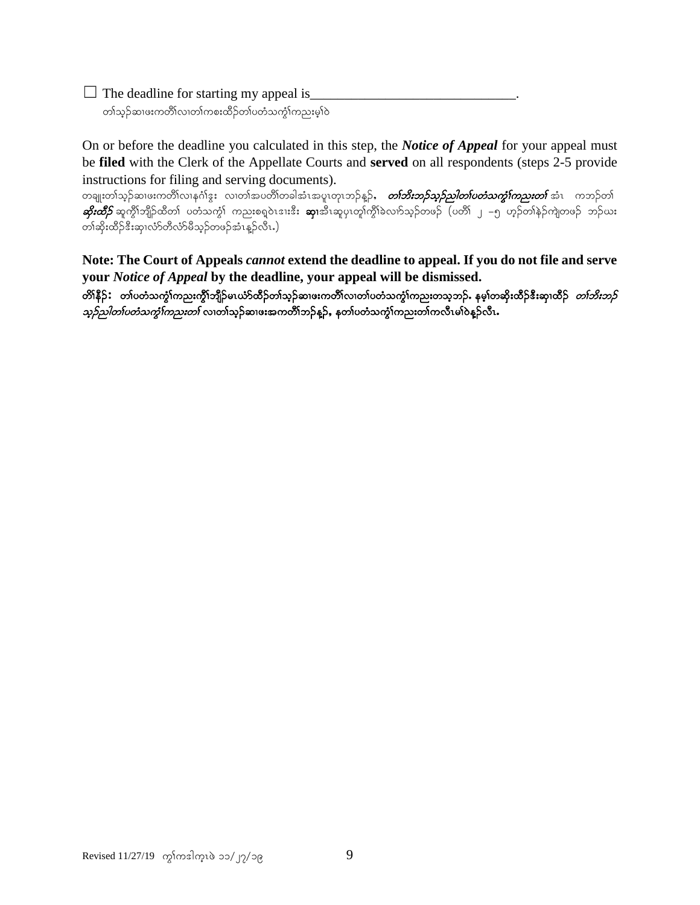☐ The deadline for starting my appeal is_______________________________.

တၢ်သ့ၣ်ဆၢဖးကတီၢ်လၢတၢ်ကစးထီၣ်တၢ်ပတံသကွၢ်ကညးမ့ၢ်ဝဲ

On or before the deadline you calculated in this step, the ***Notice of Appeal*** for your appeal must be **filed** with the Clerk of the Appellate Courts and **served** on all respondents (steps 2-5 provide instructions for filing and serving documents).

တချုးတၢ်သ့ၣ်ဆၢဖးကတီၢ်လၢနဂံၢ်ဒွး လၢတၢ်အပတီၢ်တခါအံၤအပူၤတုၤဘၣ်နူၣ်, ***တၢ်ဘီးဘၣ်သ့ၣ်ညါတၢ်ပတံသကွၢ်ကညးတၢ်*** အံၤ ကဘၣ်တၢ် ***ဆိးထီၣ်*** ဆူကွိၢ်ဘျိၣ်ထိတၢ် ပတံသကွၢ် ကညးစရူဝဲၤဒၢးဒီး **ဆှၢ**အီၤဆူပှၤတူၢ်ကွိၢ်ခဲလၢာ်သ့ၣ်တဖၣ် (ပတီၢ် ၂ –၅ ဟ့ၣ်တၢ်နဲၣ်ကျဲတဖၣ် ဘၣ်ဃး တၢ်ဆိးထီၣ်ဒီးဆှၢလံာ်တီလံာ်မီသ့ၣ်တဖၣ်အံၤန့ၣ်လီၤ.)

**Note: The Court of Appeals *cannot* extend the deadline to appeal. If you do not file and serve your *Notice of Appeal* by the deadline, your appeal will be dismissed.**

**တိၢ်နီၣ်: တၢ်ပတံသကွၢ်ကညးကွိၢ်ဘျိၣ်မၤယံာ်ထီၣ်တၢ်သ့ၣ်ဆၢဖးကတီၢ်လၢတၢ်ပတံသကွၢ်ကညးတသ့ဘၣ်. နမ့ၢ်တဆိးထီၣ်ဒီးဆှၢထီၣ် *တၢ်ဘီးဘၣ်သ့ၣ်ညါတၢ်ပတံသကွၢ်ကညးတၢ်* လၢတၢ်သ့ၣ်ဆၢဖးအကတီၢ်ဘၣ်နူၣ်, နတၢ်ပတံသကွၢ်ကညးတၢ်ကလီၤမၢ်ဝဲန့ၣ်လီၤ.**

Revised 11/27/19 ကွၢ်ကဒါက့ၤဖဲ ၁၁/၂၇/၁၉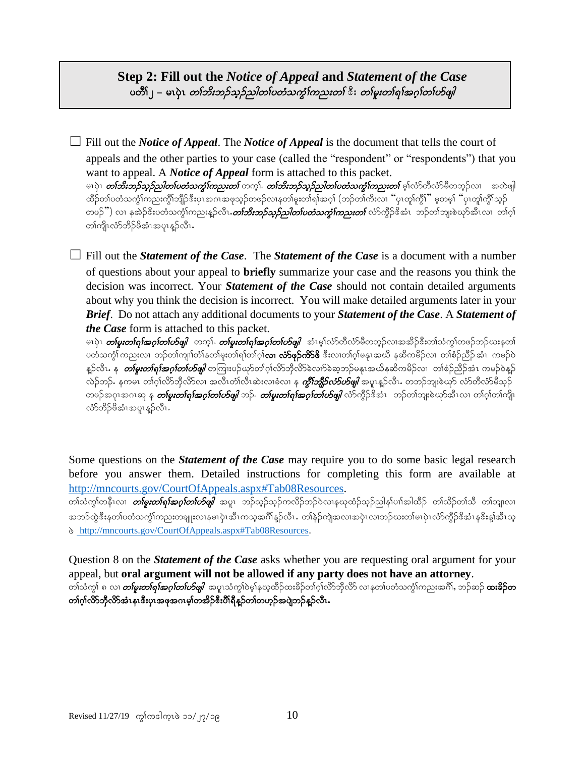## Step 2: Fill out the *Notice of Appeal* and *Statement of the Case*
### ပတိၢ် ၂ – မၤပှဲၤ *တၢ်ဘိးဘဉ်သှဉ်ညါတၢ်ပတံသကွၢ်ကညးတၢ်* ဒီး *တၢ်မူးတၢ်ရၢ်အဂ့ၢ်တၢ်ဟ်ဖျါ*

☐ Fill out the ***Notice of Appeal***. The ***Notice of Appeal*** is the document that tells the court of appeals and the other parties to your case (called the "respondent" or "respondents") that you want to appeal. A ***Notice of Appeal*** form is attached to this packet.
မၤပှဲၤ ***တၢ်ဘိးဘဉ်သှဉ်ညါတၢ်ပတံသကွၢ်ကညးတၢ်*** တက့ၢ်. ***တၢ်ဘိးဘဉ်သှဉ်ညါတၢ်ပတံသကွၢ်ကညးတၢ်*** မ့ၢ်လံာ်တီလံာ်မီတဘ့ဉ်လၢ အတဲဖျါထီဉ်တၢ်ပတံသကွၢ်ကညးကွိၢ်ဘျိဉ်ဒီးပှၤအဂၤအဖုသ့ဉ်တဖဉ်လၢနတၢ်မူးတၢ်ရၢ်အဂ့ၢ် (ဘဉ်တၢ်ကိးလၢ "ပှၤတူၢ်ကွိၢ်" မ့တမ့ၢ် "ပှၤတူၢ်ကွိၢ်သ့ဉ်တဖဉ်") လၢ နအဲဉ်ဒိးပတံသကွၢ်ကညးနဉ်လီၤ.***တၢ်ဘိးဘဉ်သှဉ်ညါတၢ်ပတံသကွၢ်ကညးတၢ်*** လံာ်ကွီဉ်ဒိအံၤ ဘဉ်တၢ်ဘျးစဲယှာ်အီၤလၢ တၢ်ဂ့ၢ်တၢ်ကျိၤလံာ်ဘိဉ်ဖိအံၤအပူၤန့ဉ်လီၤ.

☐ Fill out the ***Statement of the Case***. The ***Statement of the Case*** is a document with a number of questions about your appeal to **briefly** summarize your case and the reasons you think the decision was incorrect. Your ***Statement of the Case*** should not contain detailed arguments about why you think the decision is incorrect. You will make detailed arguments later in your ***Brief***. Do not attach any additional documents to your ***Statement of the Case***. A ***Statement of the Case*** form is attached to this packet.
မၤပှဲၤ ***တၢ်မူးတၢ်ရၢ်အဂ့ၢ်တၢ်ဟ်ဖျါ*** တက့ၢ်. ***တၢ်မူးတၢ်ရၢ်အဂ့ၢ်တၢ်ဟ်ဖျါ*** အံၤမ့ၢ်လံာ်တီလံာ်မီတဘ့ဉ်လၢအအိဉ်ဒီးတၢ်သံကွၢ်တဖဉ်ဘဉ်ဃးနတၢ်ပတံသကွၢ်ကညးလၢ ဘဉ်တၢ်ကျၢၢ်တံၢ်နတၢ်မူးတၢ်ရၢ်တၢ်ဂ့ၢ်**လၢ လံာ်ဖှဉ်ကိာ်ဖိ** ဒီးလၢတၢ်ဂ့ၢ်မနုၤအဃိ နဆိကမိဉ်လၢ တၢ်စံဉ်ညီဉ်အံၤ ကမဉ်ဝဲန့ဉ်လီၤ. န ***တၢ်မူးတၢ်ရၢ်အဂ့ၢ်တၢ်ဟ်ဖျါ*** တကြၢးပဉ်ယှာ်တၢ်ဂ့ၢ်လိာ်ဘိုလိာ်ခဲလၢာ်ခဲဆ့ဘဉ်မနုၤအဃိနဆိကမိဉ်လၢ တၢ်စံဉ်ညီဉ်အံၤ ကမဉ်ဝဲန့ဉ်လဲဉ်ဘဉ်. နကမၤ တၢ်ဂ့ၢ်လိာ်ဘိုလိာ်လၢ အလီၤတံၢ်လီၤဆဲးလၢခံလၢ န ***ကွိၢ်ဘျိဉ်လံာ်ဟ်ဖျါ*** အပူၤန့ဉ်လီၤ. တဘဉ်ဘျးစဲယှာ် လံာ်တီလံာ်မီသ့ဉ်တဖဉ်အဂုၤအဂၤဆူ န ***တၢ်မူးတၢ်ရၢ်အဂ့ၢ်တၢ်ဟ်ဖျါ*** ဘဉ်. ***တၢ်မူးတၢ်ရၢ်အဂ့ၢ်တၢ်ဟ်ဖျါ*** လံာ်ကွီဉ်ဒိအံၤ ဘဉ်တၢ်ဘျးစဲယှာ်အီၤလၢ တၢ်ဂ့ၢ်တၢ်ကျိၤလံာ်ဘိဉ်ဖိအံၤအပူၤန့ဉ်လီၤ.

Some questions on the ***Statement of the Case*** may require you to do some basic legal research before you answer them. Detailed instructions for completing this form are available at http://mncourts.gov/CourtOfAppeals.aspx#Tab08Resources.
တၢ်သံကွၢ်တနီၤလၢ ***တၢ်မူးတၢ်ရၢ်အဂ့ၢ်တၢ်ဟ်ဖျါ*** အပူၤ ဘဉ်သ့ဉ်သ့ဉ်ကလိဉ်ဘဉ်ဝဲလၢနယုထံဉ်သ့ဉ်ညါနၢ်ပၢၢ်အါထီဉ် တၢ်သိဉ်တၢ်သိ တၢ်ဘျၢလၢအဘဉ်ထွဲဒီးနတၢ်ပတံသကွၢ်ကညးတချုးလၢနမၤပှဲၤအီၤကသ့အဂီၢ်န့ဉ်လီၤ. တၢ်နဲဉ်ကျဲအလၢအပှဲၤလၢဘဉ်ဃးတၢ်မၤပှဲၤလံာ်ကွီဉ်ဒိအံၤနဒိးန့ၢ်အီၤသ့ဝဲ http://mncourts.gov/CourtOfAppeals.aspx#Tab08Resources.

Question 8 on the ***Statement of the Case*** asks whether you are requesting oral argument for your appeal, but **oral argument will not be allowed if any party does not have an attorney**.
တၢ်သံကွၢ် ၈ လၢ ***တၢ်မူးတၢ်ရၢ်အဂ့ၢ်တၢ်ဟ်ဖျါ*** အပူၤသံကွၢ်ဝဲမ့ၢ်နယ့ထိဉ်ထးခိဉ်တၢ်ဂ့ၢ်လိာ်ဘိုလိာ် လၢနတၢ်ပတံသကွၢ်ကညးအဂီၢ်, ဘဉ်ဆဉ် **ထးခိဉ်တၢ်ဂ့ၢ်လိာ်ဘိုလိာ်အံၤနၤဒီးပှၤအဖုအဂၤမ့ၢ်တအိဉ်ဒီးပိၢ်ရီန့ဉ်တၢ်တဟ့ဉ်အပျဲဘဉ်န့ဉ်လီၤ.**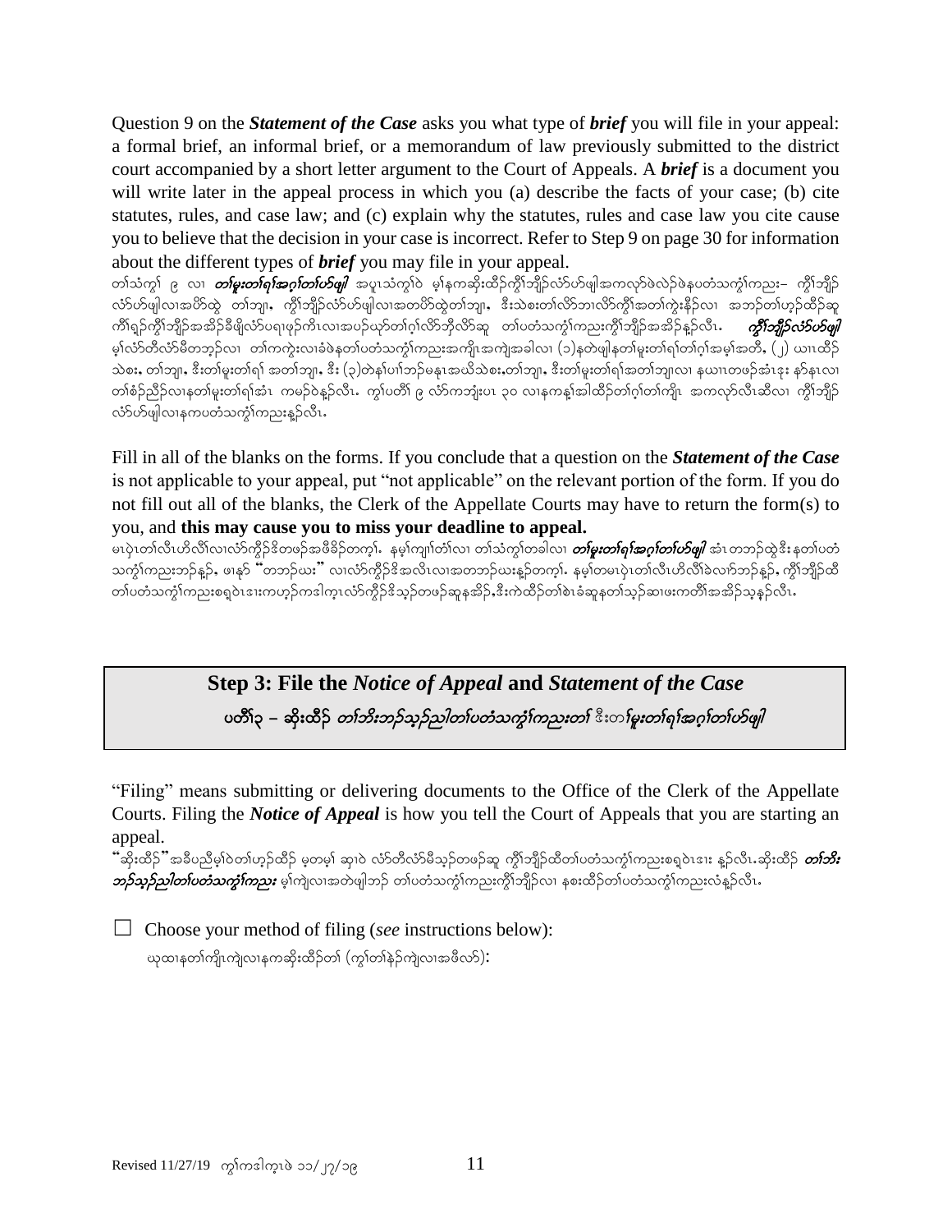Question 9 on the ***Statement of the Case*** asks you what type of ***brief*** you will file in your appeal: a formal brief, an informal brief, or a memorandum of law previously submitted to the district court accompanied by a short letter argument to the Court of Appeals. A ***brief*** is a document you will write later in the appeal process in which you (a) describe the facts of your case; (b) cite statutes, rules, and case law; and (c) explain why the statutes, rules and case law you cite cause you to believe that the decision in your case is incorrect. Refer to Step 9 on page 30 for information about the different types of ***brief*** you may file in your appeal.

တၢ်သံကွၢ် ၉ လ၊ ***တၢ်မူးတၢ်ရၢ်အဂ့ၢ်တၢ်ပာ်ဖျါ*** အပူၤသံကွၢ်ဝဲ မ့ၢ်နကဆိုးထိဉ်ကွိၢ်ဘျိဉ်လံာ်ဟ်ဖျါအကလုာ်ဖဲလဲဉ်ဖဲနပတံသကွဲၢ်ကညး– ကွိၢ်ဘျိဉ်လံာ်ဟ်ဖျါလ၊အပိာ်ထွဲ တၢ်ဘျၢ, ကွိၢ်ဘျိဉ်လံာ်ဟ်ဖျါလ၊အတပိာ်ထွဲတၢ်ဘျၢ, ဒီးသဲစးတၢ်လိာ်ဘၢလိာ်ကွိၢ်အတၢ်ကွဲးနီဉ်လ၊ အဘၣ်တၢ်ဟ့ဉ်ထိဉ်ဆူကၢိစ့ဉ်ကွိၢ်ဘျိဉ်အအိဉ်ဒီဖျိလံာ်ပရၢဖုဉ်ကိၤလ၊အပဉ်ယှာ်တၢ်ဂ့ၢ်လိာ်ဘိုလိာ်ဆူ တၢ်ပတံသကွဲၢ်ကညးကွိၢ်ဘျိဉ်အအိဉ်နူဉ်လီၤ. ***ကွိၢ်ဘျိဉ်လံာ်ဟ်ဖျါ*** မ့ၢ်လံာ်တီလံာ်မိတဘ့ဉ်လ၊ တၢ်ကကွဲးလ၊ခံဖဲနတၢ်ပတံသကွဲၢ်ကညးအကျိၤအကျဲအခါလ၊ (၁)နတဲဖျါနတၢ်မူးတၢ်ရၢ်တၢ်ဂ့ၢ်အမ့ၢ်အတီ, (၂) ယၢၤထိဉ်သဲစး, တၢ်ဘျၢ, ဒီးတၢ်မူးတၢ်ရၢ် အတၢ်ဘျၢ, ဒီး (၃)တဲနၢ်ပၢၢ်ဘဉ်မနုၤအယိသဲစး,တၢ်ဘျၢ, ဒီးတၢ်မူးတၢ်ရၢ်အတၢ်ဘျၢလ၊ နယၢၤတဖဉ်အံၤဒုး နဉ်နၤလ၊ တၢ်စံဉ်ညီဉ်လ၊နတၢ်မူးတၢ်ရၢ်အံၤ ကမဉ်ဝဲနူဉ်လီၤ. ကွၢ်ပတိၢ် ၉ လံာ်ကဘျံးပၤ ၃၀ လ၊နကန့ၢ်အါထိဉ်တၢ်ဂ့ၢ်တၢ်ကျိၤ အကလုာ်လီၤဆီလ၊ ကွိၢ်ဘျိဉ်လံာ်ဟ်ဖျါလ၊နကပတံသကွဲၢ်ကညးနူဉ်လီၤ.

Fill in all of the blanks on the forms. If you conclude that a question on the ***Statement of the Case*** is not applicable to your appeal, put "not applicable" on the relevant portion of the form. If you do not fill out all of the blanks, the Clerk of the Appellate Courts may have to return the form(s) to you, and **this may cause you to miss your deadline to appeal.**

မၤပှဲၤတၢ်လီၤဟိလီၢ်လ၊လံာ်ကွိဉ်ဒိတဖဉ်အဖီခိဉ်တက့ၢ်. နမ့ၢ်ကျၢၢ်တၢ်လ၊ တၢ်သံကွၢ်တခါလ၊ ***တၢ်မူးတၢ်ရၢ်အဂ့ၢ်တၢ်ပာ်ဖျါ*** အံၤတဘဉ်ထွဲဒီးနတၢ်ပတံသကွဲၢ်ကညးဘဉ်နူဉ်, ဖၢနဉ် "တဘဉ်ဃး" လ၊လံာ်ကွိဉ်ဒိအလီၤလ၊အတဘဉ်ဃးနူဉ်တက့ၢ်. နမ့ၢ်တမၤပှဲၤတၢ်လီၤဟိလီၢ်ခဲလၢာ်ဘဉ်နူဉ်, ကွိၢ်ဘျိဉ်ထိတၢ်ပတံသကွဲၢ်ကညးစရဲဝဲၤဒၢးကဟ့ဉ်ကဒါက့ၤလံာ်ကွိဉ်ဒိသ့ဉ်တဖဉ်ဆူနအိဉ်,ဒီးကဲထိဉ်တၢ်စဲၤခံဆူနတၢ်သ့ဉ်ဆၢဖးကတိၢ်အအိဉ်သ့နဉ်လီၤ.

## Step 3: File the *Notice of Appeal* and *Statement of the Case*

## ပတိၢ်၃ – ဆိုးထိဉ် *တၢ်ဘိးဘဉ်သ့ဉ်ညါတၢ်ပတံသကွဲၢ်ကညးတၢ်* ဒီးတ***ၢ်မူးတၢ်ရၢ်အဂ့ၢ်တၢ်ပာ်ဖျါ***

"Filing" means submitting or delivering documents to the Office of the Clerk of the Appellate Courts. Filing the ***Notice of Appeal*** is how you tell the Court of Appeals that you are starting an appeal.

"ဆိုးထိဉ်"အခီပညီမ့ၢ်ဝဲတၢ်ဟ့ဉ်ထိဉ် မ့တမ့ၢ် ဆု၊ဝဲ လံာ်တီလံာ်မိသ့ဉ်တဖဉ်ဆူ ကွိၢ်ဘျိဉ်ထိတၢ်ပတံသကွဲၢ်ကညးစရဲဝဲၤဒၢး နူဉ်လီၤ.ဆိုးထိဉ် ***တၢ်ဘိးဘဉ်သ့ဉ်ညါတၢ်ပတံသကွဲၢ်ကညး*** မ့ၢ်ကျဲလ၊အတဲဖျါဘဉ် တၢ်ပတံသကွဲၢ်ကညးကွိၢ်ဘျိဉ်လ၊ နစးထိဉ်တၢ်ပတံသကွဲၢ်ကညးလံနူဉ်လီၤ.

☐ Choose your method of filing (*see* instructions below):

ယုထ၊နတၢ်ကျိၤကျဲလ၊နကဆိုးထိဉ်တၢ် (ကွၢ်တၢ်နဲဉ်ကျဲလ၊အဖီလာ်):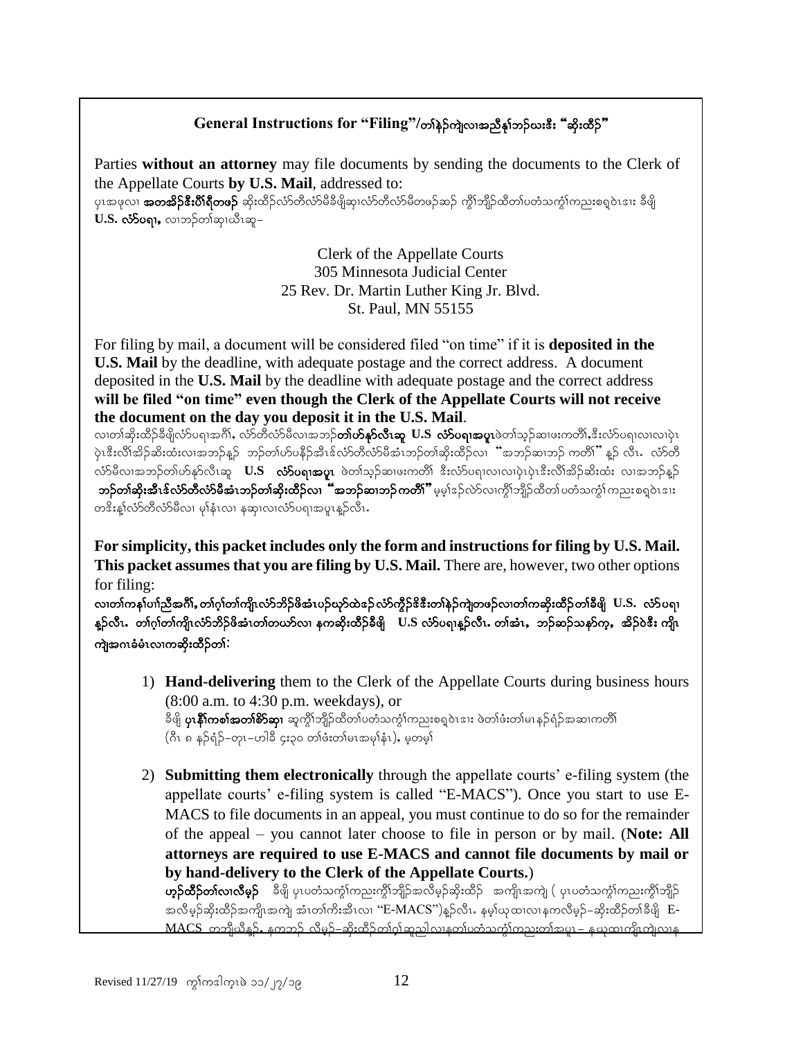## General Instructions for "Filing"/တၢ်နဲဉ်ကျဲလၢအညီနှါဘဉ်ဃးဒီး "ဆိးထီဉ်"

Parties **without an attorney** may file documents by sending the documents to the Clerk of the Appellate Courts **by U.S. Mail**, addressed to:

ပှၤအဖုလၢ **အတအိဉ်ဒီးပီၢ်ရီတဖဉ်** ဆိးထီဉ်လံာ်တီလံာ်မီခီဖျိဆှၢလံာ်တီလံာ်မီတဖဉ်ဆဉ် ကွီၢ်ဘျိဉ်ထိတၢ်ပတံသကွံၢ်ကညးစရူဝဲၤဒၢး ခီဖျိ **U.S. လံာ်ပရၢ,** လၢဘဉ်တၢ်ဆှၢယီၤဆူ–

Clerk of the Appellate Courts
305 Minnesota Judicial Center
25 Rev. Dr. Martin Luther King Jr. Blvd.
St. Paul, MN 55155

For filing by mail, a document will be considered filed "on time" if it is **deposited in the U.S. Mail** by the deadline, with adequate postage and the correct address. A document deposited in the **U.S. Mail** by the deadline with adequate postage and the correct address **will be filed "on time" even though the Clerk of the Appellate Courts will not receive the document on the day you deposit it in the U.S. Mail**.

လၢတၢ်ဆိးထီဉ်ခီဖျိလံာ်ပရၢအဂီၢ်, လံာ်တီလံာ်မီလၢအဘဉ်**တၢ်ဟ်နှာ်လီၤဆူ U.S လံာ်ပရၢအပူၤ**ဖဲတၢ်သ့ဉ်ဆၢဖးကတိၢ်,ဒီးလံာ်ပရၢလၢလၢပှဲၤပှဲၤဒီးလီၢ်အိဉ်ဆိးထံးလၢအဘဉ်နူဉ် ဘဉ်တၢ်ဟ်ပနီဉ်အီၤဒ်လံာ်တီလံာ်မီအံၤဘဉ်တၢ်ဆိးထီဉ်လၢ "အဘဉ်ဆၢဘဉ် ကတိၢ်" နူဉ် လီၤ. လံာ်တီလံာ်မီလၢအဘဉ်တၢ်ဟ်နှာ်လီၤဆူ **U.S လံာ်ပရၢအပူၤ** ဖဲတၢ်သ့ဉ်ဆၢဖးကတိၢ် ဒီးလံာ်ပရၢလၢလၢပှဲၤပှဲၤဒီးလီၢ်အိဉ်ဆိးထံး လၢအဘဉ်နူဉ် **ဘဉ်တၢ်ဆိးအီၤဒ်လံာ်တီလံာ်မီအံၤဘဉ်တၢ်ဆိးထီဉ်လၢ "အဘဉ်ဆၢဘဉ်ကတိၢ်"** မ့မ့ၢ်ဒ်လဲာ်လၢကွီၢ်ဘျိဉ်ထိတၢ်ပတံသကွံၢ်ကညးစရူဝဲၤဒၢး တဒိးနှၢ်လံာ်တီလံာ်မီလၢ မုၢ်နံၤလၢ နဆှၢလၢလံာ်ပရၢအပူၤနူဉ်လီၤ.

**For simplicity, this packet includes only the form and instructions for filing by U.S. Mail. This packet assumes that you are filing by U.S. Mail.** There are, however, two other options for filing:

**လၢတၢ်ကနၢ်ပၢၢ်ညီအဂီၢ်, တၢ်ဂ့ၢ်တၢ်ကျိၤလံာ်ဘိဉ်ဖိအံၤပဉ်ဃုာ်ထဲဒဉ် လံာ်ကွဲဉ်ဒီးဒီးတၢ်နဲဉ်ကျဲတဖဉ်လၢတၢ်ကဆိးထီဉ်တၢ်ခီဖျိ U.S. လံာ်ပရၢနူဉ်လီၤ. တၢ်ဂ့ၢ်တၢ်ကျိၤလံာ်ဘိဉ်ဖိအံၤတၢ်တယာ်လၢ နကဆိးထီဉ်ခီဖျိ U.S လံာ်ပရၢနူဉ်လီၤ. တၢ်အံၤ, ဘဉ်ဆဉ်သနာ်က့, အိဉ်ဝဲဒီး ကျိၤကျဲအဂၤခံမံၤလၢကဆိးထီဉ်တၢ်:**

1) **Hand-delivering** them to the Clerk of the Appellate Courts during business hours (8:00 a.m. to 4:30 p.m. weekdays), or

   ခီဖျိ **ပှၤနီၢ်ကစၢ်အတၢ်စိာ်ဆှၢ** ဆူကွီၢ်ဘျိဉ်ထိတၢ်ပတံသကွံၢ်ကညးစရူဝဲၤဒၢး ဖဲတၢ်ဖံးတၢ်မၤနဉ်ရံဉ်အဆၢကတိၢ် (ဂီၤ ၈ နဉ်ရံဉ်–တုၤ–ဟါခီ ၄:၃၀ တၢ်ဖံးတၢ်မၤအမုၢ်နံၤ), မ့တမ့ၢ်

2) **Submitting them electronically** through the appellate courts' e-filing system (the appellate courts' e-filing system is called "E-MACS"). Once you start to use E-MACS to file documents in an appeal, you must continue to do so for the remainder of the appeal – you cannot later choose to file in person or by mail. (**Note: All attorneys are required to use E-MACS and cannot file documents by mail or by hand-delivery to the Clerk of the Appellate Courts.**)

   **ဟ့ဉ်ထီဉ်တၢ်လၢလီမ့ဉ်** ခီဖျိ ပှၤပတံသကွံၢ်ကညးကွီၢ်ဘျိဉ်အလီမ့ဉ်ဆိးထီဉ် အကျိၤအကျဲ ( ပှၤပတံသကွံၢ်ကညးကွီၢ်ဘျိဉ်အလီမ့ဉ်ဆိးထီဉ်အကျိၤအကျဲ အံၤတၢ်ကိးအီၤလၢ "E-MACS")နူဉ်လီၤ. နမ့ၢ်ဃုထၢလၢနကလီမ့ဉ်–ဆိးထီဉ်တၢ်ခီဖျိ E-MACS တဘျီယီနူဉ်, နကဘဉ် လီမ့ဉ်–ဆိးထီဉ်တၢ်ဂ့ၢ်ဆူညါလၢနတၢ်ပတံသကွံၢ်ကညးတၢ်အပူၤ– နဃုထၢကျိၤကျဲလၢန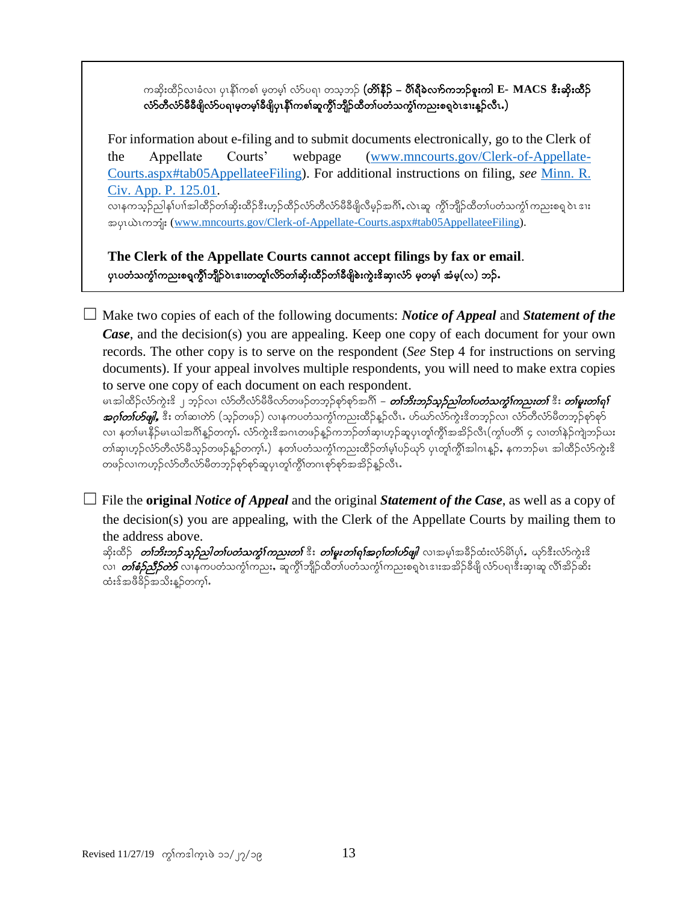ကဆိုးထိဉ်လၢခံလၢ ပှၤနီၢ်ကစၢ် မ့တမ့ၢ် လံာ်ပရၢ တသ့ဘဉ် (**တိၢ်နီဉ် – ပီၢ်ရီခဲလၢာ်ကဘဉ်စူးကါ E- MACS ဒီးဆိုးထိဉ် လံာ်တီလံာ်မီခီဖျိလံာ်ပရၢမ့တမ့ၢ်ခီဖျိပှၤနီၢ်ကစၢ်ဆူကွိၢ်ဘျိဉ်ထီတၢ်ပတံသကွံၢ်ကညးစရူဝဲၤဒၢးန့ဉ်လီၤ.**)

For information about e-filing and to submit documents electronically, go to the Clerk of the Appellate Courts' webpage ([www.mncourts.gov/Clerk-of-Appellate-Courts.aspx#tab05AppellateeFiling](www.mncourts.gov/Clerk-of-Appellate-Courts.aspx#tab05AppellateeFiling)). For additional instructions on filing, *see* [Minn. R. Civ. App. P. 125.01](Minn. R. Civ. App. P. 125.01).
လၢနကသ့ဉ်ညါနၢ်ပၢၢ်အါထိဉ်တၢ်ဆိုးထိဉ်ဒီးဟ့ဉ်ထိဉ်လံာ်တီလံာ်မီခီဖျိလီမ့ဉ်အဂီၢ်, လဲၤဆူ ကွိၢ်ဘျိဉ်ထီတၢ်ပတံသကွံၢ်ကညးစရူဝဲၤဒၢး အပှၤယဲၤကဘျံး ([www.mncourts.gov/Clerk-of-Appellate-Courts.aspx#tab05AppellateeFiling](www.mncourts.gov/Clerk-of-Appellate-Courts.aspx#tab05AppellateeFiling)).

**The Clerk of the Appellate Courts cannot accept filings by fax or email.**
**ပှၤပတံသကွံၢ်ကညးစရူကွိၢ်ဘျိဉ်ဝဲၤဒၢးတတူၢ်လိာ်တၢ်ဆိုးထိဉ်တၢ်ခီဖျိစဲးကွဲးဒိဆၢလံာ် မ့တမ့ၢ် အံမ့(လ) ဘဉ်.**

☐ Make two copies of each of the following documents: ***Notice of Appeal*** and ***Statement of the Case***, and the decision(s) you are appealing. Keep one copy of each document for your own records. The other copy is to serve on the respondent (*See* Step 4 for instructions on serving documents). If your appeal involves multiple respondents, you will need to make extra copies to serve one copy of each document on each respondent.
မၤအါထိဉ်လံာ်ကွဲးဒိ ၂ ဘ့ဉ်လၢ လံာ်တီလံာ်မီဖိလာ်တဖဉ်တဘ့ဉ်စုာ်စုာ်အဂီၢ် – ***တၢ်ဘိးဘဉ်သူဉ်ညါတၢ်ပတံသကွံၢ်ကညးတၢ်*** ဒီး ***တၢ်မူးတၢ်ရၢ်အဂ့ၢ်တၢ်ဟ်ဖျါ,*** ဒီး တၢ်ဆၢတဲာ် (သ့ဉ်တဖဉ်) လၢနကပတံသကွံၢ်ကညးထိဉ်န့ဉ်လီၤ. ဟ်ဃာ်လံာ်ကွဲးဒိတဘ့ဉ်လၢ လံာ်တီလံာ်မီတဘ့ဉ်စုာ်စုာ် လၢ နတၢ်မၤနီဉ်မၤဃါအဂီၢ်န့ဉ်တက့ၢ်. လံာ်ကွဲးဒိအဂၤတဖဉ်န့ဉ်ကဘဉ်တၢ်ဆှၢဟ့ဉ်ဆူပှၤတူၢ်ကွိၢ်အအိဉ်လီၤ(ကွၢ်ပတိၢ် ၄ လၢတၢ်နဲဉ်ကျဲဘဉ်ဃး တၢ်ဆှၢဟ့ဉ်လံာ်တီလံာ်မီသ့ဉ်တဖဉ်န့ဉ်တက့ၢ်.) နတၢ်ပတံသကွံၢ်ကညးထိဉ်တၢ်မ့ၢ်ပဉ်ယှာ် ပှၤတူၢ်ကွိၢ်အါဂၤန့ဉ်, နကဘဉ်မၤ အါထိဉ်လံာ်ကွဲးဒိ တဖဉ်လၢကဟ့ဉ်လံာ်တီလံာ်မီတဘ့ဉ်စုာ်စုာ်ဆူပှၤတူၢ်ကွိၢ်တဂၤစုာ်စုာ်အအိဉ်န့ဉ်လီၤ.

☐ File the **original** ***Notice of Appeal*** and the original ***Statement of the Case***, as well as a copy of the decision(s) you are appealing, with the Clerk of the Appellate Courts by mailing them to the address above.
ဆိုးထိဉ် ***တၢ်ဘိးဘဉ်သူဉ်ညါတၢ်ပတံသကွံၢ်ကညးတၢ်*** ဒီး ***တၢ်မူးတၢ်ရၢ်အဂ့ၢ်တၢ်ဟ်ဖျါ*** လၢအမ့ၢ်အခိဉ်ထံးလံာ်မိၢ်ပှၢ်, ယှာ်ဒီးလံာ်ကွဲးဒိ လၢ ***တၢ်စံဉ်ညီဉ်တဲာ်*** လၢနကပတံသကွံၢ်ကညး, ဆူကွိၢ်ဘျိဉ်ထီတၢ်ပတံသကွံၢ်ကညးစရူဝဲၤဒၢးအအိဉ်ခီဖျိ လံာ်ပရၢဒီးဆှၢဆူ လိၢ်အိဉ်ဆိး ထံးဒ်အဖီခိဉ်အသိးန့ဉ်တက့ၢ်.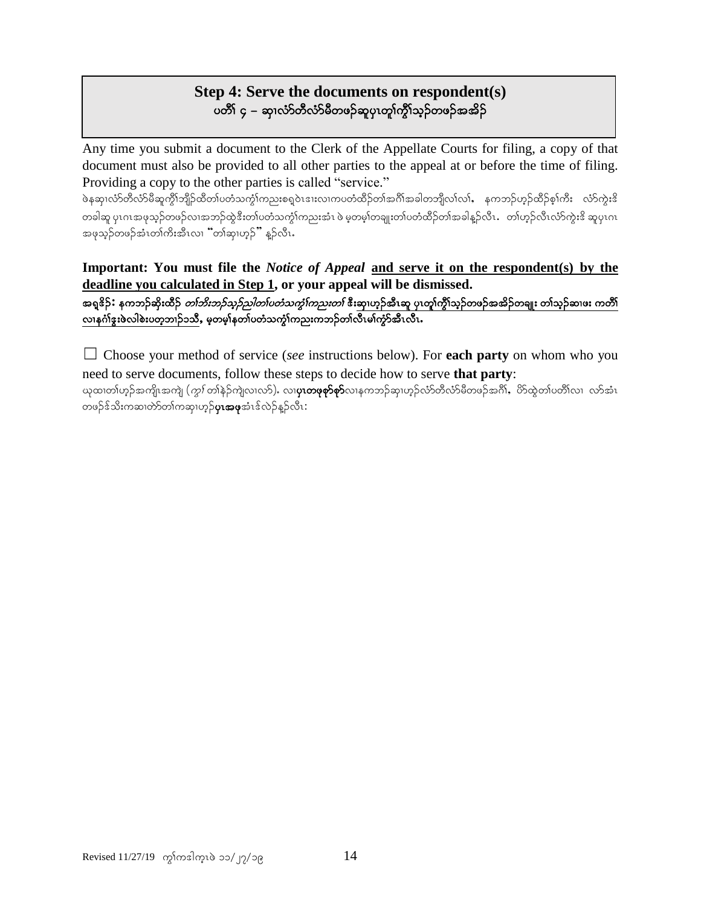## Step 4: Serve the documents on respondent(s)
## ပတီၢ် ၄ – ဆှၢလံာ်တီလံာ်မီတဖၣ်ဆူပှၤတူၢ်ကွီၢ်သ့ၣ်တဖၣ်အအိၣ်

Any time you submit a document to the Clerk of the Appellate Courts for filing, a copy of that document must also be provided to all other parties to the appeal at or before the time of filing. Providing a copy to the other parties is called "service."

ဖဲနဆှၢလံာ်တီလံာ်မီဆူကွီၢ်ဘျိၣ်ထိတၢ်ပတံသကွံၢ်ကညးစရ့ဝဲၤဒၢးလၢကပတံထီၣ်တၢ်အဂီၢ်အခါတဘျီလၢ်လၢ်, နကဘၣ်ဟ့ၣ်ထီၣ်စ့ၢ်ကီး လံာ်ကွဲးဒိ တခါဆူ ပှၤဂၤအဖှသ့ၣ်တဖၣ်လၢအဘၣ်ထွဲဒီးတၢ်ပတံသကွံၢ်ကညးအံၤ ဖဲ မ့တမ့ၢ်တချုးတၢ်ပတံထီၣ်တၢ်အခါန့ၣ်လီၤ. တၢ်ဟ့ၣ်လီၤလံာ်ကွဲးဒိ ဆူပှၤဂၤ အဖှသ့ၣ်တဖၣ်အံၤတၢ်ကိးအီၤလၢ "တၢ်ဆှၢဟ့ၣ်" န့ၣ်လီၤ.

**Important: You must file the *Notice of Appeal* <u>and serve it on the respondent(s) by the deadline you calculated in Step 1</u>, or your appeal will be dismissed.**

**အရှၤနီၣ်: နကဘၣ်ဆိးထီၣ် *တၢ်ဘီးဘၣ်သ့ၣ်ညါတၢ်ပတံသကွံၢ်ကညးတၢ်* <u>ဒီးဆှၢဟ့ၣ်အီၤဆူ ပှၤတူၢ်ကွီၢ်သ့ၣ်တဖၣ်အအိၣ်တချုး တၢ်သ့ၣ်ဆၢဖး ကတီၢ်လၢနဂံၢ်ဒွးဖဲလါစဲးပတ့ဘၣ်၁သီ</u>, မ့တမ့ၢ်နတၢ်ပတံသကွံၢ်ကညးကဘၣ်တၢ်လီၤမၢ်ကွံာ်အီၤလီၤ.**

☐ Choose your method of service (*see* instructions below). For **each party** on whom who you need to serve documents, follow these steps to decide how to serve **that party**:

ယုထၢတၢ်ဟ့ၣ်အကျိၤအကျဲ (*ကွၢ်* တၢ်နဲၣ်ကျဲလၢလာ်). လၢ**ပှၤတဖုစှာ်စှာ်**လၢနကဘၣ်ဆှၢဟ့ၣ်လံာ်တီလံာ်မီတဖၣ်အဂီၢ်, ပိာ်ထွဲတၢ်ပတီၢ်လၢ လာ်အံၤ တဖၣ်ဒ်သိးကဆၢတဲာ်တၢ်ကဆှၢဟ့ၣ်**ပှၤအဖု**အံၤဒ်လဲၣ်န့ၣ်လီၤ: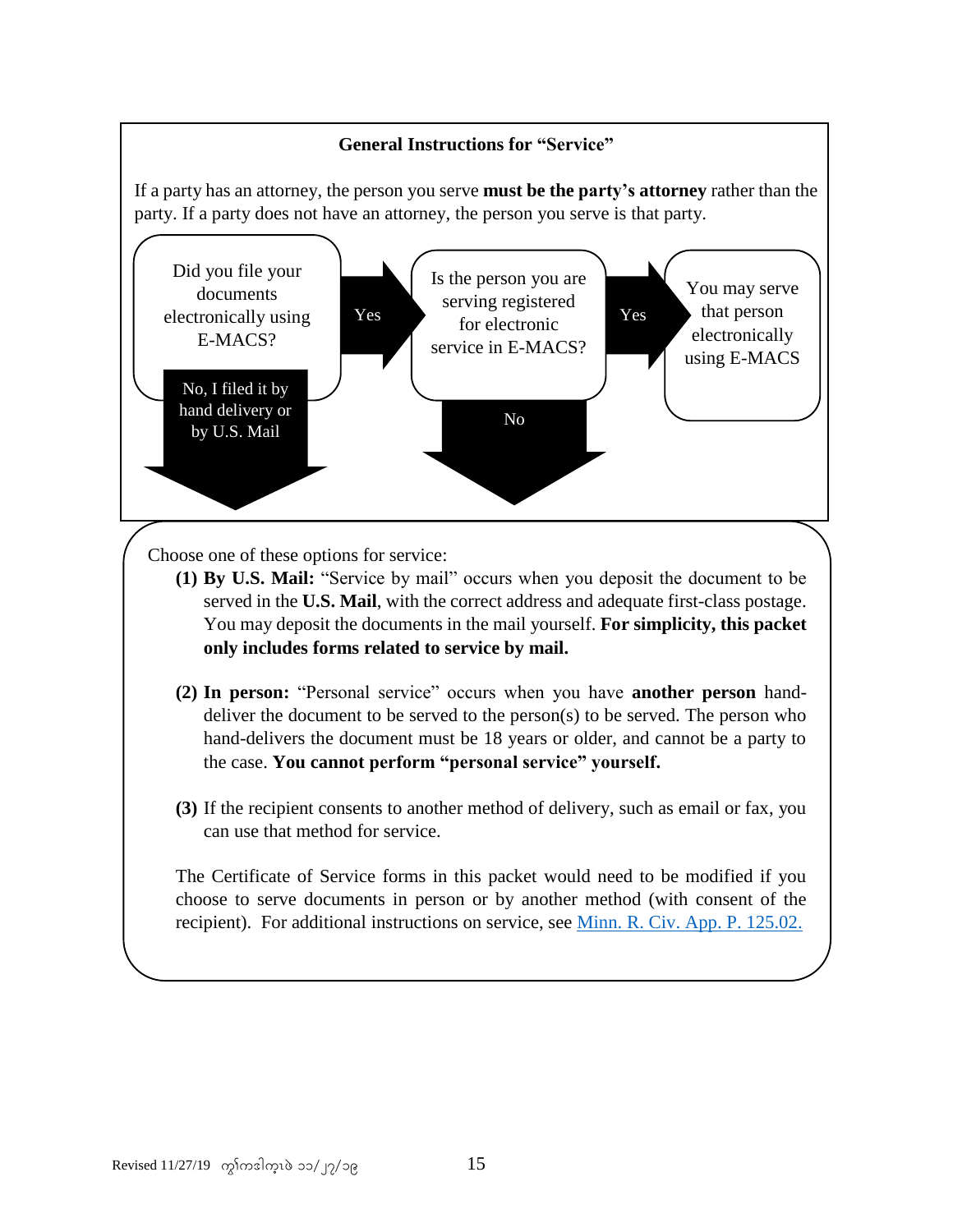### General Instructions for "Service"

If a party has an attorney, the person you serve **must be the party's attorney** rather than the party. If a party does not have an attorney, the person you serve is that party.

Did you file your documents electronically using E-MACS?

- **Yes** → Is the person you are serving registered for electronic service in E-MACS?
  - **Yes** → You may serve that person electronically using E-MACS
  - **No** → see options below
- **No, I filed it by hand delivery or by U.S. Mail** → see options below

Choose one of these options for service:

**(1) By U.S. Mail:** "Service by mail" occurs when you deposit the document to be served in the **U.S. Mail**, with the correct address and adequate first-class postage. You may deposit the documents in the mail yourself. **For simplicity, this packet only includes forms related to service by mail.**

**(2) In person:** "Personal service" occurs when you have **another person** hand-deliver the document to be served to the person(s) to be served. The person who hand-delivers the document must be 18 years or older, and cannot be a party to the case. **You cannot perform "personal service" yourself.**

**(3)** If the recipient consents to another method of delivery, such as email or fax, you can use that method for service.

The Certificate of Service forms in this packet would need to be modified if you choose to serve documents in person or by another method (with consent of the recipient). For additional instructions on service, see Minn. R. Civ. App. P. 125.02.

Revised 11/27/19 ကွ်ကဒါကူၤဖဲ ၁၁/၂၇/၁၉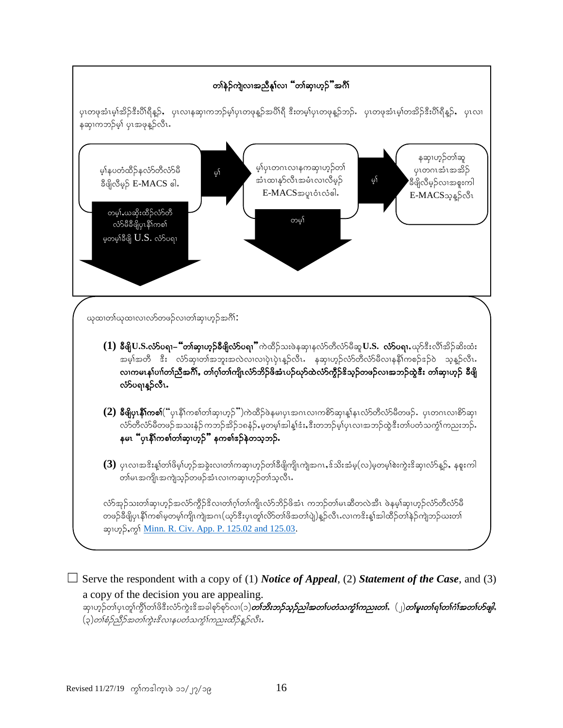**တၢ်နဲ၃်ကျဲလၢအညီနု၃်လၢ "တၢ်ဆှၢဟ့၃်"အဂီၢ်**

ပုၤတဖုအံၤမ့ၢ်အိ၃်ဒီးပီၢ်ရီန္၃်, ပုၤလၢနဆှၢကဘ၃်မ့ၢ်ပုၤတဖုန္၃်အပီၢ်ရီ ဒီးတမ့ၢ်ပုၤတဖုန္၃်ဘ၃်. ပုၤတဖုအံၤမ့ၢ်တအိ၃်ဒီးပီၢ်ရီန္၃်, ပုၤလၢနဆှၢကဘ၃်မ့ၢ် ပုၤအဖုန္၃်လီၤ.

မ့ၢ်နပတံထိ၃်နလံ၁်တီလံ၁်မီ ခီဖျိလီမ့၃် E-MACS ဓါ. → မ့ၢ် → မ့ၢ်ပုၤတဂၤလၢနကဆှၢဟ့၃်တၢ် အံၤထၢန၁်လီၤအမံၤလၢလီမ့၃် E-MACSအပူၤဝံၤလံဓါ. → မ့ၢ် → နဆှၢဟ့၃်တၢ်ဆူ ပုၤတဂၤအံၤအအိ၃် ခီဖျိလီမ့၃်လၢအစူးကါ E-MACSသ့န္၃်လီၤ

တမ့ၢ်,ယဆိုးထိ၃်လံ၁်တီ လံ၁်မီခီဖျိပုၤနီၢ်ကစၢ် မ့တမ့ၢ်ခီဖျိ U.S. လံ၁်ပရၢ

တမ့ၢ်

ယုထၢတၢ်ယုထၢလၢလ၁်တဖ၃်လၢတၢ်ဆှၢဟ့၃်အဂီၢ်:

**(1) ခီဖျိU.S.လံ၁်ပရၢ– "တၢ်ဆှၢဟ့၃်ခီဖျိလံ၁်ပရၢ"** ကဲထိ၃်သးဖဲနဆှၢနလံ၁်တီလံ၁်မီဆူ **U.S. လံ၁်ပရၢ,** ယှ၁်ဒီးလီၢ်အိ၃်ဆိးထံးအမ့ၢ်အတီ ဒီး လံ၁်ဆှၢတၢ်အဘူးအလဲလၢလၢပှဲၤပှဲၤန္၃်လီၤ. နဆှၢဟ့၃်လံ၁်တီလံ၁်မီလၢနနီၢ်ကစၢ်ဒ၃်ဝဲ သ့န္၃်လီၤ. **လၢကမၤနၢ်ပၢၢ်တၢ်ညီအဂီၢ်, တၢ်ဂ့ၢ်တၢ်ကျိၤလံ၁်ဘိ၃်ဖိအံၤပ၃်ဃု၁်ထဲလံ၁်ကွိ၃်ဒိသ့၃်တဖ၃်လၢအဘ၃်ထွဲဒီး တၢ်ဆှၢဟ့၃် ခီဖျိလံ၁်ပရၢန္၃်လီၤ.**

**(2) ခီဖျိပုၤနီၢ်ကစၢ်**("ပုၤနီၢ်ကစၢ်တၢ်ဆှၢဟ့၃်")ကဲထိ၃်ဖဲနမၤပုၤအဂၤလၢကစိ၁်ဆှၢန့ၢ်နၤလံ၁်တီလံ၁်မီတဖ၃်. ပုၤတဂၤလၢစိ၁်ဆှၢလံ၁်တီလံ၁်မီတဖ၃်အသးနံ၃်ကဘ၃်အိ၃်၁၈နံ၃်,မ့တမ့ၢ်အါန့ၢ်ဒံး,ဒီးတဘ၃်မ့ၢ်ပုၤလၢအဘ၃်ထွဲဒီးတၢ်ပတံသကွံၢ်ကညးဘ၃်. **နမၤ "ပုၤနီၢ်ကစၢ်တၢ်ဆှၢဟ့၃်" နကစၢ်ဒ၃်နဲတသ့ဘ၃်.**

**(3)** ပုၤလၢအဒိးန့ၢ်တၢ်ဖိမ့ၢ်ဟ့၃်အခွဲးလၢတၢ်ကဆှၢဟ့၃်တၢ်ခီဖျိကျိၤကျဲအဂၤ,ဒ်သိးအံမ့(လ)မ့တမ့ၢ်စဲးကွဲးဒိဆှၢလံ၁်န္၃်, နစူးကါတၢ်မၤအကျိၤအကျဲသ့၃်တဖ၃်အံၤလၢကဆှၢဟ့၃်တၢ်သ့လီၤ.

လံ၁်အုဉ်သးတၢ်ဆှၢဟ့၃်အလံ၁်ကွိ၃်ဒိလၢတၢ်ဂ့ၢ်တၢ်ကျိၤလံ၁်ဘိ၃်ဖိအံၤ ကဘ၃်တၢ်မၤဆီတလဲအီၤ ဖဲနမ့ၢ်ဆှၢဟ့၃်လံ၁်တီလံ၁်မီတဖ၃်ခီဖျိပုၤနီၢ်ကစၢ်မ့တမ့ၢ်ကျိၤကျဲအဂၤ(ယှ၁်ဒီးပုၤတူၢ်လိ၁်တၢ်ဖိအတၢ်ပျဲ)န္၃်လီၤ.လၢကဒိးန့ၢ်အါထိ၃်တၢ်နဲ၃်ကျဲဘ၃်ယးတၢ်ဆှၢဟ့၃်,ကွၢ် [Minn. R. Civ. App. P. 125.02 and 125.03](#).

☐ Serve the respondent with a copy of (1) ***Notice of Appeal***, (2) ***Statement of the Case***, and (3) a copy of the decision you are appealing.

ဆှၢဟ့၃်တၢ်ပုၤတူၢ်ကွိၢ်တၢ်ဖိဒီးလံ၁်ကွဲးဒိအခါစ့၁်စ့၁်လၢ(၁)***တၢ်ဘီးဘ၃်သ့၃်ညါအတၢ်ပတံသကွံၢ်ကညးတၢ်,*** (၂)***တၢ်မူးတၢ်ရၢ်တၢ်ဂံၢ်အတၢ်ဟ်ဖျါ,*** (၃)*တၢ်စံ၃်ညီ၃်အတၢ်ကွဲးဒိလၢနပတံသကွံၢ်ကညးထိ၃်န္၃်လီၤ.*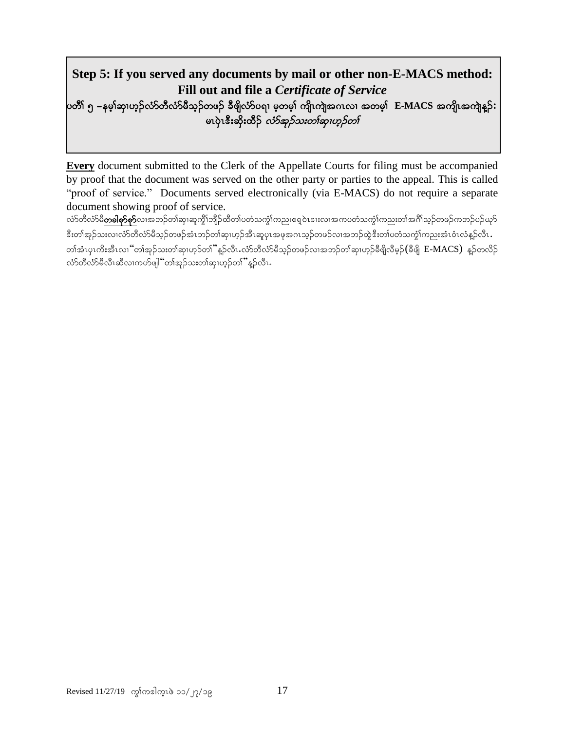**Step 5: If you served any documents by mail or other non-E-MACS method: Fill out and file a *Certificate of Service***

**ပတိၢ် ၅ –နမ့ၢ်ဆှၢဟ့ၣ်လံာ်တီလံာ်မီသ့ၣ်တဖၣ် ခီဖျိလံာ်ပရၢ မ့တမ့ၢ် ကျိၤကျဲအဂၤလၢ အတမ့ၢ် E-MACS အကျိၤအကျဲနူၣ်: မၤပှဲၤဒီးဆိုးထီၣ် *လံာ်အှၣ်သးတၢ်ဆှၢဟ့ၣ်တၢ်***

**Every** document submitted to the Clerk of the Appellate Courts for filing must be accompanied by proof that the document was served on the other party or parties to the appeal. This is called "proof of service." Documents served electronically (via E-MACS) do not require a separate document showing proof of service.

လံာ်တီလံာ်မီ**တခါစုာ်စုာ်**လၢအဘၣ်တၢ်ဆှၢဆူကွိၢ်ဘျိၣ်ထီတၢ်ပတံသကွံၢ်ကညးစရ့ဝဲၤဒၢးလၢအကပတံသကွံၢ်ကညးတၢ်အဂီၢ်သ့ၣ်တဖၣ်ကဘၣ်ပၣ်ဃုာ်ဒီးတၢ်အှၣ်သးလၢလံာ်တီလံာ်မီသ့ၣ်တဖၣ်အံၤဘၣ်တၢ်ဆှၢဟ့ၣ်အီၤဆူပှၤအဖုအဂၤသ့ၣ်တဖၣ်လၢအဘၣ်ထွဲဒီးတၢ်ပတံသကွံၢ်ကညးအံၤဝံၤလံနူၣ်လီၤ. တၢ်အံၤပှၤကိးအီၤလၢ "တၢ်အှၣ်သးတၢ်ဆှၢဟ့ၣ်တၢ်"နူၣ်လီၤ.လံာ်တီလံာ်မီသ့ၣ်တဖၣ်လၢအဘၣ်တၢ်ဆှၢဟ့ၣ်ခီဖျိလီမ့ၣ်(ခီဖျိ E-MACS) နူၣ်တလိၣ်လံာ်တီလံာ်မီလီၤဆီလၢကဟ်ဖျါ "တၢ်အှၣ်သးတၢ်ဆှၢဟ့ၣ်တၢ်" နူၣ်လီၤ.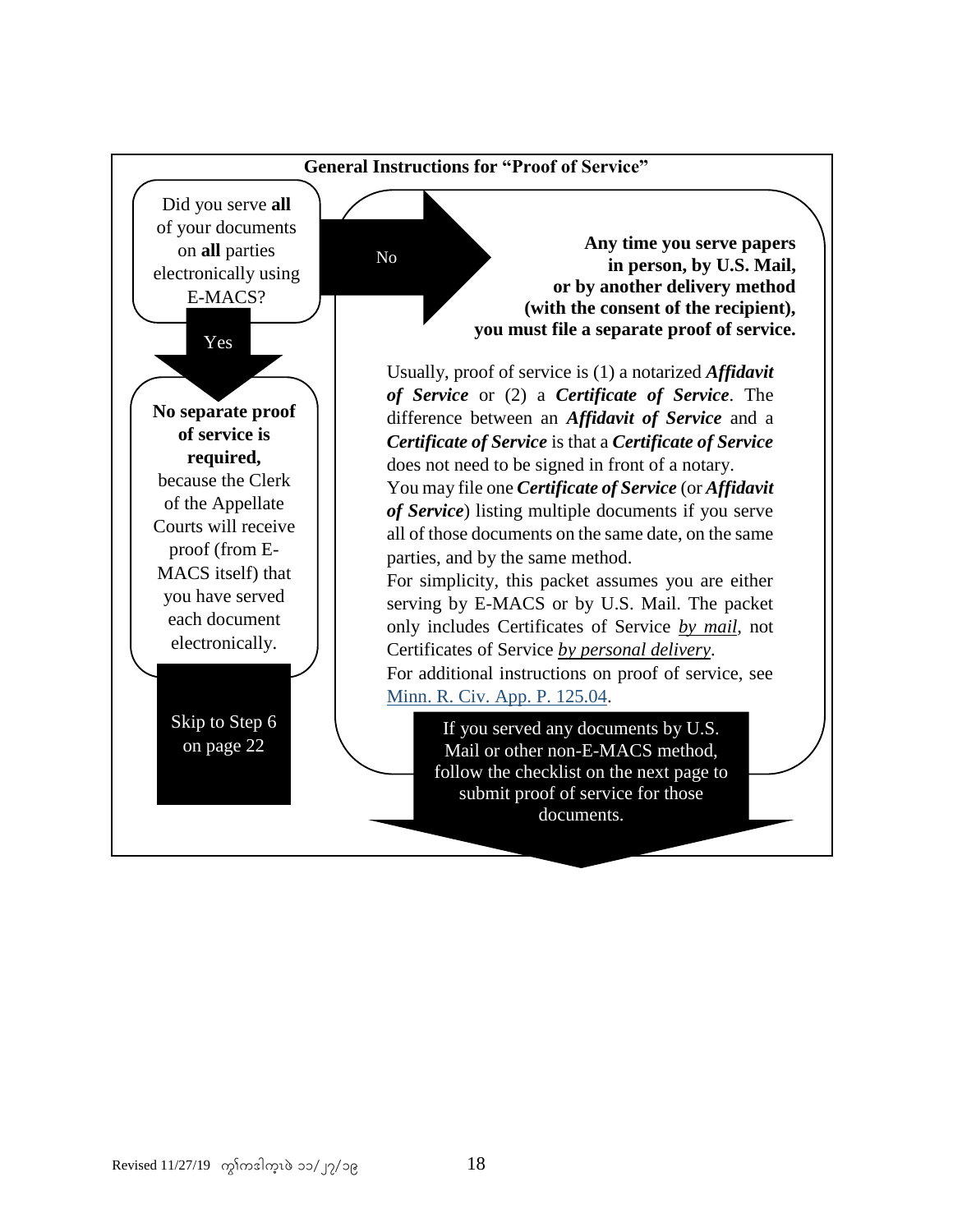## General Instructions for "Proof of Service"

Did you serve **all** of your documents on **all** parties electronically using E-MACS?

**Yes**

**No separate proof of service is required,** because the Clerk of the Appellate Courts will receive proof (from E-MACS itself) that you have served each document electronically.

Skip to Step 6 on page 22

**No**

**Any time you serve papers in person, by U.S. Mail, or by another delivery method (with the consent of the recipient), you must file a separate proof of service.**

Usually, proof of service is (1) a notarized ***Affidavit of Service*** or (2) a ***Certificate of Service***. The difference between an ***Affidavit of Service*** and a ***Certificate of Service*** is that a ***Certificate of Service*** does not need to be signed in front of a notary.

You may file one ***Certificate of Service*** (or ***Affidavit of Service***) listing multiple documents if you serve all of those documents on the same date, on the same parties, and by the same method.

For simplicity, this packet assumes you are either serving by E-MACS or by U.S. Mail. The packet only includes Certificates of Service *by mail*, not Certificates of Service *by personal delivery*.

For additional instructions on proof of service, see Minn. R. Civ. App. P. 125.04.

If you served any documents by U.S. Mail or other non-E-MACS method, follow the checklist on the next page to submit proof of service for those documents.

Revised 11/27/19 ကွ်ကဒါကူၤဒဲ ၁၁/၂၇/၁၉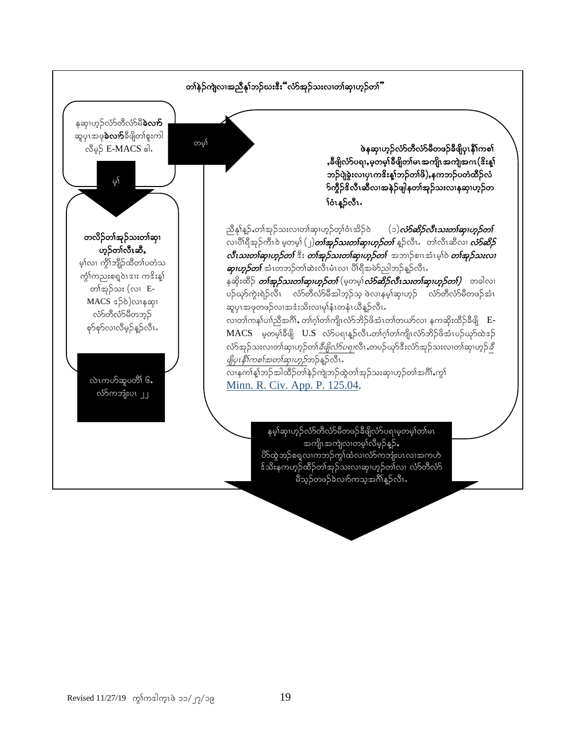**တၢ်နဲဉ်ကျဲလၢအညီနုၢ်ဘဉ်ဃးဒီး "လံာ်အှဉ်သးလၢတၢ်ဆၢဟ့ဉ်တၢ်"**

နဆၢဟ့ဉ်လံာ်တီလံာ်မီ**ခဲလၢာ်** ဆူပှၤအဖၢ**ခဲလၢာ်**ခီဖျိတၢ်စူးကါ လီမ့ဉ် E-MACS ဧါ.

တမ့ၢ်

**ဖဲနဆၢဟ့ဉ်လံာ်တီလံာ်မီတဖဉ်ခီဖျိပှၤနီၢ်ကစၢ် ,ခီဖျိလံာ်ပရၢ,မ့တမ့ၢ်ခီဖျိတၢ်မၤအကျိၤအကျဲအဂၤ(ဒီးန့ၢ် ဘဉ်ပျဲခွဲးလၢပှၤကဒိးန့ၢ်ဘဉ်တၢ်ဖိ),နကဘဉ်ပတံထီဉ်လံ ာ်ကွိဉ်ဒိလီၤဆီလၢအနဲဉ်ဖျါနတၢ်အှဉ်သးလၢနဆၢဟ့ဉ်တ ၢ်ဝံၤန့ဉ်လီၤ.**

ညီနုၢ်နှဉ်,တၢ်အှဉ်သးလၢတၢ်ဆၢဟ့ဉ်တ့ၢ်ဝံၤအိဉ်ဝဲ (၁)***လံာ်ဆိဉ်လီၤသးတၢ်ဆၢဟ့ဉ်တၢ်*** လၢပိၢ်ရီအှဉ်ကီၤဝဲ မ့တမ့ၢ် (၂)***တၢ်အှဉ်သးတၢ်ဆၢဟ့ဉ်တၢ်*** နူဉ်လီၤ. တၢ်လီၤဆီလၢ ***လံာ်ဆိဉ် လီၤသးတၢ်ဆၢဟ့ဉ်တၢ်*** ဒီး ***တၢ်အှဉ်သးတၢ်ဆၢဟ့ဉ်တၢ်*** အဘၢဉ်စၢၤအံၤမ့ၢ်ဝဲ ***တၢ်အှဉ်သးလၢ ဆၢဟ့ဉ်တၢ်*** အံၤတဘဉ်တၢ်ဆဲးလီၤမံၤလၢ ပိၢ်ရီအမဲာ်ညါဘဉ်နူဉ်လီၤ.

နဆိုးထိဉ် ***တၢ်အှဉ်သးတၢ်ဆၢဟ့ဉ်တၢ်*** (မ့တမ့ၢ် ***လံာ်ဆိဉ်လီၤသးတၢ်ဆၢဟ့ဉ်တၢ်)*** တခါလၢ ပဉ်ယှာ်ကွဲးရဲဉ်လီၤ လံာ်တီလံာ်မီအါဘဉ်သ့ ဖဲလၢနမ့ၢ်ဆၢဟ့ဉ် လံာ်တီလံာ်မီတဖဉ်အံၤ ဆူပှၤအဖၢတဖဉ်လၢအဒံးသိးလၢမုၢ်နံၤတနံၤယီနူဉ်လီၤ.

လၢတၢ်ကနၢ်ပၢၢ်ညီအဂီၢ်, တၢ်ဂ့ၢ်တၢ်ကျိၤလံာ်ဘိဉ်ဖိအံၤတၢ်တယာ်လၢ နကဆိုးထိဉ်ခီဖျိ E-MACS မ့တမ့ၢ်ခီဖျိ U.S လံာ်ပရၢနူဉ်လီၤ.တၢ်ဂ့ၢ်တၢ်ကျိၤလံာ်ဘိဉ်ဖိအံၤပဉ်ယှာ်ထဲဒဉ် လံာ်အှဉ်သးလၢတၢ်ဆၢဟ့ဉ်တၢ်*ခီဖျိလံာ်ပရၢ*လီၤ,တပဉ်ယှာ်ဒီးလံာ်အှဉ်သးလၢတၢ်ဆၢဟ့ဉ်*ခီ ဖျိပှၤနီၢ်ကစၢ်အတၢ်ဆၢဟ့ဉ်*ဘဉ်နူဉ်လီၤ.

လၢနကၢ်နုၢ်ဘဉ်အါထိဉ်တၢ်နဲဉ်ကျဲဘဉ်ထွဲတၢ်အှဉ်သးဆၢဟ့ဉ်တၢ်အဂီၢ်,ကွၢ် [Minn. R. Civ. App. P. 125.04](https://www.revisor.mn.gov/court_rules/ap/id/125/#125.04).

မ့ၢ်

**တလိဉ်တၢ်အှဉ်သးတၢ်ဆၢ ဟ့ဉ်တၢ်လီၤဆီ,** မ့ၢ်လၢ ကွိၢ်ဘျိဉ်ထိတၢ်ပတံသ ကွဲၢ်ကညးစရ့ဝဲၤဒၢး ကဒိးန့ၢ် တၢ်အှဉ်သး (လၢ E-MACS ဒဉ်ဝဲ)လၢနဆၢ လံာ်တီလံာ်မီတဘ့ဉ် စ့ာ်စ့ာ်လၢလီမ့ဉ်နူဉ်လီၤ.

လဲၤကဟ်ဆူပတိၢ် ၆, လံာ်ကဘျံးပၤ ၂၂

နမ့ၢ်ဆၢဟ့ဉ်လံာ်တီလံာ်မီတဖဉ်ခီဖျိလံာ်ပရၢမ့တမ့ၢ်တၢ်မၤ အကျိၤအကျဲလၢတမ့ၢ်လီမ့ဉ်နူဉ်, ဟ်ထွဲဘဉ်စရ့လၢကဘဉ်ကွၢ်ထံလၢလံာ်ကဘျံးပၤလၢအကဟဲ ဒ်သိးနကဟ့ဉ်ထိဉ်တၢ်အှဉ်သးလၢဆၢဟ့ဉ်တၢ်လၢ လံာ်တီလံာ် မီသ့ဉ်တဖဉ်ခဲလၢာ်ကသ့အဂီၢ်နူဉ်လီၤ.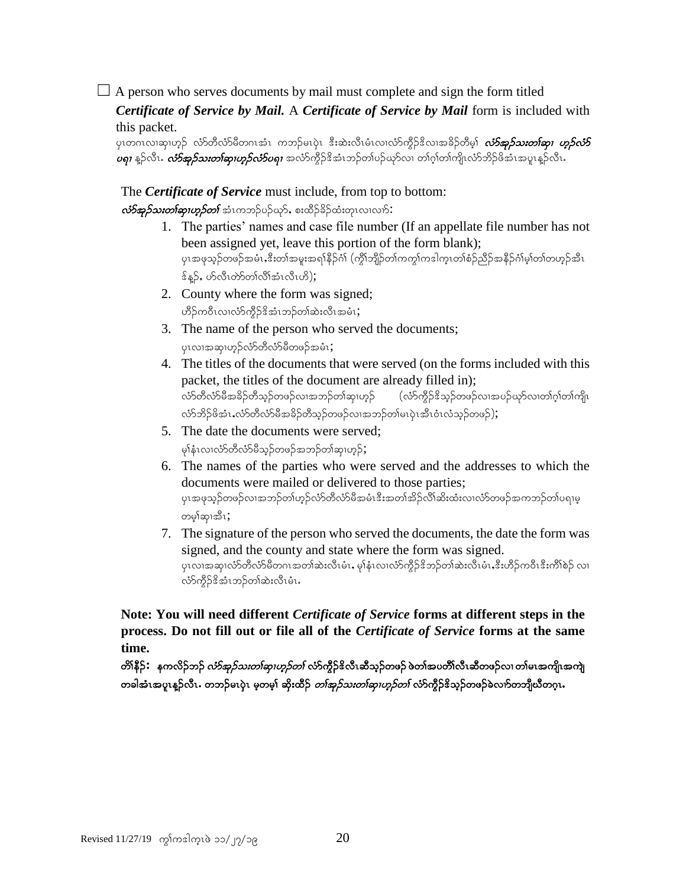☐ A person who serves documents by mail must complete and sign the form titled ***Certificate of Service by Mail.*** A ***Certificate of Service by Mail*** form is included with this packet.

ပှၤတဂၤလၢဆှၢဟ့ၣ် လံာ်တီလံာ်မီတဂၤအံၤ ကဘၣ်မၤပှဲၤ ဒီးဆဲးလီၤမံၤလၢလံာ်ကွီၣ်ဒိလၢအခိၣ်တီမ့ၢ် ***လံာ်အုၣ်သးတၢ်ဆှၢ ဟ့ၣ်လံာ်ပရၢ*** နူၣ်လီၤ. ***လံာ်အုၣ်သးတၢ်ဆှၢဟ့ၣ်လံာ်ပရၢ*** အလံာ်ကွီၣ်ဒိအံၤဘၣ်တၢ်ပဉ်ယှာ်လၢ တၢ်ဂ့ၢ်တၢ်ကျိၤလံာ်ဘိၣ်ဖိအံၤအပူၤနူၣ်လီၤ.

The ***Certificate of Service*** must include, from top to bottom:

***လံာ်အုၣ်သးတၢ်ဆှၢဟ့ၣ်တၢ်*** အံၤကဘၣ်ပဉ်ယှာ်, စးထိၣ်ခိၣ်ထံးတုၤလၢလာ်:

1. The parties' names and case file number (If an appellate file number has not been assigned yet, leave this portion of the form blank);
   ပှၤအဖုသ့ၣ်တဖၣ်အမံၤ,ဒီးတၢ်အမူးအရၢ်နီၣ်ဂံၢ် (ကွီၢ်ဘျိၣ်တၢ်ကကွၢ်ကဒါက့ၤတၢ်စံၣ်ညီၣ်အနီၣ်ဂံၢ်မ့ၢ်တၢ်တဟ့ၣ်အီၤဒ်နူၣ်, ဟ်လီၤတဲာ်တၢ်လီၢ်အံၤလီၤဟိ);
2. County where the form was signed;
   ဟိၣ်ကဝီၤလၢလံာ်ကွီၣ်ဒိအံၤဘၣ်တၢ်ဆဲးလီၤအမံၤ;
3. The name of the person who served the documents;
   ပှၤလၢအဆှၢဟ့ၣ်လံာ်တီလံာ်မီတဖၣ်အမံၤ;
4. The titles of the documents that were served (on the forms included with this packet, the titles of the document are already filled in);
   လံာ်တီလံာ်မီအခိၣ်တီသ့ၣ်တဖၣ်လၢအဘၣ်တၢ်ဆှၢဟ့ၣ် (လံာ်ကွီၣ်ဒိသ့ၣ်တဖၣ်လၢအပဉ်ယှာ်လၢတၢ်ဂ့ၢ်တၢ်ကျိၤလံာ်ဘိၣ်ဖိအံၤ,လံာ်တီလံာ်မီအခိၣ်တီသ့ၣ်တဖၣ်လၢအဘၣ်တၢ်မၤပှဲၤအီၤဝံၤလံသ့ၣ်တဖၣ်);
5. The date the documents were served;
   မုၢ်နံၤလၢလံာ်တီလံာ်မီသ့ၣ်တဖၣ်အဘၣ်တၢ်ဆှၢဟ့ၣ်;
6. The names of the parties who were served and the addresses to which the documents were mailed or delivered to those parties;
   ပှၤအဖုသ့ၣ်တဖၣ်လၢအဘၣ်တၢ်ဟ့ၣ်လံာ်တီလံာ်မီအမံၤဒီးအတၢ်အိၣ်လီၢ်ဆိးထံးလၢလံာ်တဖၣ်အကဘၣ်တၢ်ပရၢမ့တမ့ၢ်ဆှၢအီၤ;
7. The signature of the person who served the documents, the date the form was signed, and the county and state where the form was signed.
   ပှၤလၢအဆှၢလံာ်တီလံာ်မီတဂၤအတၢ်ဆဲးလီၤမံၤ, မုၢ်နံၤလၢလံာ်ကွီၣ်ဒိဘၣ်တၢ်ဆဲးလီၤမံၤ,ဒီးဟိၣ်ကဝီၤဒီးကိၢ်စဲၣ် လၢလံာ်ကွီၣ်ဒိအံၤဘၣ်တၢ်ဆဲးလီၤမံၤ.

**Note: You will need different *Certificate of Service* forms at different steps in the process. Do not fill out or file all of the *Certificate of Service* forms at the same time.**

**တိၢ်နိၣ်: နကလိၣ်ဘၣ် *လံာ်အုၣ်သးတၢ်ဆှၢဟ့ၣ်တၢ်* လံာ်ကွီၣ်ဒိလီၤဆီသ့ၣ်တဖၣ် ဖဲတၢ်အပတိၢ်လီၤဆီတဖၣ်လၢ တၢ်မၤအကျိၤအကျဲတခါအံၤအပူၤနူၣ်လီၤ. တဘၣ်မၤပှဲၤ မ့တမ့ၢ် ဆိုးထီၣ် *တၢ်အုၣ်သးတၢ်ဆှၢဟ့ၣ်တၢ်* လံာ်ကွီၣ်ဒိသ့ၣ်တဖၣ်ခဲလာ်တဘျီယီတဂ့ၤ.**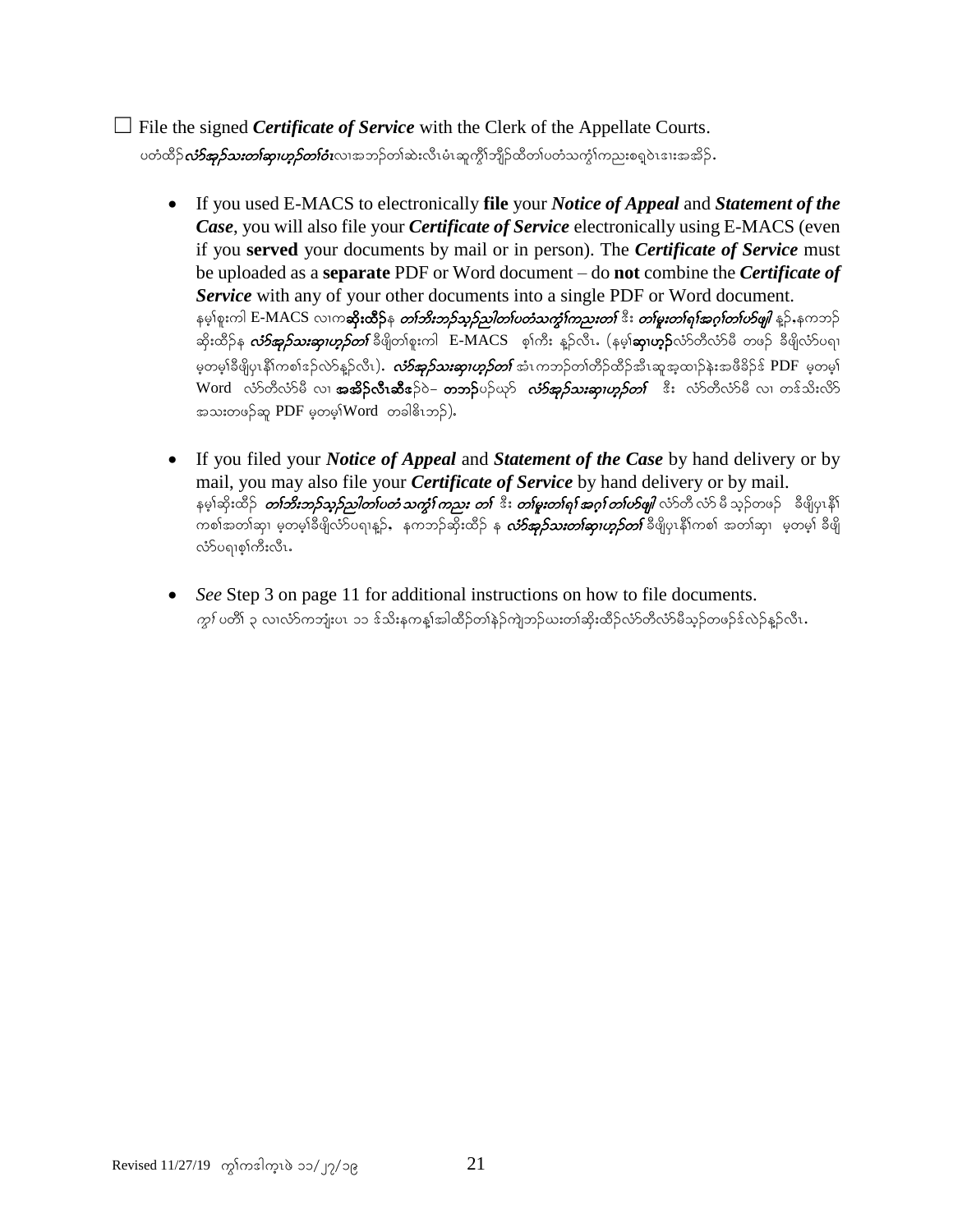☐ File the signed ***Certificate of Service*** with the Clerk of the Appellate Courts.
ပတံထိဉ် ***လံာ်အှဉ်သးတၢ်ဆှၢဟ့ဉ်တၢ်ဖံး*** လၢအဘဉ်တၢ်ဆဲးလီၤမံၤဆူကွိၢ်ဘျိဉ်ထီတၢ်ပတံသကွဲၢ်ကညးစရ့ဝဲၤဒေါးအအိဉ်.

- If you used E-MACS to electronically **file** your ***Notice of Appeal*** and ***Statement of the Case***, you will also file your ***Certificate of Service*** electronically using E-MACS (even if you **served** your documents by mail or in person). The ***Certificate of Service*** must be uploaded as a **separate** PDF or Word document – do **not** combine the ***Certificate of Service*** with any of your other documents into a single PDF or Word document.
  နမ့ၢ်စူးကါ E-MACS လၢက**ဆိုးထိဉ်**န ***တၢ်ဘိးဘဉ်သ့ဉ်ညါတၢ်ပတံသကွဲၢ်ကညးတၢ်*** ဒီး ***တၢ်မူးတၢ်ရၢ်အဂ့ၢ်တၢ်ပၢ်ဖျါ*** နူဉ်,နကဘဉ်ဆိုးထိဉ်န ***လံာ်အှဉ်သးဆှၢဟ့ဉ်တၢ်*** ခီဖျိတၢ်စူးကါ E-MACS စ့ၢ်ကီး နူဉ်လီၤ. (နမ့ၢ်**ဆှၢဟ့ဉ်**လံာ်တီလံာ်မီ တဖဉ် ခီဖျိလံာ်ပရၢ မ့တမ့ၢ်ခီဖျိပှၤနီၢ်ကစၢ်ဒ်လဲာ်နူဉ်လီၤ). ***လံာ်အှဉ်သးဆှၢဟ့ဉ်တၢ်*** အံၤကဘဉ်တၢ်တိာ်ထိဉ်အီၤဆူအ့ထၢဉ်နဲးအဖီခိဉ်ဒ် PDF မ့တမ့ၢ် Word လံာ်တီလံာ်မီ လၢ **အအိဉ်လီၤဆီဒ**ဉ်ဝဲ– **တဘဉ်**ပဉ်ယှာ် ***လံာ်အှဉ်သးဆှၢဟ့ဉ်တၢ်*** ဒီး လံာ်တီလံာ်မီ လၢ တဒ်သိးလိာ်အသးတဖဉ်ဆူ PDF မ့တမ့ၢ်Word တခါဖိၤဘဉ်).

- If you filed your ***Notice of Appeal*** and ***Statement of the Case*** by hand delivery or by mail, you may also file your ***Certificate of Service*** by hand delivery or by mail.
  နမ့ၢ်ဆိုးထိဉ် ***တၢ်ဘိးဘဉ်သ့ဉ်ညါတၢ်ပတံသကွဲၢ်ကညး တၢ်*** ဒီး ***တၢ်မူးတၢ်ရၢ်အဂ့ၢ်တၢ်ပၢ်ဖျါ*** လံာ်တီလံာ်မီသ့ဉ်တဖဉ် ခီဖျိပှၤနီၢ်ကစၢ်အတၢ်ဆှၢ မ့တမ့ၢ်ခီဖျိလံာ်ပရၢနူဉ်, နကဘဉ်ဆိုးထိဉ် န ***လံာ်အှဉ်သးတၢ်ဆှၢဟ့ဉ်တၢ်*** ခီဖျိပှၤနီၢ်ကစၢ် အတၢ်ဆှၢ မ့တမ့ၢ် ခီဖျိလံာ်ပရၢစ့ၢ်ကီးလီၤ.

- *See* Step 3 on page 11 for additional instructions on how to file documents.
  *ကွၢ်* ပတိၢ် ၃ လၢလံာ်ကဘျံးပၤ ၁၁ ဒ်သိးနကန့ၢ်အါထိဉ်တၢ်နဲဉ်ကျဲဘဉ်ယးတၢ်ဆိုးထိဉ်လံာ်တီလံာ်မီသ့ဉ်တဖဉ်ဒ်လဲဉ်နူဉ်လီၤ.

Revised 11/27/19 ကွၢ်ကဒါက့ၤဖဲ ၁၁/၂၇/၁၉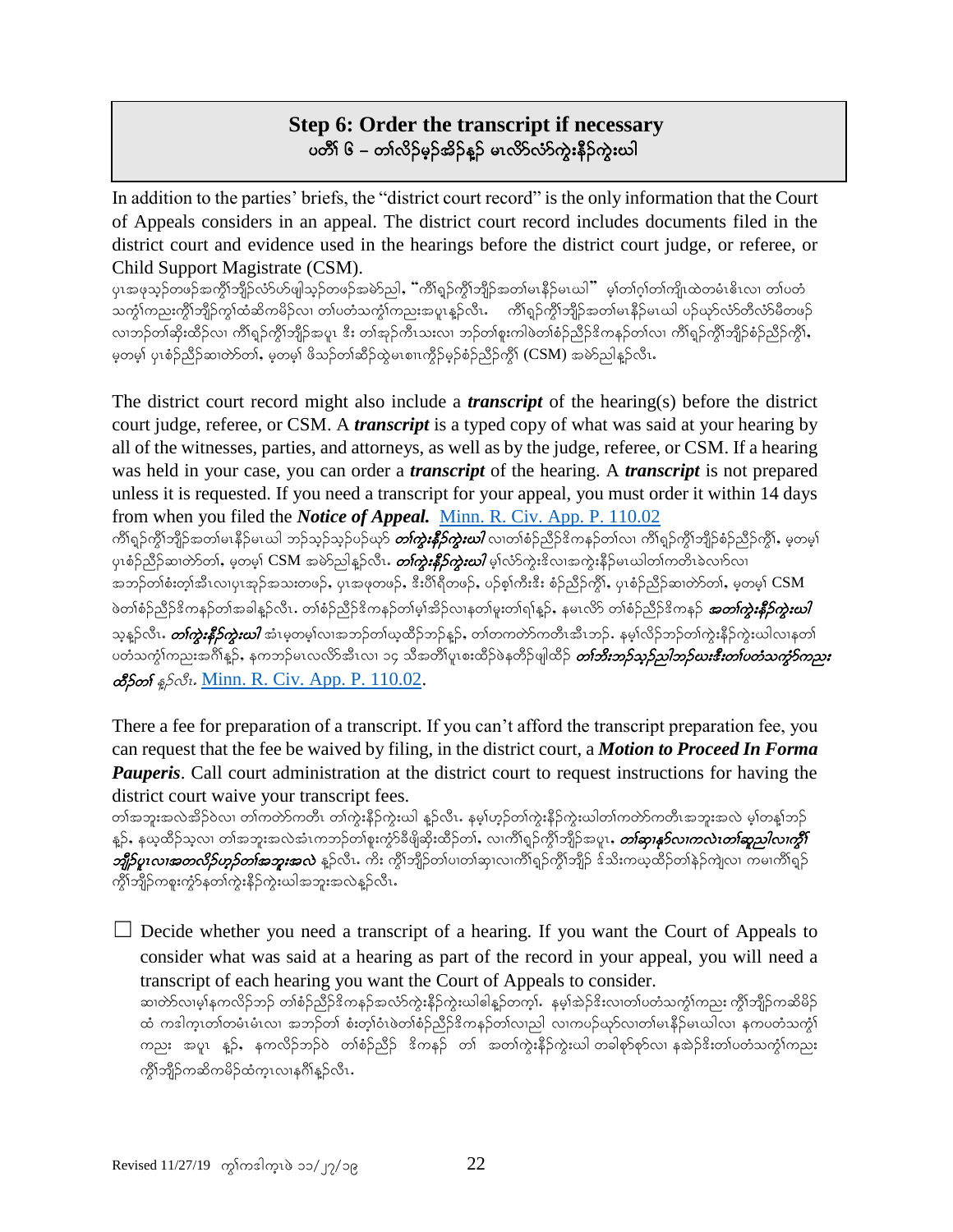## Step 6: Order the transcript if necessary
## ပတိႝ ၆ – တၢ်လိၣ်မ့ၣ်အိၣ်နၣ် မၤလိာ်လံာ်ကွဲးနိၣ်ကွဲးဃါ

In addition to the parties' briefs, the "district court record" is the only information that the Court of Appeals considers in an appeal. The district court record includes documents filed in the district court and evidence used in the hearings before the district court judge, or referee, or Child Support Magistrate (CSM).

ပှၤအဖၣ်သ့ၣ်တဖၣ်အကွိၢ်ဘျိၣ်လံာ်ဟ်ဖျါသ့ၣ်တဖၣ်အမဲာ်ညါ, "ကိၢ်ရ့ၣ်ကွိၢ်ဘျိၣ်အတၢ်မၤနိၣ်မၤဃါ" မ့ၢ်တၢ်ဂ့ၢ်တၢ်ကျိၤထဲတမံၤဓိၤလၢ တၢ်ပတံသကွံၢ်ကညးကွိၢ်ဘျိၣ်ကွၢ်ထံဆိကမိၣ်လၢ တၢ်ပတံသကွံၢ်ကညးအပူၤန့ၣ်လီၤ. ကိၢ်ရ့ၣ်ကွိၢ်ဘျိၣ်အတၢ်မၤနိၣ်မၤဃါ ပဉ်ယှာ်လံာ်တီလံာ်မီတဖၣ်လၢဘၣ်တၢ်ဆိုးထီၣ်လၢ ကိၢ်ရ့ၣ်ကွိၢ်ဘျိၣ်အပူၤ ဒီး တၢ်အုၣ်ကီၤသးလၢ ဘၣ်တၢ်စူးကါဖဲတၢ်စံၣ်ညီၣ်ဒိကနၣ်တၢ်လၢ ကိၢ်ရ့ၣ်ကွိၢ်ဘျိၣ်စံၣ်ညီၣ်ကွိၢ်, မ့တမ့ၢ် ပှၤစံၣ်ညီၣ်ဆၢတဲာ်တၢ်, မ့တမ့ၢ် ဖိသၣ်တၢ်ဆီၣ်ထွဲမၤစၢၤကွိၣ်မ့ၣ်စံၣ်ညီၣ်ကွိၢ် (CSM) အမဲာ်ညါန့ၣ်လီၤ.

The district court record might also include a ***transcript*** of the hearing(s) before the district court judge, referee, or CSM. A ***transcript*** is a typed copy of what was said at your hearing by all of the witnesses, parties, and attorneys, as well as by the judge, referee, or CSM. If a hearing was held in your case, you can order a ***transcript*** of the hearing. A ***transcript*** is not prepared unless it is requested. If you need a transcript for your appeal, you must order it within 14 days from when you filed the ***Notice of Appeal.*** [Minn. R. Civ. App. P. 110.02](#)

ကိၢ်ရ့ၣ်ကွိၢ်ဘျိၣ်အတၢ်မၤနိၣ်မၤဃါ ဘၣ်သ့ၣ်သ့ၣ်ပဉ်ယှာ် ***တၢ်ကွဲးနိၣ်ကွဲးဃါ*** လၢတၢ်စံၣ်ညီၣ်ဒိကနၣ်တၢ်လၢ ကိၢ်ရ့ၣ်ကွိၢ်ဘျိၣ်စံၣ်ညီၣ်ကွိၢ်, မ့တမ့ၢ် ပှၤစံၣ်ညီၣ်ဆၢတဲာ်တၢ်, မ့တမ့ၢ် CSM အမဲာ်ညါန့ၣ်လီၤ. ***တၢ်ကွဲးနိၣ်ကွဲးဃါ*** မ့ၢ်လံာ်ကွဲးဒိလၢအကွဲးနိၣ်မၤဃါတၢ်ကတိၤခဲလၢာ်လၢ အဘၣ်တၢ်စံးတ့ၢ်အီၤလၢပှၤအှၣ်အသးတဖၣ်, ပှၤအဖှတဖၣ်, ဒီးပီၢ်ရီတဖၣ်, ပဉ်ဇ့ၢ်ကီးဒီး စံၣ်ညီၣ်ကွိၢ်, ပှၤစံၣ်ညီၣ်ဆၢတဲာ်တၢ်, မ့တမ့ၢ် CSM ဖဲတၢ်စံၣ်ညီၣ်ဒိကနၣ်တၢ်အခါန့ၣ်လီၤ. တၢ်စံၣ်ညီၣ်ဒိကနၣ်တၢ်မ့ၢ်အိၣ်လၢနတၢ်မူးတၢ်ရၢ်န့ၣ်, နမၤလိာ် တၢ်စံၣ်ညီၣ်ဒိကနၣ် ***အတၢ်ကွဲးနိၣ်ကွဲးဃါ*** သ့န့ၣ်လီၤ. ***တၢ်ကွဲးနိၣ်ကွဲးဃါ*** အံၤမ့တမ့ၢ်လၢအဘၣ်တၢ်ဃ့ထီၣ်ဘၣ်န့ၣ်, တၢ်တကတဲာ်ကတီၤအီၤဘၣ်. နမ့ၢ်လိၣ်ဘၣ်တၢ်ကွဲးနိၣ်ကွဲးဃါလၢနတၢ်ပတံသကွံၢ်ကညးအဂီၢ်န့ၣ်, နကဘၣ်မၤလိာ်အီၤလၢ ၁၄ သီအတီၢ်ပူၤစးထိၣ်ဖဲနတိၣ်ဖျါထီၣ် ***တၢ်ဘိးဘၣ်သ့ၣ်ညါဘၣ်ဃးဒီးတၢ်ပတံသကွံာ်ကညးထီၣ်တၢ်*** န့ၣ်လီၤ. [Minn. R. Civ. App. P. 110.02](#).

There a fee for preparation of a transcript. If you can't afford the transcript preparation fee, you can request that the fee be waived by filing, in the district court, a ***Motion to Proceed In Forma Pauperis***. Call court administration at the district court to request instructions for having the district court waive your transcript fees.

တၢ်အဘူးအလဲအိၣ်ဝဲလၢ တၢ်ကတဲာ်ကတီၤ တၢ်ကွဲးနိၣ်ကွဲးဃါ န့ၣ်လီၤ. နမ့ၢ်ဟ့ၣ်တၢ်ကွဲးနိၣ်ကွဲးဃါတၢ်ကတဲာ်ကတီၤအဘူးအလဲ မ့ၢ်တန့ၢ်ဘၣ်နှ့ၣ်, နဃ့ထီၣ်သ့လၢ တၢ်အဘူးအလဲအံၤကဘၣ်တၢ်စူးကွံာ်ဒီဖျိဆိုးထီၣ်တၢ်, လၢကိၢ်ရ့ၣ်ကွိၢ်ဘျိၣ်အပူၤ, ***တၢ်ဆၢနှၣ်လၢကလဲၤတၢ်ဆူညါလၢကွိၢ်ဘျိၣ်ပူၤလၢအတလိၣ်ဟ့ၣ်တၢ်အဘူးအလဲ*** န့ၣ်လီၤ. ကိး ကွိၢ်ဘျိၣ်တၢ်ပၢတၢ်ဆှၢလၢကိၢ်ရ့ၣ်ကွိၢ်ဘျိၣ် ဒ်သိးကဃ့ထီၣ်တၢ်နဲၣ်ကျဲလၢ ကမၤကိၢ်ရ့ၣ်ကွိၢ်ဘျိၣ်ကစူးကွံာ်နတၢ်ကွဲးနိၣ်ကွဲးဃါအဘူးအလဲန့ၣ်လီၤ.

☐ Decide whether you need a transcript of a hearing. If you want the Court of Appeals to consider what was said at a hearing as part of the record in your appeal, you will need a transcript of each hearing you want the Court of Appeals to consider.

ဆၢတဲာ်လၢမ့ၢ်နကလိၣ်ဘၣ် တၢ်စံၣ်ညီၣ်ဒိကနၣ်အလံာ်ကွဲးနိၣ်ကွဲးဃါဓါန့ၣ်တက့ၢ်. နမ့ၢ်အဲၣ်ဒိးလၢတၢ်ပတံသကွံၢ်ကညး ကွိၢ်ဘျိၣ်ကဆိမိၣ်ထံ ကဒါက့ၤတၢ်တမံၤမံၤလၢ အဘၣ်တၢ် စံးတ့ၢ်ဝံၤဖဲတၢ်စံၣ်ညီၣ်ဒိကနၣ်တၢ်လၢညါ လၢကပဉ်ယှာ်လၢတၢ်မၤနိၣ်မၤဃါလၢ နကပတံသကွံၢ်ကညး အပူၤ နှ့ၣ်, နကလိၣ်ဘၣ်ဝဲ တၢ်စံၣ်ညီၣ် ဒိကနၣ် တၢ် အတၢ်ကွဲးနိၣ်ကွဲးဃါ တခါစုာ်စုာ်လၢ နအဲၣ်ဒိးတၢ်ပတံသကွံၢ်ကညး ကွိၢ်ဘျိၣ်ကဆိကမိၣ်ထံက့ၤလၢနဂီၢ်န့ၣ်လီၤ.

Revised 11/27/19 ကွၢ်ကဒါက့ၤဖဲ ၁၁/၂၇/၁၉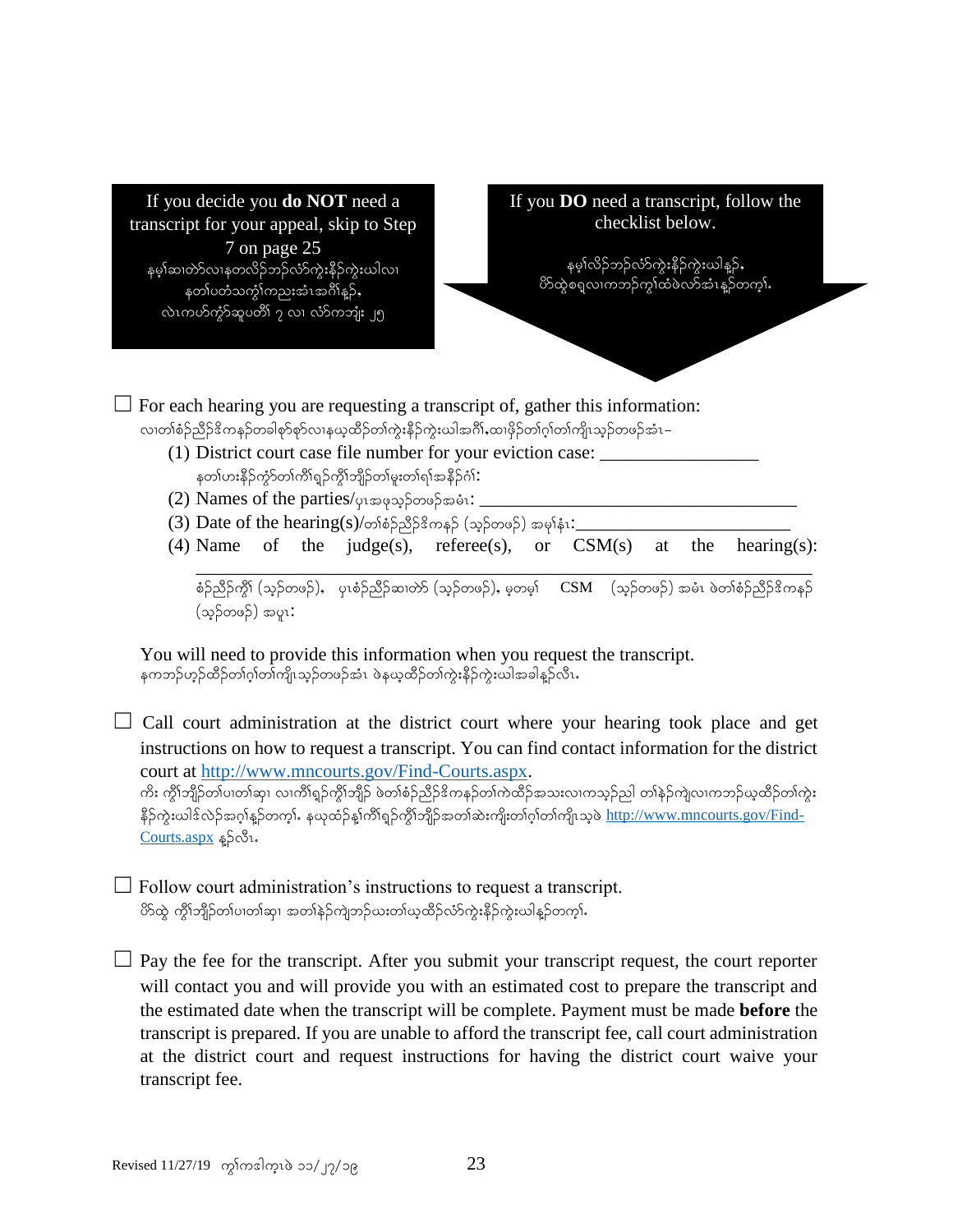If you decide you **do NOT** need a transcript for your appeal, skip to Step 7 on page 25

နမ့ၢ်ဆၢတဲာ်လၢနတလိဉ်ဘဉ်လံာ်ကွဲးနီဉ်ကွဲးဃါလၢ နတၢ်ပတံသကွၢ်ကညးအံၤအဂီၢ်နူဉ်, လဲၤကပာ်ကွံာ်ဆူပတိၢ် ၇ လၢ လံာ်ကဘျံး ၂၅

If you **DO** need a transcript, follow the checklist below.

နမ့ၢ်လိဉ်ဘဉ်လံာ်ကွဲးနီဉ်ကွဲးဃါနူဉ်, ပိာ်ထွဲစရီလၢကဘဉ်ကွၢ်ထံဖဲလာ်အံၤနူဉ်တက့ၢ်.

☐ For each hearing you are requesting a transcript of, gather this information:
လၢတၢ်စံဉ်ညီဉ်ဒိကနဉ်တခါစုာ်စုာ်လၢနယ့ထိဉ်တၢ်ကွဲးနီဉ်ကွဲးဃါအဂီၢ်,ထၢဖိုဉ်တၢ်ဂ့ၢ်တၢ်ကျိၤသ့ဉ်တဖဉ်အံၤ–

(1) District court case file number for your eviction case: _________________
နတၢ်ဟးနီဉ်ကွံာ်တၢ်ကီၢ်ရှဉ်ကွၢ်ဘျိဉ်တၢ်မူးတၢ်ရၢ်အနီဉ်ဂံၢ်:

(2) Names of the parties/ပုၤအဖုသ့ဉ်တဖဉ်အမံၤ: ___________________________________

(3) Date of the hearing(s)/တၢ်စံဉ်ညီဉ်ဒိကနဉ် (သ့ဉ်တဖဉ်) အမုၢ်နံၤ:________________________

(4) Name of the judge(s), referee(s), or CSM(s) at the hearing: ___________________________________
စံဉ်ညီဉ်ကွိၢ် (သ့ဉ်တဖဉ်), ပုၤစံဉ်ညီဉ်ဆၢတဲာ် (သ့ဉ်တဖဉ်), မ့တမ့ၢ် CSM (သ့ဉ်တဖဉ်) အမံၤ ဖဲတၢ်စံဉ်ညီဉ်ဒိကနဉ် (သ့ဉ်တဖဉ်) အပူၤ:

You will need to provide this information when you request the transcript.
နကဘဉ်ဟ့ဉ်ထိဉ်တၢ်ဂ့ၢ်တၢ်ကျိၤသ့ဉ်တဖဉ်အံၤ ဖဲနယ့ထိဉ်တၢ်ကွဲးနီဉ်ကွဲးဃါအခါနူဉ်လီၤ.

☐ Call court administration at the district court where your hearing took place and get instructions on how to request a transcript. You can find contact information for the district court at http://www.mncourts.gov/Find-Courts.aspx.
ကိး ကွိၢ်ဘျိဉ်တၢ်ပၢတၢ်ဆှၢ လၢကီၢ်ရှဉ်ကွိၢ်ဘျိဉ် ဖဲတၢ်စံဉ်ညီဉ်ဒိကနဉ်တၢ်ကဲထိဉ်အသးလၢကသ့ဉ်ညါ တၢ်နဲဉ်ကျဲလၢကဘဉ်ယ့ထိဉ်တၢ်ကွဲးနီဉ်ကွဲးဃါဒ်လဲဉ်အဂ့ၢ်နူဉ်တက့ၢ်. နယ့ထံဉ်န့ၢ်ကီၢ်ရှဉ်ကွိၢ်ဘျိဉ်အတၢ်ဆဲးကျိးတၢ်ဂ့ၢ်တၢ်ကျိၤသ့ဖဲ http://www.mncourts.gov/Find-Courts.aspx နူဉ်လီၤ.

☐ Follow court administration's instructions to request a transcript.
ပိာ်ထွဲ ကွိၢ်ဘျိဉ်တၢ်ပၢတၢ်ဆှၢ အတၢ်နဲဉ်ကျဲဘဉ်ဃးတၢ်ယ့ထိဉ်လံာ်ကွဲးနီဉ်ကွဲးဃါနူဉ်တက့ၢ်.

☐ Pay the fee for the transcript. After you submit your transcript request, the court reporter will contact you and will provide you with an estimated cost to prepare the transcript and the estimated date when the transcript will be complete. Payment must be made **before** the transcript is prepared. If you are unable to afford the transcript fee, call court administration at the district court and request instructions for having the district court waive your transcript fee.

Revised 11/27/19 ကွၢ်ကဒါက့ၤဖဲ ၁၁/၂၇/၁၉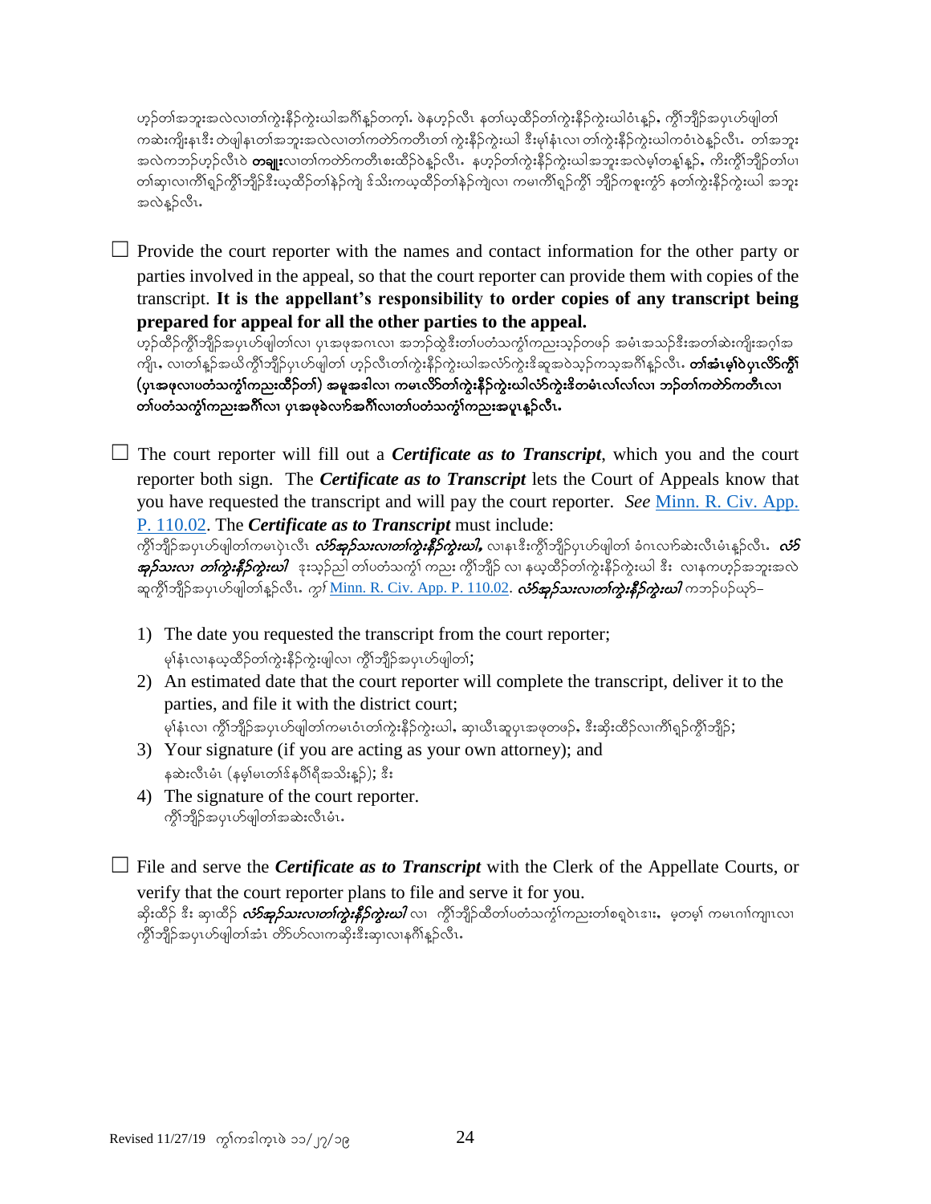ဟ့ၣ်တၢ်အဘူးအလဲလၢတၢ်ကွဲးနီၣ်ကွဲးဃါအဂီၢ်နၥ်တက့ၢ်. ဖဲနဟ့ၣ်လီၤ နတၢ်ဃ့ထီၣ်တၢ်ကွဲးနီၣ်ကွဲးဃါဝံၤန့ၣ်, ကွီၢ်ဘျိၣ်အပှၤဟ်ဖျါတၢ် ကဆဲးကျိးနၤဒီး တဲဖျါနၤတၢ်အဘူးအလဲလၢတၢ်ကတဲာ်ကတီၤတၢ် ကွဲးနီၣ်ကွဲးဃါ ဒီးမ့ၢ်နံၤလၢ တၢ်ကွဲးနီၣ်ကွဲးဃါကဝံၤဝဲန့ၣ်လီၤ. တၢ်အဘူး အလဲကဘၣ်ဟ့ၣ်လီၤဝဲ **တချုး**လၢတၢ်ကတဲာ်ကတီၤစးထီၣ်ဝဲန့ၣ်လီၤ. နဟ့ၣ်တၢ်ကွဲးနီၣ်ကွဲးဃါအဘူးအလဲမ့ၢ်တန့ၢ်နူၣ်, ကီးကွီၢ်ဘျိၣ်တၢ်ပၢ တၢ်ဆၢလၢကိၢ်ရှၣ်ကွီၢ်ဘျိၣ်ဒီးဃ့ထီၣ်တၢ်နဲၣ်ကျဲ ဒ်သိးကဃ့ထီၣ်တၢ်နဲၣ်ကျဲလၢ ကမၤကိၢ်ရှၣ်ကွီၢ် ဘျိၣ်ကစူးကွံာ် နတၢ်ကွဲးနီၣ်ကွဲးဃါ အဘူး အလဲန့ၣ်လီၤ.

☐ Provide the court reporter with the names and contact information for the other party or parties involved in the appeal, so that the court reporter can provide them with copies of the transcript. **It is the appellant's responsibility to order copies of any transcript being prepared for appeal for all the other parties to the appeal.**

ဟ့ၣ်ထီၣ်ကွီၢ်ဘျိၣ်အပှၤဟ်ဖျါတၢ်လၢ ပှၤအဖုအဂၤလၢ အဘၣ်ထွဲဒီးတၢ်ပတံသက္ဒၢ်ကညးသ့ၣ်တဖၣ် အမံၤအသၣ်ဒီးအတၢ်ဆဲးကျိးအဂ့ၢ်အ ကျိၤ, လၢတၢ်န့ၣ်အဃိကွီၢ်ဘျိၣ်ပှၤဟ်ဖျါတၢ် ဟ့ၣ်လီၤတၢ်ကွဲးနီၣ်ကွဲးဃါအလံာ်ကွဲးဒိဆူအဝဲသ့ၣ်ကသ့အဂီၢ်န့ၣ်လီၤ. **တၢ်အံၤမ့ၢ်ဝဲပှၤလိာ်ကွီၢ် (ပှၤအဖုလၢပတံသက္ဒၢ်ကညးထီၣ်တၢ်) အမူအဒါလၢ ကမၤလိာ်တၢ်ကွဲးနီၣ်ကွဲးဃါလံာ်ကွဲးဒိတမံၤလၢ်လၢ်လၢ ဘၣ်တၢ်ကတဲာ်ကတီၤလၢ တၢ်ပတံသက္ဒၢ်ကညးအဂီၢ်လၢ ပှၤအဖုခဲလၢာ်အဂီၢ်လၢတၢ်ပတံသက္ဒၢ်ကညးအပူၤန့ၣ်လီၤ.**

☐ The court reporter will fill out a ***Certificate as to Transcript***, which you and the court reporter both sign. The ***Certificate as to Transcript*** lets the Court of Appeals know that you have requested the transcript and will pay the court reporter. *See* Minn. R. Civ. App. P. 110.02. The ***Certificate as to Transcript*** must include:

ကွီၢ်ဘျိၣ်အပှၤဟ်ဖျါတၢ်ကမၤပုဲၤလီၤ ***လံာ်အှၣ်သးလၢတၢ်ကွဲးနီၣ်ကွဲးဃါ,*** လၢနၤဒီးကွီၢ်ဘျိၣ်ပှၤဟ်ဖျါတၢ် ခံဂၤလၢာ်ဆဲးလီၤမံၤန့ၣ်လီၤ. ***လံာ်အှၣ်သးလၢ တၢ်ကွဲးနီၣ်ကွဲးဃါ*** ဒုးသ့ၣ်ညါ တၢ်ပတံသက္ဒၢ် ကညး ကွီၢ်ဘျိၣ် လၢ နဃ့ထီၣ်တၢ်ကွဲးနီၣ်ကွဲးဃါ ဒီး လၢနကဟ့ၣ်အဘူးအလဲ ဆူကွီၢ်ဘျိၣ်အပှၤဟ်ဖျါတၢ်န့ၣ်လီၤ. *ကွ်* Minn. R. Civ. App. P. 110.02. ***လံာ်အှၣ်သးလၢတၢ်ကွဲးနီၣ်ကွဲးဃါ*** ကဘၣ်ပဉ်ယှာ်–

1) The date you requested the transcript from the court reporter;
   မ့ၢ်နံၤလၢနဃ့ထီၣ်တၢ်ကွဲးနီၣ်ကွဲးဖျါလၢ ကွီၢ်ဘျိၣ်အပှၤဟ်ဖျါတၢ်;
2) An estimated date that the court reporter will complete the transcript, deliver it to the parties, and file it with the district court;
   မ့ၢ်နံၤလၢ ကွီၢ်ဘျိၣ်အပှၤဟ်ဖျါတၢ်ကမၤဝံၤတၢ်ကွဲးနီၣ်ကွဲးဃါ, ဆှၢယီၤဆူပှၤအဖုတဖၣ်, ဒီးဆိးထီၣ်လၢကိၢ်ရှၣ်ကွီၢ်ဘျိၣ်;
3) Your signature (if you are acting as your own attorney); and
   နဆဲးလီၤမံၤ (နမ့ၢ်မၤတၢ်ဒ်နပိၢ်ရိအသိးန့ၣ်); ဒီး
4) The signature of the court reporter.
   ကွီၢ်ဘျိၣ်အပှၤဟ်ဖျါတၢ်အဆဲးလီၤမံၤ.

☐ File and serve the ***Certificate as to Transcript*** with the Clerk of the Appellate Courts, or verify that the court reporter plans to file and serve it for you.

ဆိးထီၣ် ဒီး ဆှၢထီၣ် ***လံာ်အှၣ်သးလၢတၢ်ကွဲးနီၣ်ကွဲးဃါ*** လၢ ကွီၢ်ဘျိၣ်ထီတၢ်ပတံသက္ဒၢ်ကညးတၢ်စရဲၤဒၢး, မ့တမ့ၢ် ကမၤဂၢ်ကျၢၤလၢ ကွီၢ်ဘျိၣ်အပှၤဟ်ဖျါတၢ်အံၤ တိာ်ဟ်လၢကဆိးဒီးဆှၢလၢနဂီၢ်န့ၣ်လီၤ.

Revised 11/27/19 ကွ်ကဒါက့ၤဖဲ ၁၁/၂၇/၁၉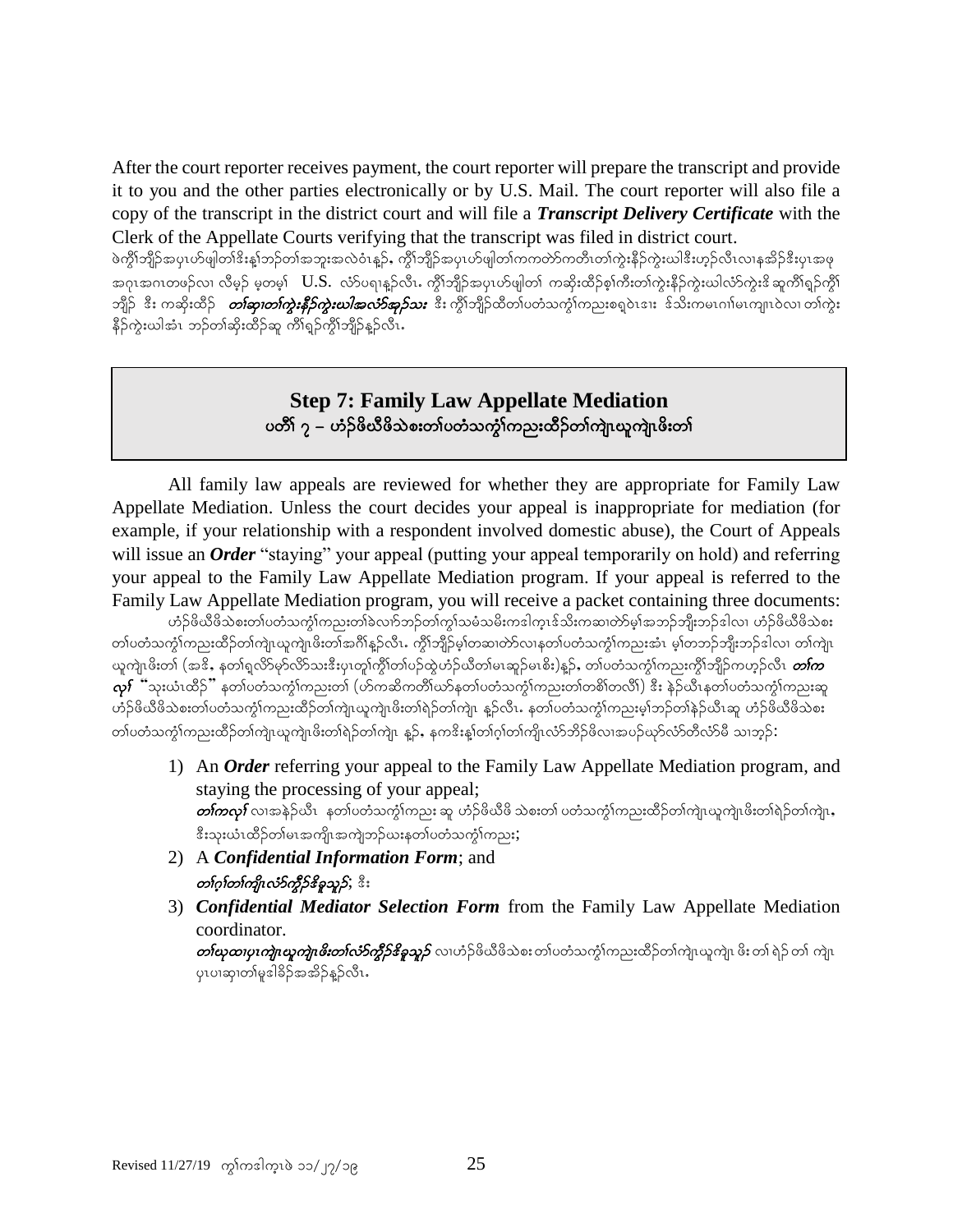After the court reporter receives payment, the court reporter will prepare the transcript and provide it to you and the other parties electronically or by U.S. Mail. The court reporter will also file a copy of the transcript in the district court and will file a ***Transcript Delivery Certificate*** with the Clerk of the Appellate Courts verifying that the transcript was filed in district court.

ဖဲကွိၢ်ဘျီၣ်အပှၤဟ်ဖျါတၢ်ဒိးန့ၢ်ဘၣ်တၢ်အဘူးအလဲဝံၤန့ၣ်, ကွိၢ်ဘျီၣ်အပှၤဟ်ဖျါတၢ်ကကတဲာ်ကတီၤတၢ်ကွဲးနီၣ်ကွဲးယါဒီးဟ့ၣ်လီၤလၢနအိၣ်ဒီးပှၤအဂၤအဂၤတဖၣ်လၢ လီမှၣ် မ့တမ့ၢ် U.S. လံာ်ပရၢန့ၣ်လီၤ. ကွိၢ်ဘျီၣ်အပှၤဟ်ဖျါတၢ် ကဆိးထိၣ်စ့ၢ်ကီးတၢ်ကွဲးနီၣ်ကွဲးယါလံာ်ကွဲးဒိ ဆူကီၢ်ရှၣ်ကွိၢ်ဘျိၣ် ဒီး ကဆိးထိၣ် ***တၢ်ဆှၢတၢ်ကွဲးနီၣ်ကွဲးယါအလံာ်ဆှၣ်သး*** ဒီး ကွိၢ်ဘျီၣ်ထိတၢ်ပတံသကွဲၢ်ကညးစရူဝဲၤဒၢး ဒ်သိးကမၤဂၢၢ်မၤကျၢၤဝဲလၢ တၢ်ကွဲးနီၣ်ကွဲးယါအံၤ ဘၣ်တၢ်ဆိးထိၣ်ဆူ ကီၢ်ရှၣ်ကွိၢ်ဘျိၣ်န့ၣ်လီၤ.

## Step 7: Family Law Appellate Mediation
## ပတိၢ် ၇ – ဟံၣ်ဖိယီဖိသဲစးတၢ်ပတံသကွဲၢ်ကညးထိၣ်တၢ်ကျဲၤယူကျဲၤဖိးတၢ်

All family law appeals are reviewed for whether they are appropriate for Family Law Appellate Mediation. Unless the court decides your appeal is inappropriate for mediation (for example, if your relationship with a respondent involved domestic abuse), the Court of Appeals will issue an ***Order*** "staying" your appeal (putting your appeal temporarily on hold) and referring your appeal to the Family Law Appellate Mediation program. If your appeal is referred to the Family Law Appellate Mediation program, you will receive a packet containing three documents:

ဟံၣ်ဖိယီဖိသဲစးတၢ်ပတံသကွဲၢ်ကညးတၢ်ခဲလၢာ်ဘၣ်တၢ်ကွၢ်သမံသမိးကဒါက့ဒ်သိးကဆၢတဲာ်မ့ၢ်အဘၣ်ဘျိးဘၣ်ဒါလၢ ဟံၣ်ဖိယီဖိသဲစးတၢ်ပတံသကွဲၢ်ကညးထိၣ်တၢ်ကျဲၤယူကျဲၤဖိးတၢ်အဂီၢ်န့ၣ်လီၤ. ကွိၢ်ဘျိၣ်မ့ၢ်တဆၢတဲာ်လၢနတၢ်ပတံသကွဲၢ်ကညးအံၤ မ့ၢ်တဘၣ်ဘျိးဘၣ်ဒါလၢ တၢ်ကျဲၤယူကျဲၤဖိးတၢ် (အဒိ, နတၢ်ရှလိာ်မုာ်လိာ်သးဒီးပှၤတူၢ်ကွီၢ်တၢ်ပၣ်ထွဲဟံၣ်ယီတၢ်မၤဆူၣ်မၤစိး)န့ၣ်, တၢ်ပတံသကွဲၢ်ကညးကွိၢ်ဘျိၣ်ကဟ့ၣ်လီၤ ***တၢ်ကလုၢ်*** "သုးယံၤထိၣ်" နတၢ်ပတံသကွဲၢ်ကညးတၢ် (ဟ်ကဆိကတိၢ်ယာ်နတၢ်ပတံသကွဲၢ်ကညးတၢ်တစိၢ်တလိၢ်) ဒီး နဲၣ်ယီၤနတၢ်ပတံသကွဲၢ်ကညးဆူ ဟံၣ်ဖိယီဖိသဲစးတၢ်ပတံသကွဲၢ်ကညးထိၣ်တၢ်ကျဲၤယူကျဲၤဖိးတၢ်ရဲၣ်တၢ်ကျဲၤ န့ၣ်လီၤ. နတၢ်ပတံသကွဲၢ်ကညးမ့ၢ်ဘၣ်တၢ်နဲၣ်ယီၤဆူ ဟံၣ်ဖိယီဖိသဲစးတၢ်ပတံသကွဲၢ်ကညးထိၣ်တၢ်ကျဲၤယူကျဲၤဖိးတၢ်ရဲၣ်တၢ်ကျဲၤ နူၣ်, နကဒိးန့ၢ်တၢ်ဂ့ၢ်တၢ်ကျိၤလံာ်ဘိၣ်ဖိလၢအပဉ်ယှာ်လံာ်တီလံာ်မိ သၢဘ့ၣ်:

1) An ***Order*** referring your appeal to the Family Law Appellate Mediation program, and staying the processing of your appeal;
   ***တၢ်ကလုၢ်*** လၢအနဲၣ်ယီၤ နတၢ်ပတံသကွဲၢ်ကညး ဆူ ဟံၣ်ဖိယီဖိ သဲစးတၢ် ပတံသကွဲၢ်ကညးထိၣ်တၢ်ကျဲၤယူကျဲၤဖိးတၢ်ရဲၣ်တၢ်ကျဲၤ, ဒီးသုးယံၤထိၣ်တၢ်မၤအကျိၤအကျဲဘၣ်ယးနတၢ်ပတံသကွဲၢ်ကညး;
2) A ***Confidential Information Form***; and
   ***တၢ်ဂ့ၢ်တၢ်ကျိၤလံာ်ကွီၣ်ခ်ိခူသူၣ်***; ဒီး
3) ***Confidential Mediator Selection Form*** from the Family Law Appellate Mediation coordinator.
   ***တၢ်ယုထၢပှၤကျဲၤယူကျဲၤဖိးတၢ်လံာ်ကွီၣ်ခ်ိခူသူၣ်*** လၢဟံၣ်ဖိယီဖိသဲစး တၢ်ပတံသကွဲၢ်ကညးထိၣ်တၢ်ကျဲၤယူကျဲၤ ဖိး တၢ် ရဲၣ် တၢ် ကျဲၤ ပှၤပၢဆှၢတၢ်မူဒါခိၣ်အအိၣ်န့ၣ်လီၤ.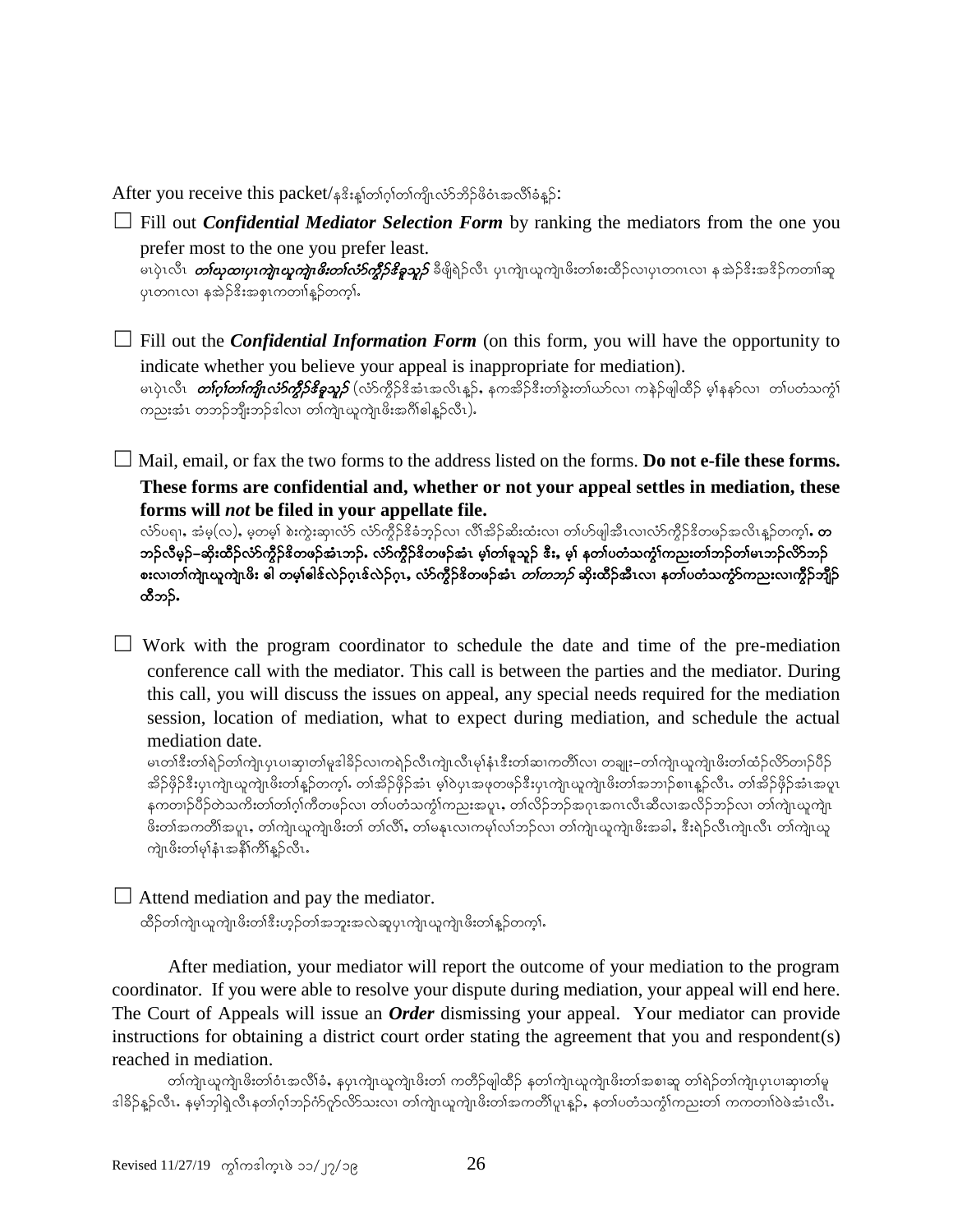After you receive this packet/နဒိးန့ၢ်တၢ်ဂ့ၢ်တၢ်ကျိၤလံာ်ဘိဉ်ဖိဝံၤအလီၢ်ခံန့ဉ်:

☐ Fill out ***Confidential Mediator Selection Form*** by ranking the mediators from the one you prefer most to the one you prefer least.
မၤပှဲၤလီၤ ***တၢ်ဃုထၢပှၤကျဲၤယူကျဲၤဖိးတၢ်လံာ်ကွီၣ်ဒိးခူသူဉ်*** ခီဖျိရဲဉ်လီၤ ပှၤကျဲၤယူကျဲၤဖိးတၢ်စးထိဉ်လၢပှၤတဂၤလၢ နအဲဉ်ဒိးအဒိဉ်ကတၢၢ်ဆူ ပှၤတဂၤလၢ နအဲဉ်ဒိးအစုၤကတၢၢ်န့ဉ်တက့ၢ်.

☐ Fill out the ***Confidential Information Form*** (on this form, you will have the opportunity to indicate whether you believe your appeal is inappropriate for mediation).
မၤပှဲၤလီၤ ***တၢ်ဂ့ၢ်တၢ်ကျိၤလံာ်ကွီၣ်ဒိးခူသူဉ်*** (လံာ်ကွီၣ်ဒိအံၤအလီၤန့ဉ်, နကအိဉ်ဒီးတၢ်ခွဲးတၢ်ယာ်လၢ ကနဲဉ်ဖျါထိဉ် မ့ၢ်နနာ်လၢ တၢ်ပတံသကွံၢ်ကညးအံၤ တဘဉ်ဘျိးဘဉ်ဒါလၢ တၢ်ကျဲၤယူကျဲၤဖိးအဂီၢ်ဓါန့ဉ်လီၤ).

☐ Mail, email, or fax the two forms to the address listed on the forms. **Do not e-file these forms. These forms are confidential and, whether or not your appeal settles in mediation, these forms will *not* be filed in your appellate file.**
လံာ်ပရၢ, အံမ့(လ), မ့တမ့ၢ် စဲးကွဲးဆှၢလံာ် လံာ်ကွီၣ်ဒိခံဘ့ဉ်လၢ လီၢ်အိဉ်ဆိးထံးလၢ တၢ်ဟ်ဖျါအီၤလၢလံာ်ကွီၣ်ဒိတဖဉ်အလီၤန့ဉ်တက့ၢ်. **တဘဉ်လီမ့ဉ်–ဆိုးထိဉ်လံာ်ကွီၣ်ဒိတဖဉ်အံၤဘဉ်. လံာ်ကွီၣ်ဒိတဖဉ်အံၤ မ့ၢ်တၢ်ခူသူဉ် ဒီး, မ့ၢ် နတၢ်ပတံသကွံၢ်ကညးတၢ်ဘဉ်တၢ်မၤဘဉ်လိာ်ဘဉ်စးလၢတၢ်ကျဲၤယူကျဲၤဖိး ဓါ တမ့ၢ်ဓါဒ်လဲဉ်ဂ့ၤဒ်လဲဉ်ဂ့ၤ, လံာ်ကွီၣ်ဒိတဖဉ်အံၤ *တၢ်တဘဉ်* ဆိုးထိဉ်အီၤလၢ နတၢ်ပတံသကွံာ်ကညးလၢကွီၣ်ဘျိဉ်ထဲဘဉ်.**

☐ Work with the program coordinator to schedule the date and time of the pre-mediation conference call with the mediator. This call is between the parties and the mediator. During this call, you will discuss the issues on appeal, any special needs required for the mediation session, location of mediation, what to expect during mediation, and schedule the actual mediation date.
မၤတၢ်ဒီးတၢ်ရဲဉ်တၢ်ကျဲၤပှၤပၢဆှၢတၢ်မူဒါခိဉ်လၢကရဲဉ်လီၤကျဲၤလီၤမုၢ်နံၤဒီးတၢ်ဆၢကတီၢ်လၢ တချုး–တၢ်ကျဲၤယူကျဲၤဖိးတၢ်ထံဉ်လိာ်တၢဉ်ပီဉ်အိဉ်ဖှိဉ်ဒီးပှၤကျဲၤယူကျဲၤဖိးတၢ်န့ဉ်တက့ၢ်. တၢ်အိဉ်ဖှိဉ်အံၤ မ့ၢ်ဝဲပှၤအဖုတဖဉ်ဒီးပှၤကျဲၤယူကျဲၤဖိးတၢ်အဘၢဉ်စၢၤန့ဉ်လီၤ. တၢ်အိဉ်ဖှိဉ်အံၤအပူၤ နကတၢဉ်ပီဉ်တဲသကိးတၢ်တၢ်ဂ့ၢ်ကီတဖဉ်လၢ တၢ်ပတံသကွံၢ်ကညးအပူၤ, တၢ်လိဉ်ဘဉ်အဂုၤအဂၤလီၤဆီလၢအလိဉ်ဘဉ်လၢ တၢ်ကျဲၤယူကျဲၤဖိးတၢ်အကတီၢ်အပူၤ, တၢ်ကျဲၤယူကျဲၤဖိးတၢ် တၢ်လီၢ်, တၢ်မနုၤလၢကမ့ၢ်လၢ်ဘဉ်လၢ တၢ်ကျဲၤယူကျဲၤဖိးအခါ, ဒီးရဲဉ်လီၤကျဲၤလီၤ တၢ်ကျဲၤယူကျဲၤဖိးတၢ်မုၢ်နံၤအနိၢ်ကီၢ်န့ဉ်လီၤ.

☐ Attend mediation and pay the mediator.
ထိဉ်တၢ်ကျဲၤယူကျဲၤဖိးတၢ်ဒီးဟ့ဉ်တၢ်အဘူးအလဲဆူပှၤကျဲၤယူကျဲၤဖိးတၢ်န့ဉ်တက့ၢ်.

After mediation, your mediator will report the outcome of your mediation to the program coordinator. If you were able to resolve your dispute during mediation, your appeal will end here. The Court of Appeals will issue an ***Order*** dismissing your appeal. Your mediator can provide instructions for obtaining a district court order stating the agreement that you and respondent(s) reached in mediation.

တၢ်ကျဲၤယူကျဲၤဖိးတၢ်ဝံၤအလီၢ်ခံ, နပှၤကျဲၤယူကျဲၤဖိးတၢ် ကတီဉ်ဖျါထိဉ် နတၢ်ကျဲၤယူကျဲၤဖိးတၢ်အစၢဆူ တၢ်ရဲဉ်တၢ်ကျဲၤပှၤပၢဆှၢတၢ်မူဒါခိဉ်န့ဉ်လီၤ. နမ့ၢ်ဘျါရဲလီၤနတၢ်ဂ့ၢ်ဘဉ်ဂံာ်ဂ့ာ်လိာ်သးလၢ တၢ်ကျဲၤယူကျဲၤဖိးတၢ်အကတီၢ်ပူၤန့ဉ်, နတၢ်ပတံသကွံၢ်ကညးတၢ် ကကတၢၢ်ဝဲဖဲအံၤလီၤ.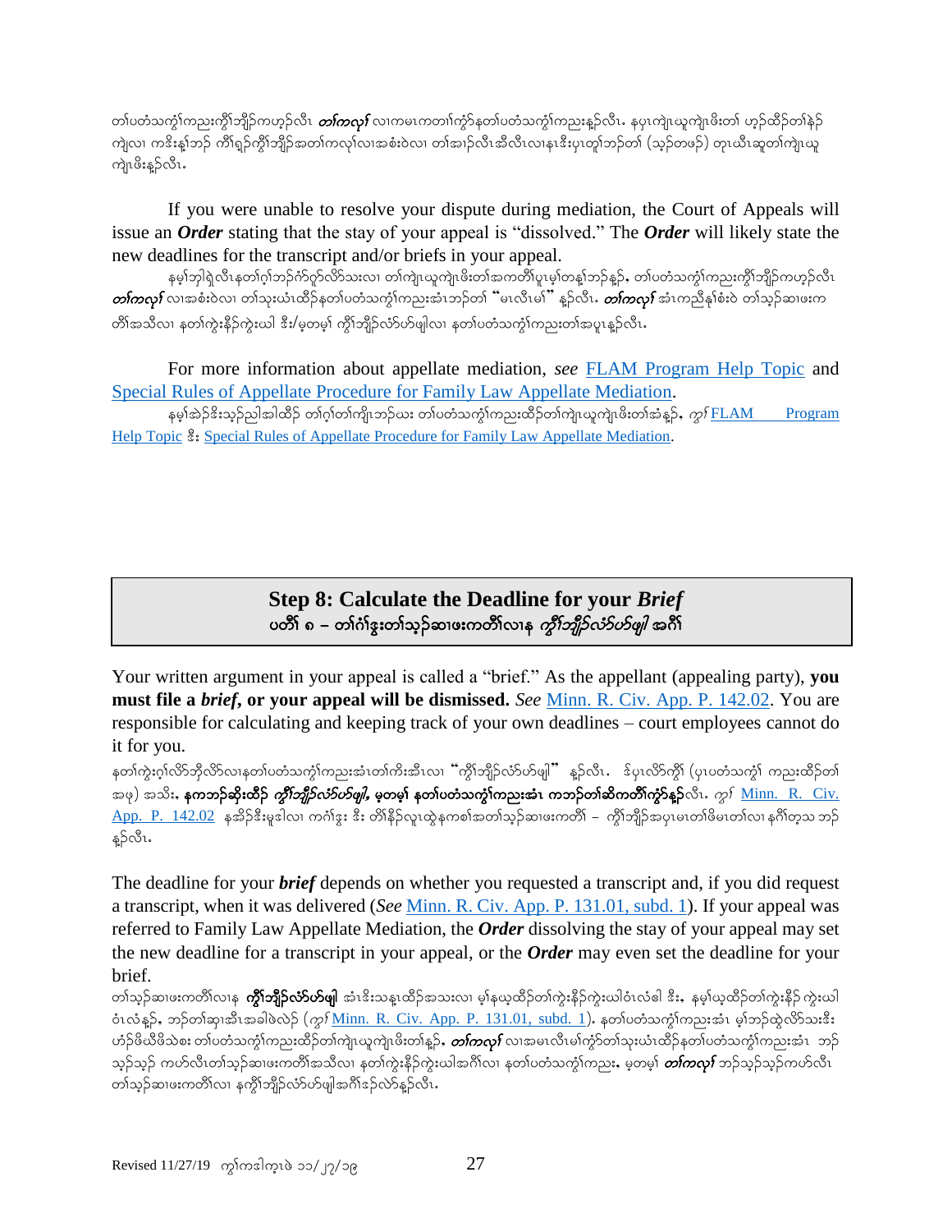တၢ်ပတံသကွံၢ်ကညးကွီၢ်ဘျိၣ်ကဟ့ၣ်လီၤ *တၢ်ကလုၢ်* လၢကမၤကတၢၢ်ကွံာ်နတၢ်ပတံသကွံၢ်ကညးနၣ်လီၤ. နပုၤကျဲၤယူကျဲၤဖိးတၢ် ဟ့ၣ်ထိၣ်တၢ်နံၣ်ကျဲလၢ ကဒိးန့ၢ်ဘၣ် ကိၢ်ရူၣ်ကွီၢ်ဘျိၣ်အတၢ်ကလုၢ်လၢအစံးဝဲလၢ တၢ်အါၣ်လီၤအီလီၤလၢနၤဒီးပုၤတူၢ်ဘၣ်တၢ် (သ့ၣ်တဖၣ်) တုၤယီၤဆူတၢ်ကျဲၤယူကျဲၤဖိးနၣ်လီၤ.

If you were unable to resolve your dispute during mediation, the Court of Appeals will issue an ***Order*** stating that the stay of your appeal is "dissolved." The ***Order*** will likely state the new deadlines for the transcript and/or briefs in your appeal.

နမ့ၢ်ဘုါရဲလီၤနတၢ်ဂ့ၢ်ဘၣ်ဂံာ်ဂ့ၣ်လိာ်သးလၢ တၢ်ကျဲၤယူကျဲၤဖိးတၢ်အကတိၢ်ပူၤမ့ၢ်တန့ၢ်ဘၣ်နၣ်, တၢ်ပတံသကွံၢ်ကညးကွီၢ်ဘျိၣ်ကဟ့ၣ်လီၤ *တၢ်ကလုၢ်* လၢအစံးဝဲလၢ တၢ်သုးယံၤထိၣ်နတၢ်ပတံသကွံၢ်ကညးအံၤဘၣ်တၢ် "မၤလီၤမၢ်" နၣ်လီၤ. *တၢ်ကလုၢ်* အံၤကညီနၢ်စံးဝဲ တၢ်သ့ၣ်ဆၢဖးကတိၢ်အသီလၢ နတၢ်ကွဲးနိဉ်ကွဲးယါ ဒီး/မ့တမ့ၢ် ကွိၢ်ဘျိၣ်လံာ်ဟ်ဖျါလၢ နတၢ်ပတံသကွံၢ်ကညးတၢ်အပူၤနၣ်လီၤ.

For more information about appellate mediation, *see* [FLAM Program Help Topic](#) and [Special Rules of Appellate Procedure for Family Law Appellate Mediation](#).

နမ့ၢ်အဲၣ်ဒိးသ့ၣ်ညါအါထိၣ် တၢ်ဂ့ၢ်တၢ်ကျိၤဘၣ်ယး တၢ်ပတံသကွံၢ်ကညးထိၣ်တၢ်ကျဲၤယူကျဲၤဖိးတၢ်အံၤန့ၣ်, *ကွၢ်* [FLAM Program Help Topic](#) ဒီး [Special Rules of Appellate Procedure for Family Law Appellate Mediation](#).

## Step 8: Calculate the Deadline for your *Brief*
## ပတိၢ် ၈ – တၢ်ဂံၢ်ဒွးတၢ်သ့ၣ်ဆၢဖးကတိၢ်လၢန *ကွိၢ်ဘျိၣ်လံာ်ဟ်ဖျါ* အဂီၢ်

Your written argument in your appeal is called a "brief." As the appellant (appealing party), **you must file a *brief*, or your appeal will be dismissed.** *See* [Minn. R. Civ. App. P. 142.02](#). You are responsible for calculating and keeping track of your own deadlines – court employees cannot do it for you.

နတၢ်ကွဲးဂ့ၢ်လိာ်ဘိုလိာ်လၢနတၢ်ပတံသကွံၢ်ကညးအံၤတၢ်ကိးအီၤလၢ "ကွိၢ်ဘျိၣ်လံာ်ဟ်ဖျါ" နၣ်လီၤ. ဒ်ပုၤလိာ်ကွီၢ် (ပုၤပတံသကွံၢ် ကညးထိၣ်တၢ်အဖု) အသိး, **နကဘၣ်ဆှိးထိၣ် *ကွိၢ်ဘျိၣ်လံာ်ဟ်ဖျါ*, မ့တမ့ၢ် နတၢ်ပတံသကွံၢ်ကညးအံၤ ကဘၣ်တၢ်ဆိကတိၢ်ကွံာ်နၣ်**လီၤ. *ကွၢ်* [Minn. R. Civ. App. P. 142.02](#) နအိၣ်ဒီးမူဒါလၢ ကဂံၢ်ဒွး ဒီး တိၢ်နိၣ်လူၤထွဲနကစၢ်အတၢ်သ့ၣ်ဆၢဖးကတိၢ် – ကွိၢ်ဘျိၣ်အပုၤမၤတၢ်ဖိမၤတၢ်လၢ နဂီၢ်တသ့ဘၣ်နၣ်လီၤ.

The deadline for your ***brief*** depends on whether you requested a transcript and, if you did request a transcript, when it was delivered (*See* [Minn. R. Civ. App. P. 131.01, subd. 1](#)). If your appeal was referred to Family Law Appellate Mediation, the ***Order*** dissolving the stay of your appeal may set the new deadline for a transcript in your appeal, or the ***Order*** may even set the deadline for your brief.

တၢ်သ့ၣ်ဆၢဖးကတိၢ်လၢန **ကွိၢ်ဘျိၣ်လံာ်ဟ်ဖျါ** အံၤဒိးသန့ၤထိၣ်အသးလၢ မ့ၢ်နယ့ထိၣ်တၢ်ကွဲးနိၣ်ကွဲးယါဝံၤလံဓါ ဒီး, နမ့ၢ်ယ့ထိၣ်တၢ်ကွဲးနိၣ် ကွဲးယါဝံၤလံန့ၣ်, ဘၣ်တၢ်ဆှၢအီၤအခါဖဲလဲၣ် (*ကွၢ်* [Minn. R. Civ. App. P. 131.01, subd. 1](#)). နတၢ်ပတံသကွံၢ်ကညးအံၤ မ့ၢ်ဘၣ်ထွဲလိာ်သးဒီး ဟံၣ်ဖိယီဖိသဲစး တၢ်ပတံသကွံၢ်ကညးထိၣ်တၢ်ကျဲၤယူကျဲၤဖိးတၢ်နၣ်, *တၢ်ကလုၢ်* လၢအမၤလီၤမၢ်ကွံာ်တၢ်သုးယံၤထိၣ်နတၢ်ပတံသကွံၢ်ကညးအံၤ ဘၣ်သ့ၣ်သ့ၣ် ကဟ်လီၤတၢ်သ့ၣ်ဆၢဖးကတိၢ်အသီလၢ နတၢ်ကွဲးနိၣ်ကွဲးယါအဂီၢ်လၢ နတၢ်ပတံသကွံၢ်ကညး, မ့တမ့ၢ် *တၢ်ကလုၢ်* ဘၣ်သ့ၣ်သ့ၣ်ကဟ်လီၤ တၢ်သ့ၣ်ဆၢဖးကတိၢ်လၢ နကွိၢ်ဘျိၣ်လံာ်ဟ်ဖျါအဂီၢ်ဒၣ်လဲာ်နၣ်လီၤ.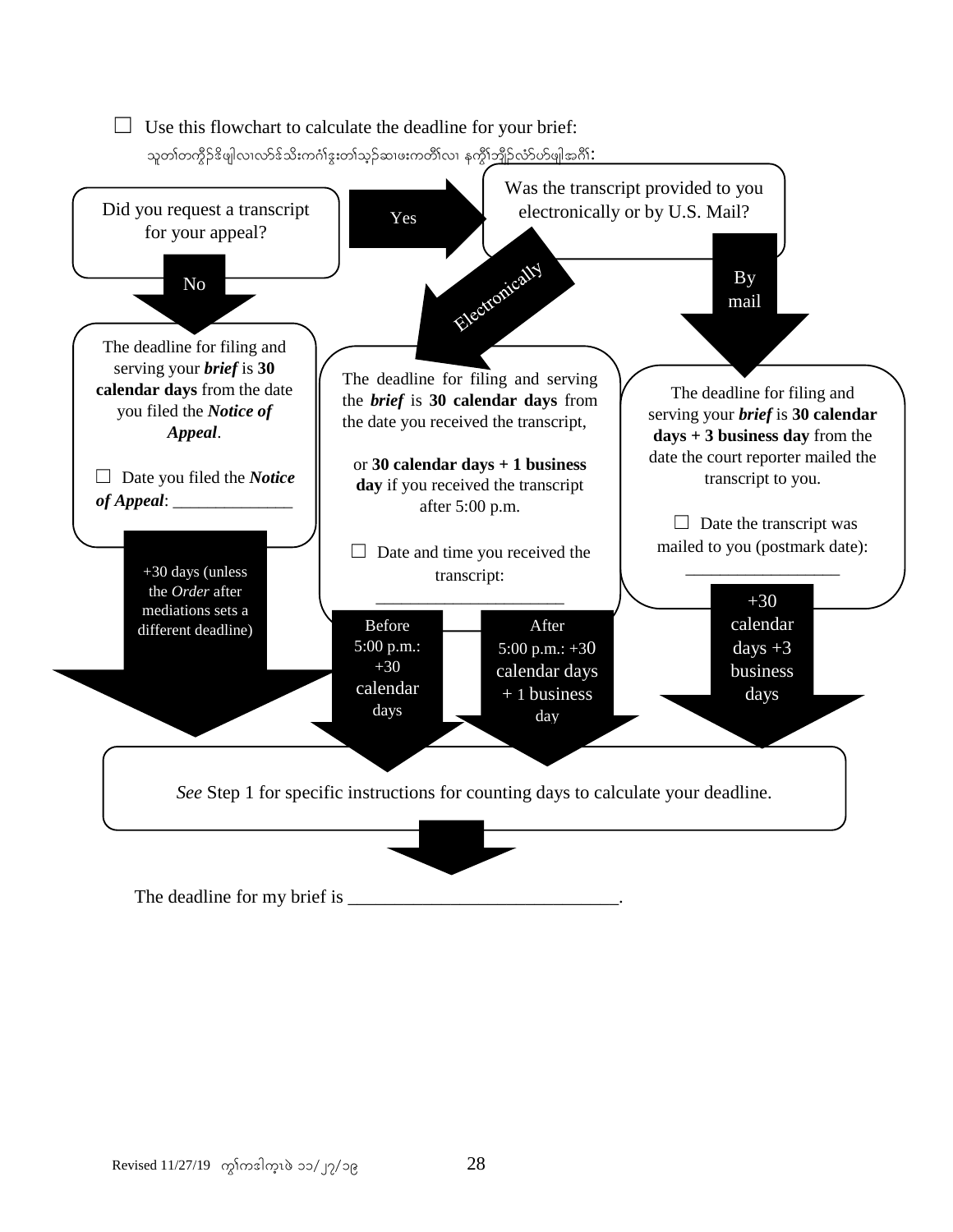☐ Use this flowchart to calculate the deadline for your brief:

သူတၢ်တက္ဂိၣ်ဒိဖျါလၢလာ်ဒ်သိးကဂံၢ်ဒွးတၢ်သ့ၣ်ဆၢဖးကတိၢ်လၢ နကွိၢ်ဘျိၣ်လံာ်ပာ်ဖျါအဂီၢ်:

Did you request a transcript for your appeal?

Yes → Was the transcript provided to you electronically or by U.S. Mail?

No

The deadline for filing and serving your ***brief*** is **30 calendar days** from the date you filed the ***Notice of Appeal***.

☐ Date you filed the ***Notice of Appeal***: ______________

+30 days (unless the *Order* after mediations sets a different deadline)

Electronically

The deadline for filing and serving the ***brief*** is **30 calendar days** from the date you received the transcript,

or **30 calendar days + 1 business day** if you received the transcript after 5:00 p.m.

☐ Date and time you received the transcript: ______________________

Before 5:00 p.m.: +30 calendar days

After 5:00 p.m.: +30 calendar days + 1 business day

By mail

The deadline for filing and serving your ***brief*** is **30 calendar days + 3 business day** from the date the court reporter mailed the transcript to you.

☐ Date the transcript was mailed to you (postmark date): __________________

+30 calendar days +3 business days

*See* Step 1 for specific instructions for counting days to calculate your deadline.

The deadline for my brief is ____________________________.

Revised 11/27/19 ကွၢ်ကဒါက့ၤဖဲ ၁၁/၂၇/၁၉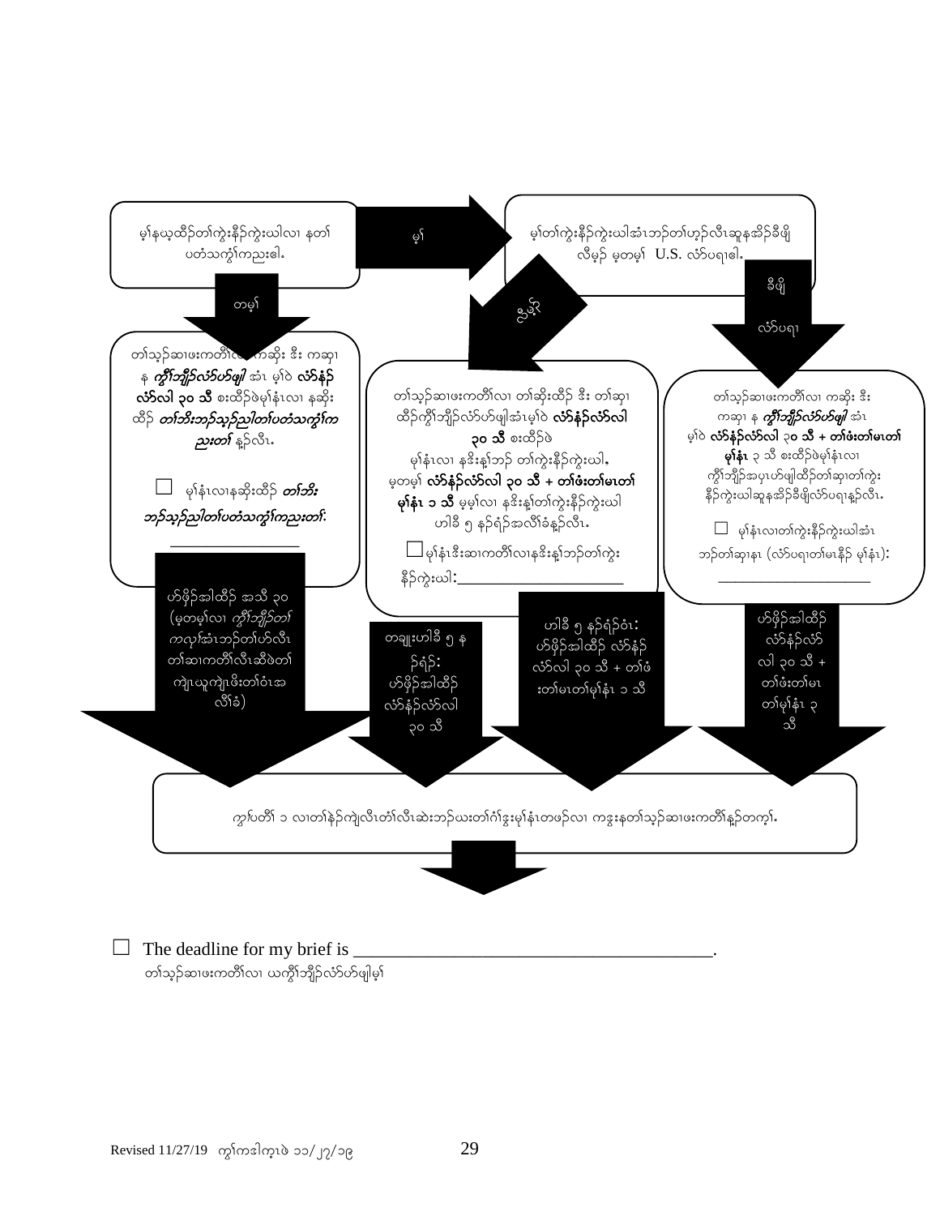မ့္နယ့္ထိဉ္တၢ္ကဲ့းနီဉ္ကဲ့းယါလၢ နတၢ္ပတံသက္ဲၢ္ကညးဓါ.

မ့ၢ်

မ့ၢ်တၢ်ကွဲးနီဉ်ကွဲးယါအံၤဘဉ်တၢ်ဟ့ဉ်လီၤဆူနအိဉ်ခီဖျိ လီမ့ဉ် မ့တမ့ၢ် U.S. လံာ်ပရၢဓါ.

တမ့ၢ်

ညီမ့ဉ်

ခီဖျိ လံာ်ပရၢ

တၢ်သ့ဉ်ဆၢဖးကတိၢ်လၢ ကဆိုး ဒီး ကဆှၢ န ***ကွိၢ်ဘျိဉ်လံာ်ဟ်ဖျါ*** အံၤ မ့ၢ်ဝဲ **လံာ်နံဉ်လံာ်လါ ၃၀ သီ** စးထိဉ်ဖဲမု့ၢ်နံၤလၢ နဆိုးထိဉ် ***တၢ်ဘိးဘဉ်သ့ဉ်ညါတၢ်ပတံသကွဲၢ်ကညးတၢ်*** နူဉ်လီၤ.

☐ မု့ၢ်နံၤလၢနဆိုးထိဉ် ***တၢ်ဘိးဘဉ်သ့ဉ်ညါတၢ်ပတံသကွဲၢ်ကညးတၢ်:***

\_\_\_\_\_\_\_\_\_\_\_\_\_\_\_\_

တၢ်သ့ဉ်ဆၢဖးကတိၢ်လၢ တၢ်ဆိုးထိဉ် ဒီး တၢ်ဆှၢထိဉ်ကွိၢ်ဘျိဉ်လံာ်ဟ်ဖျါအံၤမ့ၢ်ဝဲ **လံာ်နံဉ်လံာ်လါ ၃၀ သီ** စးထိဉ်ဖဲ မု့ၢ်နံၤလၢ နဒိးန့ၢ်ဘဉ် တၢ်ကွဲးနီဉ်ကွဲးယါ. မ့တမ့ၢ် **လံာ်နံဉ်လံာ်လါ ၃၀ သီ + တၢ်ဖိးတၢ်မၤတၢ်မု့ၢ်နံၤ ၁ သီ** မ့မ့ၢ်လၢ နဒိးန့ၢ်တၢ်ကွဲးနီဉ်ကွဲးယါ ဟါခီ ၅ နဉ်ရံဉ်အလိၢ်ခံန့ဉ်လီၤ.

☐မု့ၢ်နံၤဒိးဆၢကတိၢ်လၢနဒိးန့ၢ်ဘဉ်တၢ်ကွဲးနီဉ်ကွဲးယါ:\_\_\_\_\_\_\_\_\_\_\_\_\_\_\_\_\_\_\_\_

တၢ်သ့ဉ်ဆၢဖးကတိၢ်လၢ ကဆိုး ဒီး ကဆှၢ န ***ကွိၢ်ဘျိဉ်လံာ်ဟ်ဖျါ*** အံၤ မ့ၢ်ဝဲ **လံာ်နံဉ်လံာ်လါ ၃၀ သီ + တၢ်ဖိးတၢ်မၤတၢ်မု့ၢ်နံၤ** ၃ သီ စးထိဉ်ဖဲမု့ၢ်နံၤလၢ ကွိၢ်ဘျိဉ်အပှၤဟ်ဖျါထိဉ်တၢ်ဆှၢတၢ်ကွဲးနီဉ်ကွဲးယါဆူနအိဉ်ခီဖျိလံာ်ပရၢန့ဉ်လီၤ.

☐ မု့ၢ်နံၤလၢတၢ်ကွဲးနီဉ်ကွဲးယါအံၤဘဉ်တၢ်ဆှၢနၤ (လံာ်ပရၢတၢ်မၤနီဉ် မု့ၢ်နံၤ):

\_\_\_\_\_\_\_\_\_\_\_\_\_\_\_\_\_\_\_\_

ဟ်ဖှိဉ်အါထိဉ် အသီ ၃၀ (မ့တမ့ၢ်လၢ *ကွိၢ်ဘျိဉ်တၢ်ကလုၢ်*အံၤဘဉ်တၢ်ဟ်လီၤတၢ်ဆၢကတိၢ်လီၤဆီဖဲတၢ်ကျဲၤယူကျဲၤဖိးတၢ်ဝံၤအလိၢ်ခံ)

တချုးဟါခီ ၅ နဉ်ရံဉ်: ဟ်ဖှိဉ်အါထိဉ် လံာ်နံဉ်လံာ်လါ ၃၀ သီ

ဟါခီ ၅ နဉ်ရံဉ်ဝံၤ: ဟ်ဖှိဉ်အါထိဉ် လံာ်နံဉ်လံာ်လါ ၃၀ သီ + တၢ်ဖိးတၢ်မၤတၢ်မု့ၢ်နံၤ ၁ သီ

ဟ်ဖှိဉ်အါထိဉ် လံာ်နံဉ်လံာ်လါ ၃၀ သီ + တၢ်ဖိးတၢ်မၤတၢ်မု့ၢ်နံၤ ၃ သီ

*ကွ*ၢ်ပတိၢ် ၁ လၢတၢ်နဲဉ်ကျဲလီၤတံၢ်လီၤဆဲးဘဉ်ဃးတၢ်ဂံၢ်ဒွးမု့ၢ်နံၤတဖဉ်လၢ ကဒွးနတၢ်သ့ဉ်ဆၢဖးကတိၢ်န့ဉ်တက့ၢ်.

☐ The deadline for my brief is \_\_\_\_\_\_\_\_\_\_\_\_\_\_\_\_\_\_\_\_\_\_\_\_\_\_\_\_\_\_\_\_\_\_\_\_\_\_\_\_.
တၢ်သ့ဉ်ဆၢဖးကတိၢ်လၢ ယကွိၢ်ဘျိဉ်လံာ်ဟ်ဖျါမ့ၢ်

Revised 11/27/19 ကွၢ်ကဒါက့ၤဖဲ ၁၁/၂၇/၁၉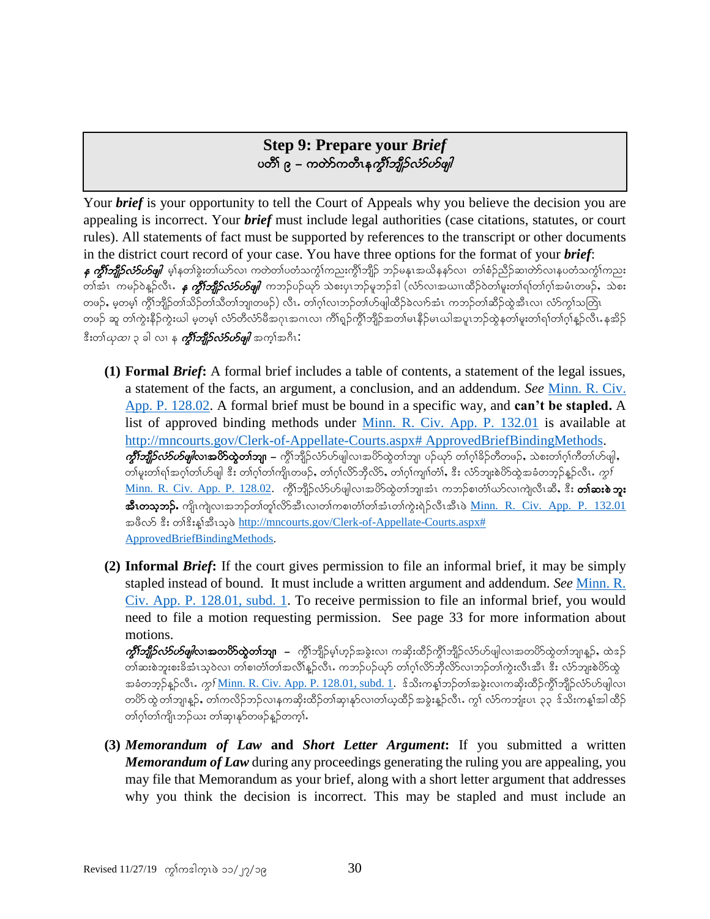## Step 9: Prepare your *Brief*
## ပတိၢ် ၉ – ကတဲာ်ကတီၤန *ကွိၢ်ဘျိၣ်လံာ်ဟ်ဖျါ*

Your ***brief*** is your opportunity to tell the Court of Appeals why you believe the decision you are appealing is incorrect. Your ***brief*** must include legal authorities (case citations, statutes, or court rules). All statements of fact must be supported by references to the transcript or other documents in the district court record of your case. You have three options for the format of your ***brief***:

***န ကွိၢ်ဘျိၣ်လံာ်ဟ်ဖျါ*** မ့ၢ်နတၢ်ခွဲးတၢ်ယာ်လၢ ကတဲတၢ်ပတံသကွံၢ်ကညးကွိၢ်ဘျိၣ် ဘၣ်မနုၤအယိနနာ်လၢ တၢ်စံၣ်ညီၣ်ဆၢတဲာ်လၢနပတံသကွံၢ်ကညး တၢ်အံၤ ကမၣ်ဝဲန့ၣ်လီၤ. ***န ကွိၢ်ဘျိၣ်လံာ်ဟ်ဖျါ*** ကဘၣ်ပဉ်ယှာ် သဲစးပှၤဘၣ်မူဘၣ်ဒါ (လံာ်လၢအယ့ၤထိၣ်ဝဲတၢ်မူးတၢ်ရၢ်တၢ်ဂ့ၢ်အမံၤတဖၣ်, သဲစးတဖၣ်, မ့တမ့ၢ် ကွိၢ်ဘျိၣ်တၢ်သိၣ်တၢ်သီတၢ်ဘျၢတဖၣ်) လီၤ. တၢ်ဂ့ၢ်လၢဘၣ်တၢ်ဟ်ဖျါထိၣ်ခဲလၢာ်အံၤ ကဘၣ်တၢ်ဆီၣ်ထွဲအီၤလၢ လံာ်ကွဲးသကြၢ တဖၣ် ဆူ တၢ်ကွဲးနိၣ်ကွဲးယါ မ့တမ့ၢ် လံာ်တီလံာ်မီအဂုၤအဂၤလၢ ကိၢ်ရှၣ်ကွိၢ်ဘျိၣ်အတၢ်မၤနိၣ်မၤယါအပူၤဘၣ်ထွဲနတၢ်မူးတၢ်ရၢ်တၢ်ဂ့ၢ်န့ၣ်လီၤ. နအိၣ်ဒီးတၢ်ယုထၢ ၃ ခါ လၢ န ***ကွိၢ်ဘျိၣ်လံာ်ဟ်ဖျါ*** အကူၢ်အဂီၤ:

**(1) Formal *Brief*:** A formal brief includes a table of contents, a statement of the legal issues, a statement of the facts, an argument, a conclusion, and an addendum. *See* Minn. R. Civ. App. P. 128.02. A formal brief must be bound in a specific way, and **can't be stapled.** A list of approved binding methods under Minn. R. Civ. App. P. 132.01 is available at http://mncourts.gov/Clerk-of-Appellate-Courts.aspx# ApprovedBriefBindingMethods.

***ကွိၢ်ဘျိၣ်လံာ်ဟ်ဖျါလၢအပိာ်ထွဲတၢ်ဘျၢ*** – ကွိၢ်ဘျိၣ်လံာ်ဟ်ဖျါလၢအပိာ်ထွဲတၢ်ဘျၢ ပဉ်ယှာ် တၢ်ဂ့ၢ်ခိၣ်တီတဖၣ်, သဲစးတၢ်ဂ့ၢ်ကီတၢ်ဟ်ဖျါ, တၢ်မူးတၢ်ရၢ်အဂ့ၢ်တၢ်ဟ်ဖျါ ဒီး တၢ်ဂ့ၢ်တၢ်ကျိၤတဖၣ်, တၢ်ဂ့ၢ်လိာ်ဘိလိာ်, တၢ်ဂ့ၢ်ကျၢၢ်တံၢ်, ဒီး လံာ်ဘူးစဲပိာ်ထွဲအခံတဘ့ၣ်န့ၣ်လီၤ. *ကွၢ်* Minn. R. Civ. App. P. 128.02. ကွိၢ်ဘျိၣ်လံာ်ဟ်ဖျါလၢအပိာ်ထွဲတၢ်ဘျၢအံၤ ကဘၣ်စၢတံၢ်ယာ်လၢကျဲလီၤဆီ, ဒီး **တၢ်ဆးစဲ ဘူးအီၤတသ့ဘၣ်.** ကျဲၤကျဲလၢအဘၣ်တၢ်တူၢ်လိာ်အီၤလၢတၢ်ကစၢတံၢ်တၢ်အံၤတၢ်ကွဲးရဲၣ်လီၤအီၤဖဲ Minn. R. Civ. App. P. 132.01 အဖီလာ် ဒီး တၢ်ဒိးန့ၢ်အီၤသ့ဖဲ http://mncourts.gov/Clerk-of-Appellate-Courts.aspx# ApprovedBriefBindingMethods.

**(2) Informal *Brief*:** If the court gives permission to file an informal brief, it may be simply stapled instead of bound. It must include a written argument and addendum. *See* Minn. R. Civ. App. P. 128.01, subd. 1. To receive permission to file an informal brief, you would need to file a motion requesting permission. See page 33 for more information about motions.

***ကွိၢ်ဘျိၣ်လံာ်ဟ်ဖျါလၢအတပိာ်ထွဲတၢ်ဘျၢ*** – ကွိၢ်ဘျိၣ်မ့ၢ်ဟ့ၣ်အခွဲးလၢ ကဆိးထိၣ်ကွိၢ်ဘျိၣ်လံာ်ဟ်ဖျါလၢအတပိာ်ထွဲတၢ်ဘျၢန့ၣ်, ထဲဒၣ် တၢ်ဆးစဲဘူးစးခိအံၤသ့ဝဲလၢ တၢ်စၢတံၢ်တၢ်အလီၢ်န့ၣ်လီၤ. ကဘၣ်ပဉ်ယှာ် တၢ်ဂ့ၢ်လိာ်ဘိလိာ်လၢဘၣ်တၢ်ကွဲးလီၤအီၤ ဒီး လံာ်ဘူးစဲပိာ်ထွဲအခံတဘ့ၣ်န့ၣ်လီၤ. *ကွၢ်* Minn. R. Civ. App. P. 128.01, subd. 1. ဒ်သိးကန့ၢ်ဘၣ်တၢ်အခွဲးလၢကဆိးထိၣ်ကွိၢ်ဘျိၣ်လံာ်ဟ်ဖျါလၢ တပိာ်ထွဲတၢ်ဘျၢန့ၣ်, တၢ်ကလိၣ်ဘၣ်လၢနကဆိးထိၣ်တၢ်ဆှၢနၣ်လၢတၢ်ယ့ထိၣ် အခွဲးန့ၣ်လီၤ. ကွၢ် လံာ်ကဘျံးပၤ ၃၃ ဒ်သိးကန့ၢ်အါ ထိၣ် တၢ်ဂ့ၢ်တၢ်ကျိၤဘၣ်ဃး တၢ်ဆှၢနၣ်တဖၣ်န့ၣ်တက့ၢ်.

**(3) *Memorandum of Law* and *Short Letter Argument*:** If you submitted a written ***Memorandum of Law*** during any proceedings generating the ruling you are appealing, you may file that Memorandum as your brief, along with a short letter argument that addresses why you think the decision is incorrect. This may be stapled and must include an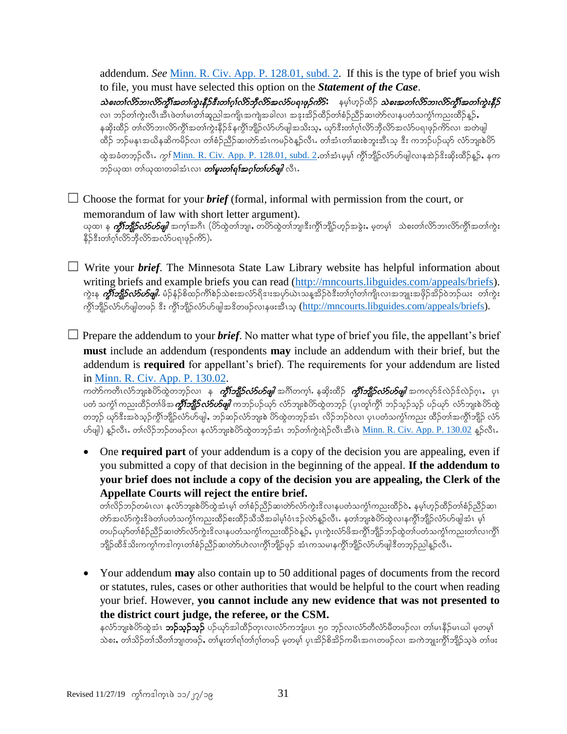addendum. *See* [Minn. R. Civ. App. P. 128.01, subd. 2](). If this is the type of brief you wish to file, you must have selected this option on the ***Statement of the Case***.

***သဲစးတၢ်လိာ်ဘၢလိာ်ကွီၢ်အတၢ်ကွဲးနီၣ်ဒီးတၢ်ဂ့ၢ်လိာ်ဘိုလိာ်အလံာ်ပရၢဖုဉ်ကိာ်:*** နမ့ၢ်ဟ့ၣ်ထိၣ် ***သဲစးအတၢ်လိာ်ဘၢလိာ်ကွီၢ်အတၢ်ကွဲးနီၣ်*** လၢ ဘၣ်တၢ်ကွဲးလီၤအီၤဖဲတၢ်မၤတၢ်ဆူညါအကျိၤအကျဲအခါလၢ အဒုးအိၣ်ထိၣ်တၢ်စံၣ်ညီၣ်ဆၢတဲာ်လၢနပတံသကွံၢ်ကညးထိၣ်နူၣ်, နဆိုးထိၣ် တၢ်လိာ်ဘၢလိာ်ကွီၢ်အတၢ်ကွဲးနီၣ်ဒ်နကွီၢ်ဘျိၣ်လံာ်ဟ်ဖျါအသိးသ့, ယုာ်ဒီးတၢ်ဂ့ၢ်လိာ်ဘိုလိာ်အလံာ်ပရၢဖုဉ်ကိာ်လၢ အတဲဖျါ ထိၣ် ဘၣ်မနုၤအဃိနဆိကမိၣ်လၢ တၢ်စံၣ်ညီၣ်ဆၢတဲာ်အံၤကမၣ်ဝဲနူၣ်လီၤ. တၢ်အံၤတၢ်ဆးစဲဘူးအီၤသ့ ဒီး ကဘၣ်ပဉ်ယှာ် လံာ်ဘျးစဲပိာ် ထွဲအခံတဘ့ၣ်လီၤ. ကွၢ် [Minn. R. Civ. App. P. 128.01, subd. 2]().တၢ်အံၤမ့မ့ၢ် ကွီၢ်ဘျိၣ်လံာ်ဟ်ဖျါလၢနအဲၣ်ဒိးဆိုးထိၣ်နူၣ်, နက ဘၣ်ယုထၢ တၢ်ယုထၢတခါအံၤလၢ ***တၢ်မူးတၢ်ရၢ်အဂ့ၢ်တၢ်ဟ်ဖျါ*** လီၤ.

☐ Choose the format for your ***brief*** (formal, informal with permission from the court, or memorandum of law with short letter argument).
ယုထၢ န ***ကွီၢ်ဘျိၣ်လံာ်ဟ်ဖျါ*** အကၢ်အဂီၤ (ပိာ်ထွဲတၢ်ဘျၢ, တပိာ်ထွဲတၢ်ဘျၢဒီးကွီၢ်ဘျိၣ်ဟ့ၣ်အခွဲး, မ့တမ့ၢ် သဲစးတၢ်လိာ်ဘၢလိာ်ကွီၢ်အတၢ်ကွဲး နီၣ်ဒီးတၢ်ဂ့ၢ်လိာ်ဘိုလိာ်အလံာ်ပရၢဖုဉ်ကိာ်).

☐ Write your ***brief***. The Minnesota State Law Library website has helpful information about writing briefs and example briefs you can read ([http://mncourts.libguides.com/appeals/briefs](http://mncourts.libguides.com/appeals/briefs)).
ကွဲးန ***ကွီၢ်ဘျိၣ်လံာ်ဟ်ဖျါ***. မံၣ်နံၣ်စိထၣ်ကီၢ်စဲၣ်သဲစးအလံာ်ရိၣ်ႇအပှာ်ယဲၤသန္နအိၣ်ဝဲဒီးတၢ်ဂ့ၢ်တၢ်ကျိၤလၢအဘျုးအဖိုၣ်အိၣ်ဝဲဘၣ်ဃး တၢ်ကွဲး ကွီၢ်ဘျိၣ်လံာ်ဟ်ဖျါတဖၣ် ဒီး ကွီၢ်ဘျိၣ်လံာ်ဟ်ဖျါအဒိတဖၣ်လၢနဖးအီၤသ့ ([http://mncourts.libguides.com/appeals/briefs](http://mncourts.libguides.com/appeals/briefs)).

☐ Prepare the addendum to your ***brief***. No matter what type of brief you file, the appellant's brief **must** include an addendum (respondents **may** include an addendum with their brief, but the addendum is **required** for appellant's brief). The requirements for your addendum are listed in [Minn. R. Civ. App. P. 130.02]().
ကတဲာ်ကတီၤလံာ်ဘျးစဲပိာ်ထွဲတဘ့ၣ်လၢ န ***ကွီၢ်ဘျိၣ်လံာ်ဟ်ဖျါ*** အဂိၢ်တက့ၢ်. နဆိုးထိၣ် ***ကွီၢ်ဘျိၣ်လံာ်ဟ်ဖျါ*** အကလုာ်ဒ်လဲၣ်ဒ်လဲၣ်ဂ့ၤ, ပုၤ ပတံ သကွံၢ် ကညးထိၣ်တၢ်ဖိအ ***ကွီၢ်ဘျိၣ်လံာ်ဟ်ဖျါ*** ကဘၣ်ပဉ်ယှာ် လံာ်ဘျးစဲပိာ်ထွဲတဘ့ၣ် (ပုၤတူၢ်ကွီၢ် ဘၣ်သ့ၣ်သ့ၣ် ပဉ်ယှာ် လံာ်ဘျးစဲပိာ်ထွဲ တဘ့ၣ် ယုာ်ဒီးအဝဲသ့ၣ်ကွီၢ်ဘျိၣ်လံာ်ဟ်ဖျါ, ဘၣ်ဆၣ်လံာ်ဘျးစဲ ပိာ်ထွဲတဘ့ၣ်အံၤ လိၣ်ဘၣ်ဝဲလၢ ပုၤပတံသကွံၢ်ကညး ထိၣ်တၢ်အကွီၢ်ဘျိၣ် လံာ် ဟ်ဖျါ) နူၣ်လီၤ. တၢ်လိၣ်ဘၣ်တဖၣ်လၢ နလံာ်ဘျးစဲပိာ်ထွဲတဘ့ၣ်အံၤ ဘၣ်တၢ်ကွဲးရဲၣ်လီၤအီၤဖဲ [Minn. R. Civ. App. P. 130.02]() နူၣ်လီၤ.

- One **required part** of your addendum is a copy of the decision you are appealing, even if you submitted a copy of that decision in the beginning of the appeal. **If the addendum to your brief does not include a copy of the decision you are appealing, the Clerk of the Appellate Courts will reject the entire brief.**
တၢ်လိၣ်ဘၣ်တမံၤလၢ နလံာ်ဘျးစဲပိာ်ထွဲအံၤမ့ၢ် တၢ်စံၣ်ညီၣ်ဆၢတဲာ်လံာ်ကွဲးဒိလၢနပတံသကွံၢ်ကညးထိၣ်ဝဲ, နမ့ၢ်ဟ့ၣ်ထိၣ်တၢ်စံၣ်ညီၣ်ဆၢ တဲာ်အလံာ်ကွဲးဒိဖဲတၢ်ပတံသကွံၢ်ကညးထိၣ်စးထိၣ်သိသိအခါမ့ၢ်ဝံၤဒၣ်လဲာ်နူၣ်လီၤ. နတၢ်ဘျးစဲပိာ်ထွဲလၢနကွီၢ်ဘျိၣ်လံာ်ဟ်ဖျါအံၤ မ့ၢ် တပဉ်ယှာ်တၢ်စံၣ်ညီၣ်ဆၢတဲာ်လံာ်ကွဲးဒိလၢနပတံသကွံၢ်ကညးထိၣ်ဝဲနူၣ်, ပုၤကွဲးလံာ်ဖိအကွီၢ်ဘျိၣ်ဘၣ်ထွဲတၢ်ပတံသကွံၢ်ကညးတၢ်လၢကွီၢ် ဘျိၣ်ထိၣ်ဒီးကကွၢ်ကဒါက့ၤတၢ်စံၣ်ညီၣ်ဆၢတဲာ်ဟဲလၢကွီၢ်ဘျိၣ်ဖ့ၣ် အံၤကသမၢနကွီၢ်ဘျိၣ်လံာ်ဟ်ဖျါဒီတဘ့ၣ်ညါနူၣ်လီၤ.

- Your addendum **may** also contain up to 50 additional pages of documents from the record or statutes, rules, cases or other authorities that would be helpful to the court when reading your brief. However, **you cannot include any new evidence that was not presented to the district court judge, the referee, or the CSM.**
နလံာ်ဘျးစဲပိာ်ထွဲအံၤ **ဘၣ်သ့ၣ်သ့ၣ်** ပဉ်ယှာ်အါထိၣ်တုၤလၢလံာ်ကဘျံးပၤ ၅၀ ဘ့ၣ်လၢလံာ်တီလံာ်မိတဖၣ်လၢ တၢ်မၤနီၣ်မၤဃါ မ့တမ့ၢ် သဲစး, တၢ်သိၣ်တၢ်သီတၢ်ဘျၢတဖၣ်, တၢ်မူးတၢ်ရၢ်တၢ်ဂ့ၢ်တဖၣ် မ့တမ့ၢ် ပုၤအိၣ်စိအိၣ်ကမီၤအဂၤတဖၣ်လၢ အကဲဘျုးကွီၢ်ဘျိၣ်သ့ဖဲ တၢ်ဖး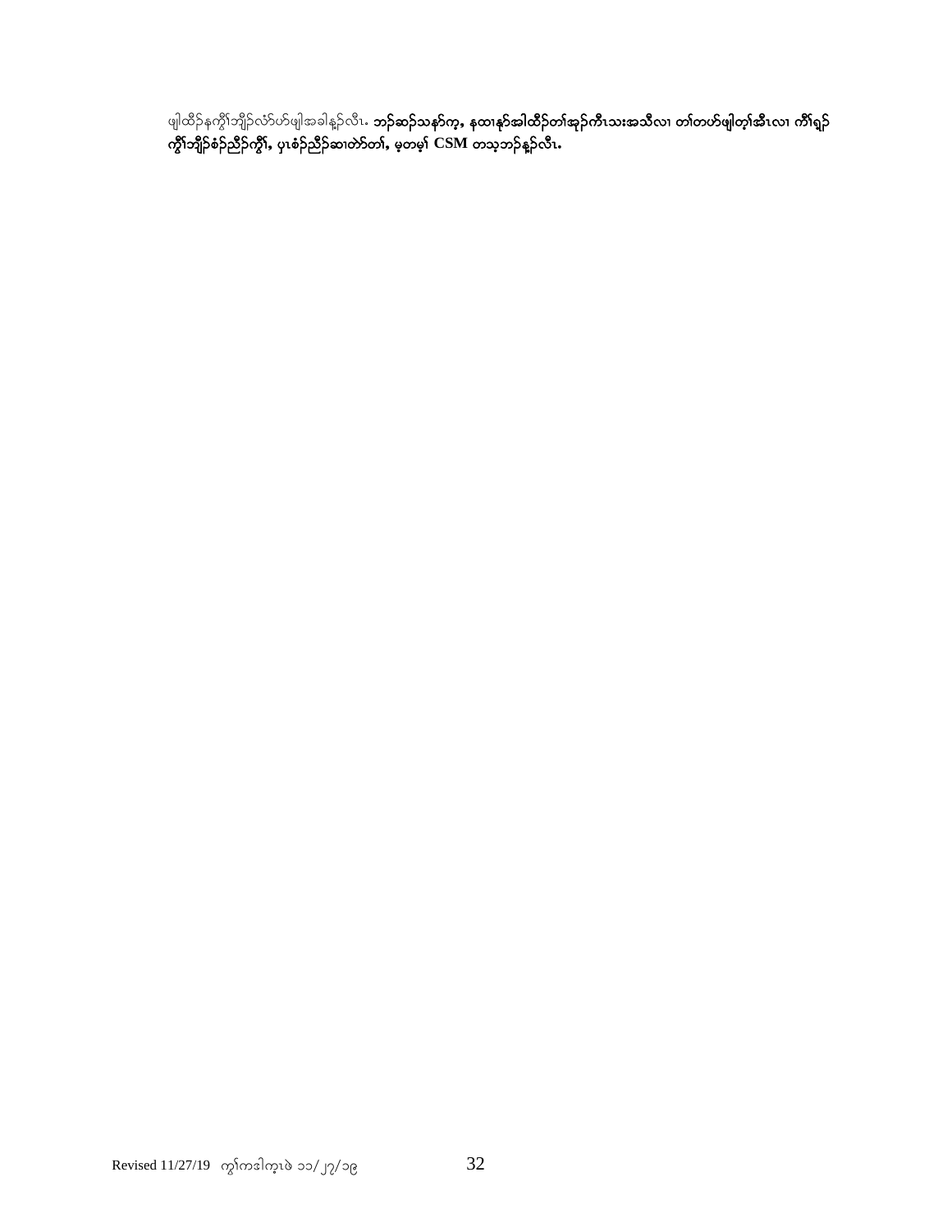ဖျါထိဉ်နကွဲၢ်ဘျိဉ်လံာ်ဟ်ဖျါအခါန့ၣ်လီၤ. **ဘၣ်ဆၣ်သနၢ်က့, နထၢနၣ်အါထိဉ်တၢ်အှၣ်ကီၤသးအသီလၢ တၢ်တဟ်ဖျါတ့ၢ်အီၤလၢ ကိၢ်ရှၣ်ကွဲၢ်ဘျိၣ်စံၣ်ညီၣ်ကွဲၢ်, ပှၤစံၣ်ညီၣ်ဆၢတဲာ်တၢ်, မ့တမ့ၢ် CSM တသ့ဘၣ်န့ၣ်လီၤ.**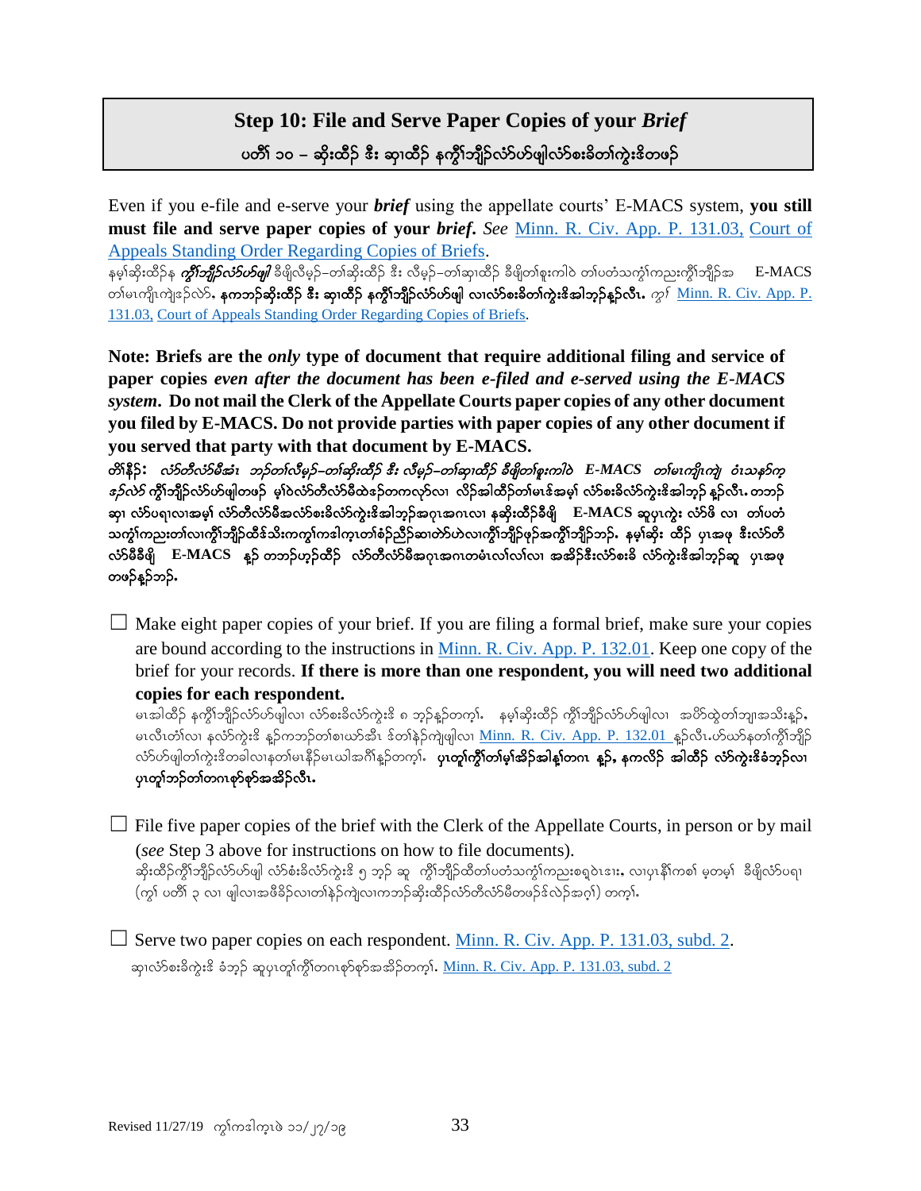## Step 10: File and Serve Paper Copies of your *Brief*

ပတိၢ် ၁၀ – ဆိးထီၣ် ဒီး ဆှၢထီၣ် နကွီၢ်ဘျီၣ်လံာ်ဟ်ဖျါလံာ်စးခိတၢ်ကွဲးဒီတဖၣ်

Even if you e-file and e-serve your ***brief*** using the appellate courts' E-MACS system, **you still must file and serve paper copies of your *brief***. *See* Minn. R. Civ. App. P. 131.03, Court of Appeals Standing Order Regarding Copies of Briefs.

နမ့ၢ်ဆိးထီၣ်န ***ကွီၢ်ဘျီၣ်လံာ်ဟ်ဖျါ*** ခီဖျိလီမ့ၣ်–တၢ်ဆိးထီၣ် ဒီး လီမ့ၣ်–တၢ်ဆှၢထီၣ် ခီဖျိတၢ်စူးကါဝဲ တၢ်ပတံသကွံၢ်ကညးကွီၢ်ဘျီၣ်အ E-MACS တၢ်မၤကျိၤကျဲဒၣ်လဲာ်, **နကဘၣ်ဆိးထီၣ် ဒီး ဆှၢထီၣ် နကွီၢ်ဘျီၣ်လံာ်ဟ်ဖျါ လၢလံာ်စးခိတၢ်ကွဲးဒီအါဘၣ်နၣ်လီၤ.** *ကွ်* Minn. R. Civ. App. P. 131.03, Court of Appeals Standing Order Regarding Copies of Briefs.

**Note: Briefs are the *only* type of document that require additional filing and service of paper copies *even after the document has been e-filed and e-served using the E-MACS system*. Do not mail the Clerk of the Appellate Courts paper copies of any other document you filed by E-MACS. Do not provide parties with paper copies of any other document if you served that party with that document by E-MACS.**

**တၢ်နိၣ်:** ***လံာ်တီလံာ်မီအံၤ ဘၣ်တၢ်လီမ့ၣ်–တၢ်ဆိးထီၣ် ဒီး လီမ့ၣ်–တၢ်ဆှၢထီၣ် ခီဖျိတၢ်စူးကါဝဲ E-MACS တၢ်မၤကျိၤကျဲ ဝံၤသနာ်က ဒၣ်လဲာ်*** **ကွီၢ်ဘျီၣ်လံာ်ဟ်ဖျါတဖၣ် မ့ၢ်ဝဲလံာ်တီလံာ်မီထဲဒၣ်တကလှာ်လၢ လိၣ်အါထီၣ်တၢ်မၤဒ်အမ့ၢ် လံာ်စးခိလံာ်ကွဲးဒီအါဘၣ် နၣ်လီၤ. တဘၣ်ဆှၢ လံာ်ပရၢလၢအမ့ၢ် လံာ်တီလံာ်မီအလံာ်စးခိလံာ်ကွဲးဒီအါဘၣ်အဂုၤအဂၤလၢ နဆိးထီၣ်ခီဖျိ E-MACS ဆူပှၤကွဲး လံာ်ဖိ လၢ တၢ်ပတံသကွံၢ်ကညးတၢ်လၢကွီၢ်ဘျီၣ်ထိဒ်သိးကကွၢ်ကဒါက့ၤတၢ်စံၣ်ညီၣ်ဆၢတဲာ်ဟဲလၢကွီၢ်ဘျီၣ်ဖုဉ်အကွီၢ်ဘျီၣ်ဘၣ်. နမ့ၢ်ဆိး ထီၣ် ပှၤအဖု ဒီးလံာ်တီလံာ်မီခီဖျိ E-MACS နၣ် တဘၣ်ဟ့ၣ်ထီၣ် လံာ်တီလံာ်မီအဂုၤအဂၤတမံၤလၢ်လၢ်လၢ အအိၣ်ဒီးလံာ်စးခိ လံာ်ကွဲးဒီအါဘၣ်ဆူ ပှၤအဖုတဖၣ်နၣ်ဘၣ်.**

☐ Make eight paper copies of your brief. If you are filing a formal brief, make sure your copies are bound according to the instructions in Minn. R. Civ. App. P. 132.01. Keep one copy of the brief for your records. **If there is more than one respondent, you will need two additional copies for each respondent.**

မၤအါထီၣ် နကွီၢ်ဘျီၣ်လံာ်ဟ်ဖျါလၢ လံာ်စးခိလံာ်ကွဲးဒီ ၈ ဘၣ်နၣ်တက့ၢ်. နမ့ၢ်ဆိးထီၣ် ကွီၢ်ဘျီၣ်လံာ်ဟ်ဖျါလၢ အပိာ်ထွဲတၢ်ဘျၢအသိးနၣ်, မၤလီၤတံၢ်လၢ နလံာ်ကွဲးဒီ နၣ်ကဘၣ်တၢ်စၢဃာ်အီၤ ဒ်တၢ်နဲၣ်ကျဲဖျါလၢ Minn. R. Civ. App. P. 132.01 နၣ်လီၤ.ဟ်ဃာ်နတၢ်ကွီၢ်ဘျီၣ်လံာ်ဟ်ဖျါတၢ်ကွဲးဒီတခါလၢနတၢ်မၤနီၣ်မၤဃါအဂီၢ်နၣ်တက့ၢ်. **ပှၤတူၢ်ကွီၢ်တၢ်မ့ၢ်အိၣ်အါန့ၢ်တဂၤ နၣ်, နကလိၣ် အါထီၣ် လံာ်ကွဲးဒီခံဘၣ်လၢ ပှၤတူၢ်ဘၣ်တၢ်တဂၤစှာ်စှာ်အအိၣ်လီၤ.**

☐ File five paper copies of the brief with the Clerk of the Appellate Courts, in person or by mail (*see* Step 3 above for instructions on how to file documents).

ဆိးထီၣ်ကွီၢ်ဘျီၣ်လံာ်ဟ်ဖျါ လံာ်စးခိလံာ်ကွဲးဒီ ၅ ဘၣ် ဆူ ကွီၢ်ဘျီၣ်ထိတၢ်ပတံသကွံၢ်ကညးစရူဝဲၤဒၢး, လၢပှၤနီၢ်ကစၢ် မ့တမ့ၢ် ခီဖျိလံာ်ပရၢ (ကွၢ် ပတိၢ် ၃ လၢ ဖျါလၢအဖီခိၣ်လၢတၢ်နဲၣ်ကျဲလၢကဘၣ်ဆိးထီၣ်လံာ်တီလံာ်မီတဖၣ်ဒ်လဲၣ်အဂ့ၢ်) တက့ၢ်.

☐ Serve two paper copies on each respondent. Minn. R. Civ. App. P. 131.03, subd. 2.

ဆှၢလံာ်စးခိကွဲးဒီ ခံဘၣ် ဆူပှၤတူၢ်ကွီၢ်တဂၤစှာ်စှာ်အအိၣ်တက့ၢ်. Minn. R. Civ. App. P. 131.03, subd. 2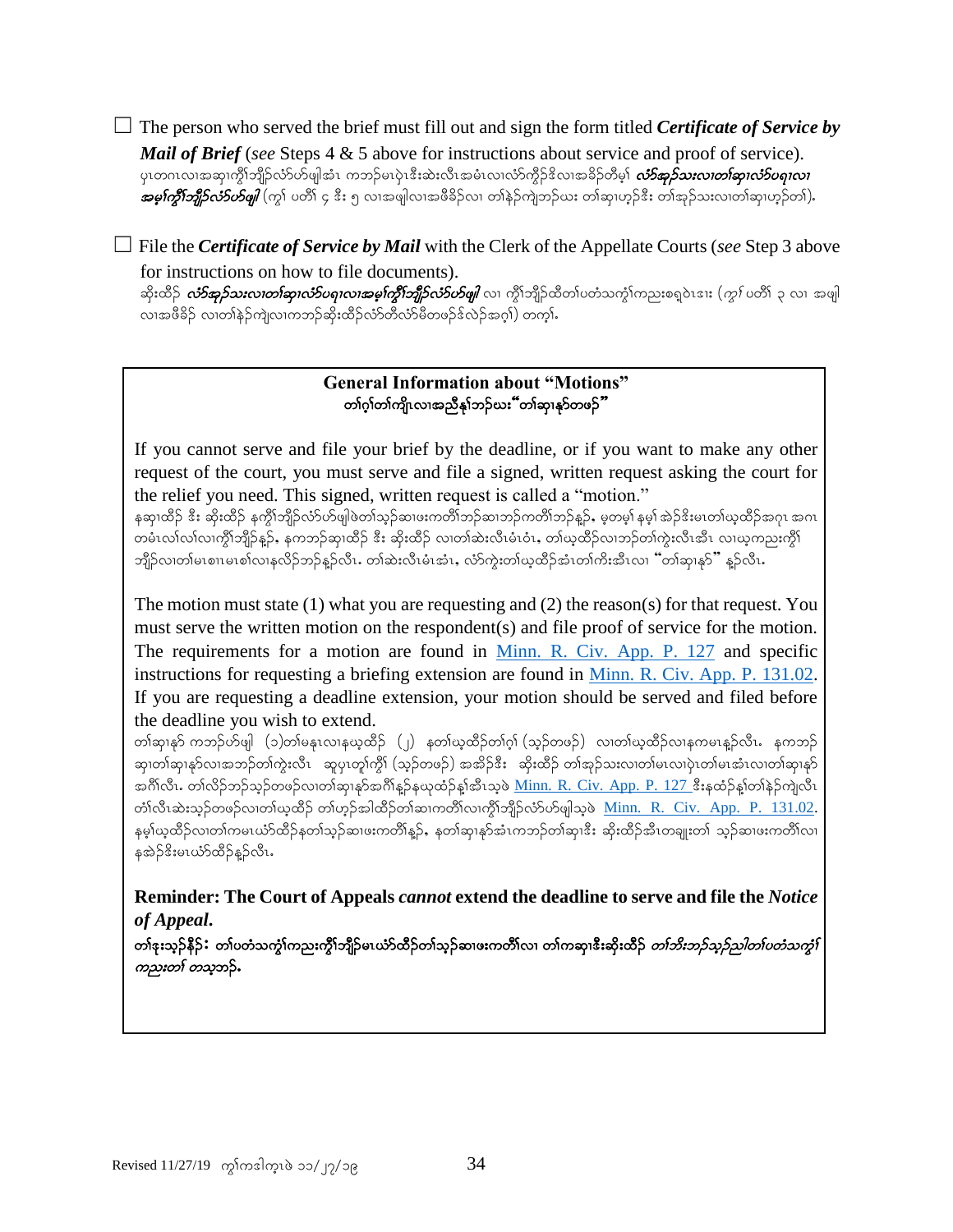☐ The person who served the brief must fill out and sign the form titled ***Certificate of Service by Mail of Brief*** (*see* Steps 4 & 5 above for instructions about service and proof of service).
ပှၤတဂၤလၢအဆှၢကွိၢ်ဘျိၣ်လံာ်ဟ်ဖျါအံၤ ကဘၣ်မၤပှဲၤဒီးဆဲးလီၤအမံၤလၢလံာ်ကွိၣ်ဒ်လၢအခိၣ်တီမ့ၢ် ***လံာ်အုၣ်သးလၢတၢ်ဆှၢလံာ်ပရၢလၢအမ့ၢ်ကွိၢ်ဘျိၣ်လံာ်ဟ်ဖျါ*** (*ကွၢ်* ပတိၢ် ၄ ဒီး ၅ လၢအဖျါလၢအဖီခိၣ်လၢ တၢ်နဲၣ်ကျဲဘၣ်ဃး တၢ်ဆှၢဟ့ၣ်ဒီး တၢ်အုၣ်သးလၢတၢ်ဆှၢဟ့ၣ်တၢ်).

☐ File the ***Certificate of Service by Mail*** with the Clerk of the Appellate Courts (*see* Step 3 above for instructions on how to file documents).
ဆိုးထီၣ် ***လံာ်အုၣ်သးလၢတၢ်ဆှၢလံာ်ပရၢလၢအမ့ၢ်ကွိၢ်ဘျိၣ်လံာ်ဟ်ဖျါ*** လၢ ကွိၢ်ဘျိၣ်ထိတၢ်ပတံသကွံၢ်ကညးစရူဝဲၤဒၢး (*ကွၢ်* ပတိၢ် ၃ လၢ အဖျါလၢအဖီခိၣ် လၢတၢ်နဲၣ်ကျဲလၢကဘၣ်ဆိုးထီၣ်လံာ်တီလံာ်မီတဖၣ်ဒ်လဲၣ်အဂ့ၢ်) တက့ၢ်.

**General Information about "Motions"**
**တၢ်ဂ့ၢ်တၢ်ကျိၤလၢအညီနုၢ်ဘၣ်ဃး "တၢ်ဆှၢနုာ်တဖၣ်"**

If you cannot serve and file your brief by the deadline, or if you want to make any other request of the court, you must serve and file a signed, written request asking the court for the relief you need. This signed, written request is called a "motion."
နဆှၢထီၣ် ဒီး ဆိုးထီၣ် နကွိၢ်ဘျိၣ်လံာ်ဟ်ဖျါဖဲတၢ်သ့ၣ်ဆၢဖးကတိၢ်ဘၣ်ဆၢဘၣ်ကတိၢ်ဘၣ်နၣ်, မ့တမ့ၢ် နမ့ၢ် အဲၣ်ဒိးမၤတၢ်ယ့ထီၣ်အဂ့ၤ အဂၤတမံၤလၢ်လၢ်လၢကွိၢ်ဘျိၣ်နၣ်, နကဘၣ်ဆှၢထီၣ် ဒီး ဆိုးထီၣ် လၢတၢ်ဆဲးလီၤမံၤဝံၤ, တၢ်ယ့ထီၣ်လၢဘၣ်တၢ်ကွဲးလီၤအီၤ လၢယ့ကညးကွိၢ်ဘျိၣ်လၢတၢ်မၤစၢၤမၤစၢ်လၢနလိၣ်ဘၣ်နၣ်လီၤ. တၢ်ဆဲးလီၤမံၤအံၤ, လံာ်ကွဲးတၢ်ယ့ထီၣ်အံၤတၢ်ကိးအီၤလၢ "တၢ်ဆှၢနုာ်" နၣ်လီၤ.

The motion must state (1) what you are requesting and (2) the reason(s) for that request. You must serve the written motion on the respondent(s) and file proof of service for the motion. The requirements for a motion are found in [Minn. R. Civ. App. P. 127](Minn. R. Civ. App. P. 127) and specific instructions for requesting a briefing extension are found in [Minn. R. Civ. App. P. 131.02](Minn. R. Civ. App. P. 131.02). If you are requesting a deadline extension, your motion should be served and filed before the deadline you wish to extend.
တၢ်ဆှၢနု ကဘၣ်ဟ်ဖျါ (၁)တၢ်မနုၤလၢနယ့ထီၣ် (၂) နတၢ်ယ့ထီၣ်တၢ်ဂ့ၢ် (သ့ၣ်တဖၣ်) လၢတၢ်ယ့ထီၣ်လၢနကမၤနၣ်လီၤ. နကဘၣ်ဆှၢတၢ်ဆှၢနု ာ်လၢအဘၣ်တၢ်ကွဲးလီၤ ဆူပှၤတူၢ်ကွိၢ် (သ့ၣ်တဖၣ်) အအိၣ်ဒီး ဆိုးထီၣ် တၢ်အုၣ်သးလၢတၢ်မၤလၢပှဲၤတၢ်မၤအံၤလၢတၢ်ဆှၢနုာ်အဂီၢ်လီၤ. တၢ်လိၣ်ဘၣ်သ့ၣ်တဖၣ်လၢတၢ်ဆှၢနုာ်အဂီၢ်နၣ်နယုထံၣ်န့ၢ်အီၤသ့ဖဲ [Minn. R. Civ. App. P. 127](Minn. R. Civ. App. P. 127) ဒီးနထံၣ်န့ၢ်တၢ်နဲၣ်ကျဲလီၤတံၢ်လီၤဆဲးသ့ၣ်တဖၣ်လၢတၢ်ယ့ထီၣ် တၢ်ဟ့ၣ်အါထီၣ်တၢ်ဆၢကတိၢ်လၢကွိၢ်ဘျိၣ်လံာ်ဟ်ဖျါသ့ဖဲ [Minn. R. Civ. App. P. 131.02](Minn. R. Civ. App. P. 131.02). နမ့ၢ်ယ့ထီၣ်လၢတၢ်ကမၤယံာ်ထီၣ်နတၢ်သ့ၣ်ဆၢဖးကတိၢ်နၣ်, နတၢ်ဆှၢနုာ်အံၤကဘၣ်တၢ်ဆှၢဒီး ဆိုးထီၣ်အီၤတချူးတၢ် သ့ၣ်ဆၢဖးကတိၢ်လၢနအဲၣ်ဒိးမၤယံာ်ထီၣ်နၣ်လီၤ.

**Reminder: The Court of Appeals *cannot* extend the deadline to serve and file the *Notice of Appeal*.**
**တၢ်နးသ့ၣ်နီၣ်: တၢ်ပတံသကွံၢ်ကညးကွိၢ်ဘျိၣ်မၤယံာ်ထီၣ်တၢ်သ့ၣ်ဆၢဖးကတိၢ်လၢ တၢ်ကဆှၢဒီးဆိုးထီၣ် *တၢ်ဘိးဘၣ်သ့ၣ်ညါတၢ်ပတံသကွံၢ်ကညးတၢ် တသ့ဘၣ်.***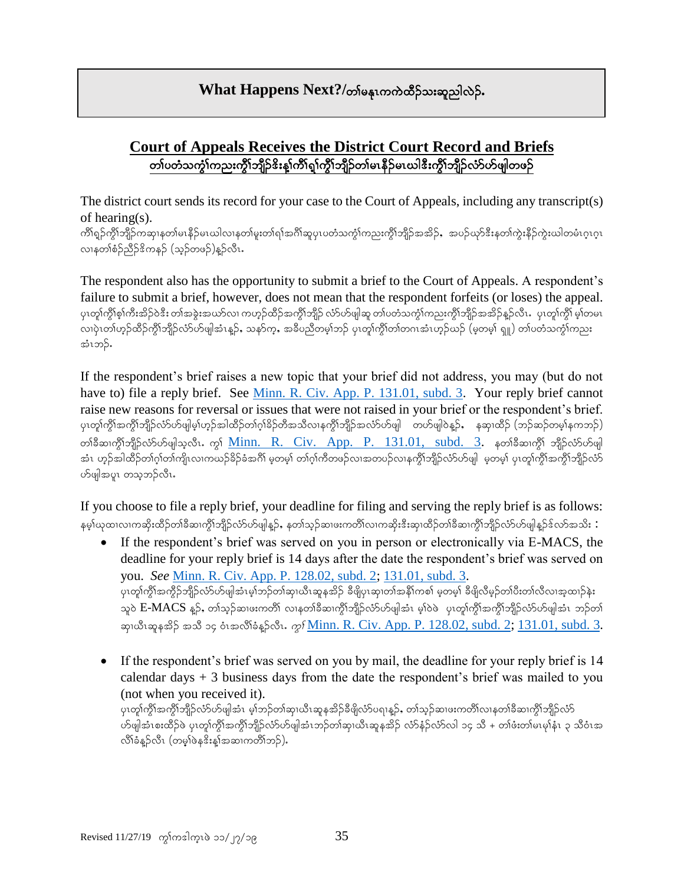## What Happens Next?/တၢ်မနုၤကကဲထိဉ်သးဆူညါလဲဉ်.

### Court of Appeals Receives the District Court Record and Briefs
### တၢ်ပတံသကွဲၢ်ကညးကွီၢ်ဘျိဉ်ဒိးန့ၢ်ကီၢ်ရှၢ်ကွီၢ်ဘျိဉ်တၢ်မၤနီဉ်မၤယါဒီးကွီၢ်ဘျိဉ်လံာ်ဟ်ဖျါတဖဉ်

The district court sends its record for your case to the Court of Appeals, including any transcript(s) of hearing(s).
ကီၢ်ရှၢ်ကွီၢ်ဘျိဉ်ကဆှၢနတၢ်မၤနီဉ်မၤယါလၢနတၢ်မူးတၢ်ရၢ်အဂီၢ်ဆူပှၤပတံသကွဲၢ်ကညးကွီၢ်ဘျိဉ်အအိဉ်, အပဉ်ယှာ်ဒီးနတၢ်ကွဲးနီဉ်ကွဲးယါတမံၤဂ့ၤဂ့ၤလၢနတၢ်စံဉ်ညီဉ်ဒိကနဉ် (သ့ဉ်တဖဉ်)နူဉ်လီၤ.

The respondent also has the opportunity to submit a brief to the Court of Appeals. A respondent's failure to submit a brief, however, does not mean that the respondent forfeits (or loses) the appeal.
ပှၤတူၢ်ကွီၢ်စ့ၢ်ကီးအိဉ်ဒီးတၢ်အခွဲးအယာ်လၢ ကဟ့ဉ်ထီဉ်အကွီၢ်ဘျိဉ် လံာ်ဟ်ဖျါဆူ တၢ်ပတံသကွဲၢ်ကညးကွီၢ်ဘျိဉ်အအိဉ်နူဉ်လီၤ. ပှၤတူၢ်ကွီၢ် မ့ၢ်တမၤလၢပှဲၤတၢ်ဟ့ဉ်ထီဉ်ကွီၢ်ဘျိဉ်လံာ်ဟ်ဖျါအံၤန့ဉ်, သနာ်က့, အခီပညီတမ့ၢ်ဘဉ် ပှၤတူၢ်ကွီၢ်တၢ်တဂၤအံၤဟ့ဉ်ယဉ် (မ့တမ့ၢ် ရှု) တၢ်ပတံသကွဲၢ်ကညးအံၤဘဉ်.

If the respondent's brief raises a new topic that your brief did not address, you may (but do not have to) file a reply brief. See [Minn. R. Civ. App. P. 131.01, subd. 3](). Your reply brief cannot raise new reasons for reversal or issues that were not raised in your brief or the respondent's brief.
ပှၤတူၢ်ကွီၢ်အကွီၢ်ဘျိဉ်လံာ်ဟ်ဖျါမ့ၢ်ဟ့ဉ်အါထိဉ်တၢ်ဂ့ၢ်ခိဉ်တီအသီလၢနကွီၢ်ဘျိဉ်အလံာ်ဟ်ဖျါ တဟ်ဖျါဝဲန့ဉ်, နဆှၢထိဉ် (ဘဉ်ဆဉ်တမ့ၢ်နကဘဉ်) တၢ်ခီဆၢကွီၢ်ဘျိဉ်လံာ်ဟ်ဖျါသ့လီၤ. ကွၢ် [Minn. R. Civ. App. P. 131.01, subd. 3](). နတၢ်ခီဆၢကွီၢ် ဘျိဉ်လံာ်ဟ်ဖျါအံၤ ဟ့ဉ်အါထိဉ်တၢ်ဂ့ၢ်တၢ်ကျိၤလၢကဃဉ်ခိဉ်ခံအဂီၢ် မ့တမ့ၢ် တၢ်ဂ့ၢ်ကိတဖဉ်လၢအတပဉ်လၢနကွီၢ်ဘျိဉ်လံာ်ဟ်ဖျါ မ့တမ့ၢ် ပှၤတူၢ်ကွီၢ်အကွီၢ်ဘျိဉ်လံာ်ဟ်ဖျါအပူၤ တသ့ဘဉ်လီၤ.

If you choose to file a reply brief, your deadline for filing and serving the reply brief is as follows:
နမ့ၢ်ယုထၢလၢကဆိုးထိဉ်တၢ်ခီဆၢကွီၢ်ဘျိဉ်လံာ်ဟ်ဖျါန့ဉ်, နတၢ်သ့ဉ်ဆၢဖးကတိၢ်လၢကဆိုးဒီးဆှၢထိဉ်တၢ်ခီဆၢကွီၢ်ဘျိဉ်လံာ်ဟ်ဖျါန့ဉ်ဒ်လာ်အသိး :

- If the respondent's brief was served on you in person or electronically via E-MACS, the deadline for your reply brief is 14 days after the date the respondent's brief was served on you. *See* [Minn. R. Civ. App. P. 128.02, subd. 2](); [131.01, subd. 3]().
  ပှၤတူၢ်ကွီၢ်အကွိဉ်ဘျိဉ်လံာ်ဟ်ဖျါအံၤမ့ၢ်ဘဉ်တၢ်ဆှၢယီၤဆူနအိဉ် ခီဖျိပှၤဆှၢတၢ်အနီၢ်ကစၢ် မ့တမ့ၢ် ခီဖျိလီမှဉ်တၢ်ပီးတၢ်လီလၢအ့ထၢဉ်နဲးသုဝဲ E-MACS န့ဉ်, တၢ်သ့ဉ်ဆၢဖးကတိၢ် လၢနတၢ်ခီဆၢကွီၢ်ဘျိဉ်လံာ်ဟ်ဖျါအံၤ မ့ၢ်ဝဲဖဲ ပှၤတူၢ်ကွီၢ်အကွီၢ်ဘျိဉ်လံာ်ဟ်ဖျါအံၤ ဘဉ်တၢ်ဆှၢယီၤဆူနအိဉ် အသိ ၁၄ ဝံၤအလိၢ်ခံန့ဉ်လီၤ. *ကွၢ်* [Minn. R. Civ. App. P. 128.02, subd. 2](); [131.01, subd. 3]().

- If the respondent's brief was served on you by mail, the deadline for your reply brief is 14 calendar days + 3 business days from the date the respondent's brief was mailed to you (not when you received it).
  ပှၤတူၢ်ကွီၢ်အကွီၢ်ဘျိဉ်လံာ်ဟ်ဖျါအံၤ မ့ၢ်ဘဉ်တၢ်ဆှၢယီၤဆူနအိဉ်ခီဖျိလံာ်ပရၢန့ဉ်, တၢ်သ့ဉ်ဆၢဖးကတိၢ်လၢနတၢ်ခီဆၢကွီၢ်ဘျိဉ်လံာ်ဟ်ဖျါအံၤစးထိဉ်ဖဲ ပှၤတူၢ်ကွီၢ်အကွီၢ်ဘျိဉ်လံာ်ဟ်ဖျါအံၤဘဉ်တၢ်ဆှၢယီၤဆူနအိဉ် လံာ်နံဉ်လံာ်လါ ၁၄ သီ + တၢ်ဖံးတၢ်မၤမုၢ်နံၤ ၃ သီဝံၤအလိၢ်ခံန့ဉ်လီၤ (တမ့ၢ်ဖဲနဒိးန့ၢ်အဆၢကတိၢ်ဘဉ်).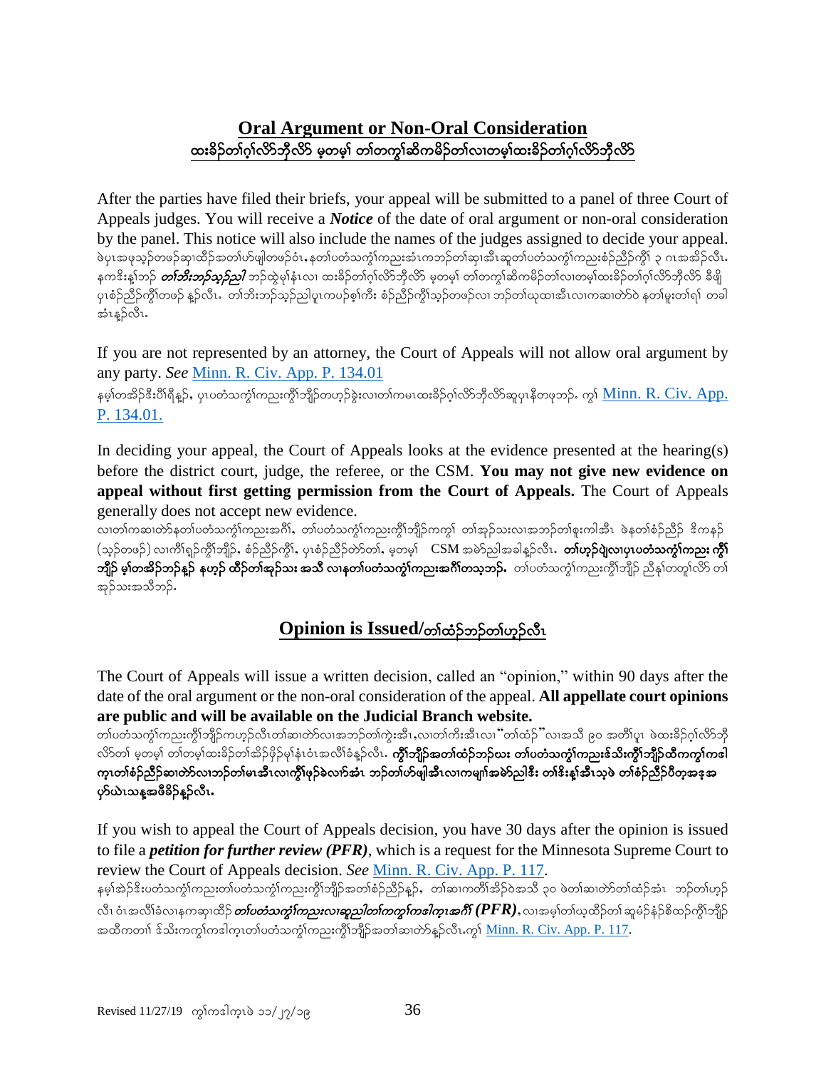## Oral Argument or Non-Oral Consideration
## ထးခိဉ်တၢ်ဂ့ၢ်လိာ်ဘိုလိာ် မ့တမ့ၢ် တၢ်တကွၢ်ဆိကမိဉ်တၢ်လၢတမ့ၢ်ထးခိဉ်တၢ်ဂ့ၢ်လိာ်ဘိုလိာ်

After the parties have filed their briefs, your appeal will be submitted to a panel of three Court of Appeals judges. You will receive a ***Notice*** of the date of oral argument or non-oral consideration by the panel. This notice will also include the names of the judges assigned to decide your appeal.
ဖဲပုၤအဖုသ့ဉ်တဖဉ်ဆှၢထီဉ်အတၢ်ဟ်ဖျါတဖဉ်ဝံၤ,နတၢ်ပတံသကွံၢ်ကညးအံၤကဘဉ်တၢ်ဆှၢအီၤဆူတၢ်ပတံသကွံၢ်ကညးစံဉ်ညီဉ်ကွီၢ် ၃ ဂၤအအိဉ်လီၤ. နကဒိးန့ၢ်ဘဉ် ***တၢ်ဘိးဘဉ်သ့ဉ်ညါ*** ဘဉ်ထွဲမုၢ်နံၤလၢ ထးခိဉ်တၢ်ဂ့ၢ်လိာ်ဘိုလိာ် မ့တမ့ၢ် တၢ်တကွၢ်ဆိကမိဉ်တၢ်လၢတမ့ၢ်ထးခိဉ်တၢ်ဂ့ၢ်လိာ်ဘိုလိာ် ခီဖျိ ပှၤစံဉ်ညီဉ်ကွီၢ်တဖဉ် န့ဉ်လီၤ. တၢ်ဘိးဘဉ်သ့ဉ်ညါပူၤကပဉ်စ့ၢ်ကီး စံဉ်ညီဉ်ကွီၢ်သ့ဉ်တဖဉ်လၢ ဘဉ်တၢ်ယုထၢအီၤလၢကဆၢတဲာ်ဝဲ နတၢ်မူးတၢ်ရၢ် တခါ အံၤန့ဉ်လီၤ.

If you are not represented by an attorney, the Court of Appeals will not allow oral argument by any party. *See* Minn. R. Civ. App. P. 134.01
နမ့ၢ်တအိဉ်ဒီးပိၢ်ရီန့ဉ်, ပှၤပတံသကွံၢ်ကညးကွီၢ်ဘျိဉ်တဟ့ဉ်ခွဲးလၢတၢ်ကမၤထးခိဉ်ဂ့ၢ်လိာ်ဘိုလိာ်ဆူပှၤနီတဖုဘဉ်. ကွၢ် Minn. R. Civ. App. P. 134.01.

In deciding your appeal, the Court of Appeals looks at the evidence presented at the hearing(s) before the district court, judge, the referee, or the CSM. **You may not give new evidence on appeal without first getting permission from the Court of Appeals.** The Court of Appeals generally does not accept new evidence.
လၢတၢ်ကဆၢတဲာ်နတၢ်ပတံသကွံၢ်ကညးအဂီၢ်, တၢ်ပတံသကွံၢ်ကညးကွီၢ်ဘျိဉ်ကကွၢ် တၢ်အုဉ်သးလၢအဘဉ်တၢ်စူးကါအီၤ ဖဲနတၢ်စံဉ်ညီဉ် ဒိကနဉ် (သ့ဉ်တဖဉ်) လၢကီၢ်ရ့ဉ်ကွီၢ်ဘျိဉ်, စံဉ်ညီဉ်ကွီၢ်, ပှၤစံဉ်ညီဉ်တဲာ်တၢ်, မ့တမ့ၢ် CSM အမဲာ်ညါအခါန့ဉ်လီၤ. **တၢ်ဟ့ဉ်ပျဲလၢပှၤပတံသကွံၢ်ကညး ကွီၢ်ဘျိဉ် မ့ၢ်တအိဉ်ဘဉ်န့ဉ် နဟ့ဉ် ထိဉ်တၢ်အုဉ်သး အသိ လၢနတၢ်ပတံသကွံၢ်ကညးအဂီၢ်တသ့ဘဉ်.** တၢ်ပတံသကွံၢ်ကညးကွီၢ်ဘျိဉ် ညီနုၢ်တတူၢ်လိာ် တၢ်အုဉ်သးအသီဘဉ်.

## Opinion is Issued/တၢ်ထံဉ်ဘဉ်တၢ်ဟ့ဉ်လီၤ

The Court of Appeals will issue a written decision, called an "opinion," within 90 days after the date of the oral argument or the non-oral consideration of the appeal. **All appellate court opinions are public and will be available on the Judicial Branch website.**
တၢ်ပတံသကွံၢ်ကညးကွီၢ်ဘျိဉ်ကဟ့ဉ်လီၤတၢ်ဆၢတဲာ်လၢအဘဉ်တၢ်ကွဲးအီၤ,လၢတၢ်ကိးအီၤလၢ "တၢ်ထံဉ်" လၢအသိ ၉၀ အတိၢ်ပူၤ ဖဲထးခိဉ်ဂ့ၢ်လိာ်ဘိုလိာ်တၢ် မ့တမ့ၢ် တၢ်တမ့ၢ်ထးခိဉ်တၢ်အိဉ်ဖှိဉ်မုၢ်နံၤဝံၤအလိၢ်ခံန့ဉ်လီၤ. **ကွီၢ်ဘျိဉ်အတၢ်ထံဉ်ဘဉ်ဃး တၢ်ပတံသကွံၢ်ကညးဒ်သိးကွီၢ်ဘျိဉ်ထီကကွၢ်ကဒါကူၤတၢ်စံဉ်ညီဉ်ဆၢတဲာ်လၢဘဉ်တၢ်မၤအီၤလၢကွီၢ်ဖှိဉ်ခဲလၢာ်အံၤ ဘဉ်တၢ်ဟ်ဖျါအီၤလၢကမျၢ်အမဲာ်ညါဒီး တၢ်ဒိးန့ၢ်အီၤသ့ဖဲ တၢ်စံဉ်ညီဉ်ပီတ့အဒ့အဟ်ယဲၤသန့အဖိခိဉ်န့ဉ်လီၤ.**

If you wish to appeal the Court of Appeals decision, you have 30 days after the opinion is issued to file a ***petition for further review (PFR)***, which is a request for the Minnesota Supreme Court to review the Court of Appeals decision. *See* Minn. R. Civ. App. P. 117.
နမ့ၢ်အဲဉ်ဒိးပတံသကွံၢ်ကညးတၢ်ပတံသကွံၢ်ကညးကွီၢ်ဘျိဉ်အတၢ်စံဉ်ညီဉ်န့ဉ်, တၢ်ဆၢကတီၢ်အိဉ်ဝဲအသိ ၃၀ ဖဲတၢ်ဆၢတဲာ်တၢ်ထံဉ်အံၤ ဘဉ်တၢ်ဟ့ဉ်လီၤ ဝံၤအလိၢ်ခံလၢနကဆှၢထိဉ် ***တၢ်ပတံသကွံၢ်ကညးလၢဆူညါတၢ်ကကွၢ်ကဒါကူၤအဂီၢ် (PFR).*** လၢအမ့ၢ်တၢ်ယ့ထိဉ်တၢ် ဆူမံဉ်နံဉ်စိထ့ဉ်ကွီၢ်ဘျိဉ်အထီကတၢၢ် ဒ်သိးကကွၢ်ကဒါကူၤတၢ်ပတံသကွံၢ်ကညးကွီၢ်ဘျိဉ်အတၢ်ဆၢတဲာ်န့ဉ်လီၤ.ကွၢ် Minn. R. Civ. App. P. 117.

Revised 11/27/19 ကွၢ်ကဒါကူၤဖဲ ၁၁/၂၇/၁၉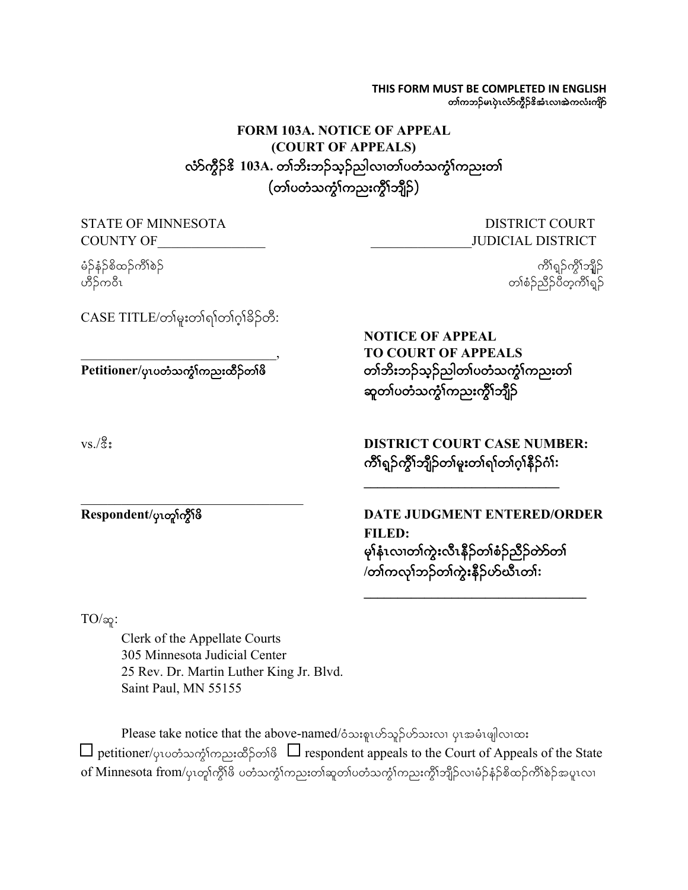**THIS FORM MUST BE COMPLETED IN ENGLISH**
တၢ်ကဘၣ်မၤပှဲၤလံာ်ကွီၣ်ဒိအံၤလၢအဲကလံးကျိာ်

# FORM 103A. NOTICE OF APPEAL (COURT OF APPEALS)
# လံာ်ကွီၣ်ဒိ 103A. တၢ်ဘီးဘၣ်သ့ၣ်ညါလၢတၢ်ပတံသကွံၢ်ကညးတၢ် (တၢ်ပတံသကွံၢ်ကညးကွီၢ်ဘျီၣ်)

STATE OF MINNESOTA
COUNTY OF________________

မံၣ်နံၣ်စိထၣ်ကီၢ်စဲၣ်
ဟီၣ်ကဝီၤ

DISTRICT COURT
_______________JUDICIAL DISTRICT

ကီၢ်ရှၣ်ကွီၢ်ဘျိၣ်
တၢ်စံၣ်ညီၣ်ပီတ့ကီၢ်ရှၣ်

CASE TITLE/တၢ်မူးတၢ်ရၢ်တၢ်ဂ့ၢ်ခိၣ်တီ:

______________________________,
**Petitioner/**ပှၤပတံသကွံၢ်ကညးထိၣ်တၢ်ဖိ

vs./ဒီး

________________________________
**Respondent/**ပှၤတူၢ်ကွီၢ်ဖိ

**NOTICE OF APPEAL TO COURT OF APPEALS**
**တၢ်ဘီးဘၣ်သ့ၣ်ညါတၢ်ပတံသကွံၢ်ကညးတၢ် ဆူတၢ်ပတံသကွံၢ်ကညးကွီၢ်ဘျိၣ်**

**DISTRICT COURT CASE NUMBER:**
**ကီၢ်ရှၣ်ကွီၢ်ဘျိၣ်တၢ်မူးတၢ်ရၢ်တၢ်ဂ့ၢ်နီၣ်ဂံၢ်:**

______________________________

**DATE JUDGMENT ENTERED/ORDER FILED:**
**မုၢ်နံၤလၢတၢ်ကွဲးလီၤနီၣ်တၢ်စံၣ်ညီၣ်တဲာ်တၢ် /တၢ်ကလုၢ်ဘၣ်တၢ်ကွဲးနီၣ်ဟ်ဃီၤတၢ်:**

__________________________________

TO/ဆူ:

Clerk of the Appellate Courts
305 Minnesota Judicial Center
25 Rev. Dr. Martin Luther King Jr. Blvd.
Saint Paul, MN 55155

Please take notice that the above-named/ဝံသးစူၤဟ်သူၣ်ဟ်သးလၢ ပှၤအမံၤဖျါလၢထး
☐ petitioner/ပှၤပတံသကွံၢ်ကညးထိၣ်တၢ်ဖိ ☐ respondent appeals to the Court of Appeals of the State of Minnesota from/ပှၤတူၢ်ကွီၢ်ဖိ ပတံသကွံၢ်ကညးတၢ်ဆူတၢ်ပတံသကွံၢ်ကညးကွီၢ်ဘျိၣ်လၢမံၣ်နံၣ်စိထၣ်ကီၢ်စဲၣ်အပူၤလၢ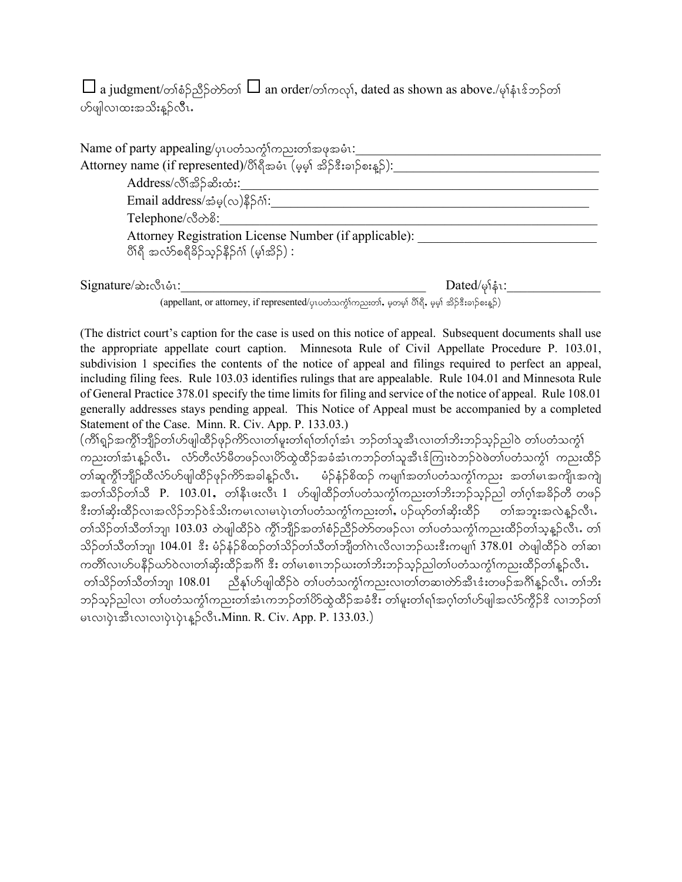☐ a judgment/တၢ်စံၣ်ညီၣ်တဲာ်တၢ် ☐ an order/တၢ်ကလုၢ်, dated as shown as above./မုၢ်နံၤဒ်ဘၣ်တၢ်ဟ်ဖျါလၢထးအသိးန့ၣ်လီၤ.

Name of party appealing/ပှၤပတံသကွၢ်ကညးတၢ်အဖုအမံၤ:___________________________________

Attorney name (if represented)/ပီၢ်ရီအမံၤ (မ့မ့ၢ် အိၣ်ဒီးခၢၣ်စးန့ၣ်):_____________________________

Address/လီၢ်အိၣ်ဆိးထံး:_____________________________________________________

Email address/အံမ့(လ)နီၣ်ဂံၢ်:_________________________________________________

Telephone/လီတဲစိ:________________________________________________________

Attorney Registration License Number (if applicable): ___________________________
ပီၢ်ရီ အလံာ်စရီခိၣ်သ့ၣ်နီၣ်ဂံၢ် (မ့ၢ်အိၣ်) :

Signature/ဆဲးလီၤမံၤ:______________________________________ Dated/မုၢ်နံၤ:_______________

(appellant, or attorney, if represented/ပှၤပတံသကွၢ်ကညးတၢ်, မ့တမ့ၢ် ပီၢ်ရီ, မ့မ့ၢ် အိၣ်ဒီးခၢၣ်စးန့ၣ်)

(The district court's caption for the case is used on this notice of appeal. Subsequent documents shall use the appropriate appellate court caption. Minnesota Rule of Civil Appellate Procedure P. 103.01, subdivision 1 specifies the contents of the notice of appeal and filings required to perfect an appeal, including filing fees. Rule 103.03 identifies rulings that are appealable. Rule 104.01 and Minnesota Rule of General Practice 378.01 specify the time limits for filing and service of the notice of appeal. Rule 108.01 generally addresses stays pending appeal. This Notice of Appeal must be accompanied by a completed Statement of the Case. Minn. R. Civ. App. P. 133.03.)

(ကိၢ်ရ့ၣ်အကွီၢ်ဘျိၣ်တၢ်ဟ်ဖျါထိၣ်ဖှၣ်ကိာ်လၢတၢ်မူးတၢ်ရၢ်တၢ်ဂ့ၢ်အံၤ ဘၣ်တၢ်သူအီၤလၢတၢ်ဘိးဘၣ်သ့ၣ်ညါဝဲ တၢ်ပတံသကွၢ်ကညးတၢ်အံၤန့ၣ်လီၤ. လံာ်တီလံာ်မီတဖၣ်လၢပိာ်ထွဲထိၣ်အခံအံၤကဘၣ်တၢ်သူအီၤဒ်ကြၢးဝဲဘၣ်ဝဲဖဲတၢ်ပတံသကွၢ် ကညးထိၣ်တၢ်ဆူကွီၢ်ဘျိၣ်ထီလံာ်ဟ်ဖျါထိၣ်ဖှၣ်ကိာ်အခါန့ၣ်လီၤ. မံၣ်နံၣ်စိထၣ် ကမျၢ်အတၢ်ပတံသကွၢ်ကညး အတၢ်မၤအကျိၤအကျဲအတၢ်သိၣ်တၢ်သိ P. 103.01, တၢ်နီၤဖးလီၤ 1 ဟ်ဖျါထိၣ်တၢ်ပတံသကွၢ်ကညးတၢ်ဘိးဘၣ်သ့ၣ်ညါ တၢ်ဂ့ၢ်အခိၣ်တီ တဖၣ်ဒီးတၢ်ဆိးထိၣ်လၢအလိၣ်ဘၣ်ဝဲဒ်သိးကမၤလၢမၤပှဲၤတၢ်ပတံသကွၢ်ကညးတၢ်, ပဉ်ယှာ်တၢ်ဆိးထိၣ် တၢ်အဘူးအလဲန့ၣ်လီၤ. တၢ်သိၣ်တၢ်သိတၢ်ဘျၢ 103.03 တဲဖျါထိၣ်ဝဲ ကွီၢ်ဘျိၣ်အတၢ်စံၣ်ညီၣ်တဲာ်တဖၣ်လၢ တၢ်ပတံသကွၢ်ကညးထိၣ်တၢ်သ့န့ၣ်လီၤ. တၢ်သိၣ်တၢ်သိတၢ်ဘျၢ 104.01 ဒီး မံၣ်နံၣ်စိထၣ်တၢ်သိၣ်တၢ်သိတၢ်ဘျိတၢ်ဂဲၤလိလၢဘၣ်ဃးဒီးကမျၢ် 378.01 တဲဖျါထိၣ်ဝဲ တၢ်ဆၢကတီၢ်လၢဟ်ပနီၣ်ဃာ်ဝဲလၢတၢ်ဆိးထိၣ်အဂီၢ် ဒီး တၢ်မၤစၢၤဘၣ်ဃးတၢ်ဘိးဘၣ်သ့ၣ်ညါတၢ်ပတံသကွၢ်ကညးထိၣ်တၢ်န့ၣ်လီၤ. တၢ်သိၣ်တၢ်သိတၢ်ဘျၢ 108.01 ညီနၢ်ဟ်ဖျါထိၣ်ဝဲ တၢ်ပတံသကွၢ်ကညးလၢတၢ်တဆၢတဲာ်အီၤဖဲးတဖၣ်အဂီၢ်န့ၣ်လီၤ. တၢ်ဘိးဘၣ်သ့ၣ်ညါလၢ တၢ်ပတံသကွၢ်ကညးတၢ်အံၤကဘၣ်တၢ်ပိာ်ထွဲထိၣ်အခံဒီး တၢ်မူးတၢ်ရၢ်အဂ့ၢ်တၢ်ဟ်ဖျါအလံာ်ကွီၣ်ဒိ လၢဘၣ်တၢ်မၤလၢပှဲၤအီၤလၢလၢပှဲၤပှဲၤန့ၣ်လီၤ.Minn. R. Civ. App. P. 133.03.)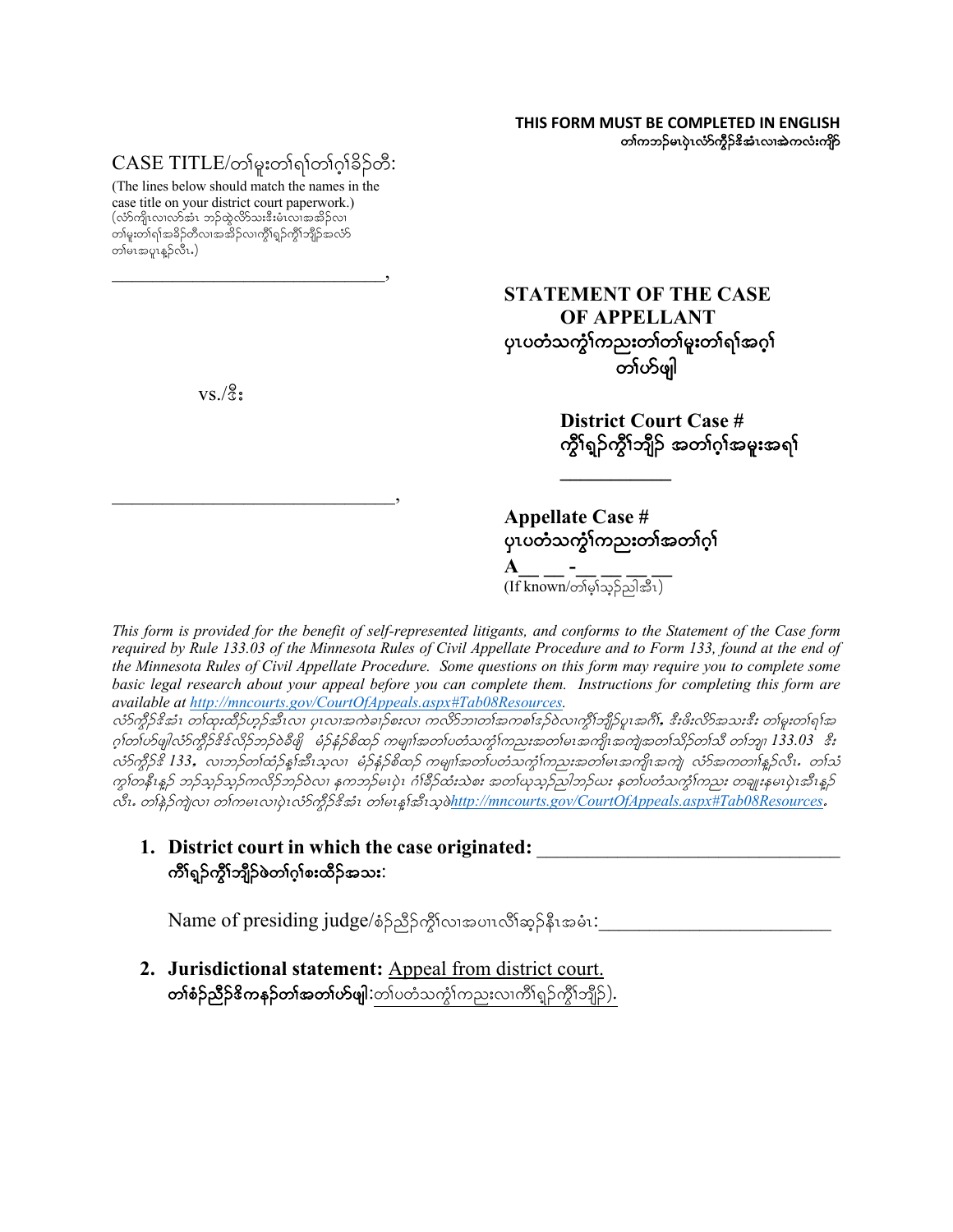**THIS FORM MUST BE COMPLETED IN ENGLISH**
**တၢ်ကဘၣ်မၤပှဲၤလံာ်ကွီၣ်ဒိအံၤလၢအဲကလံးကျိာ်**

CASE TITLE/တၢ်မူးတၢ်ရၢ်တၢ်ဂ့ၢ်ခိၣ်တီ:

(The lines below should match the names in the case title on your district court paperwork.)
(လံာ်ကျိၤလၢလာ်အံၤ ဘၣ်ထွဲလိာ်သးဒီးမံၤလၢအအိၣ်လၢ တၢ်မူးတၢ်ရၢ်အခိၣ်တီလၢအအိၣ်လၢကွီၢ်ရှၣ်ကွီၢ်ဘျိၣ်အလံာ် တၢ်မၤအပူၤန့ၣ်လီၤ.)

_______________________________,

vs./ဒီး

_______________________________,

## STATEMENT OF THE CASE OF APPELLANT
## ပှၤပတံသကွံၢ်ကညးတၢ်တၢ်မူးတၢ်ရၢ်အဂ့ၢ် တၢ်ဟ်ဖျါ

**District Court Case #**
**ကွီၢ်ရှၣ်ကွီၢ်ဘျိၣ် အတၢ်ဂ့ၢ်အမူးအရၢ်**

___________

**Appellate Case #**
**ပှၤပတံသကွံၢ်ကညးတၢ်အတၢ်ဂ့ၢ်**

**A__ __ -__ __ __ __**
(If known/တၢ်မ့ၢ်သ့ၣ်ညါအီၤ)

*This form is provided for the benefit of self-represented litigants, and conforms to the Statement of the Case form required by Rule 133.03 of the Minnesota Rules of Civil Appellate Procedure and to Form 133, found at the end of the Minnesota Rules of Civil Appellate Procedure. Some questions on this form may require you to complete some basic legal research about your appeal before you can complete them. Instructions for completing this form are available at* *http://mncourts.gov/CourtOfAppeals.aspx#Tab08Resources.*

*လံာ်ကွီၣ်ဒိအံၤ တၢ်ထုးထိၣ်ဟ့ၣ်အီၤလၢ ပှၤလၢအကဲခ့ၣ်စးလၢ ကလိာ်ဘၢတၢ်အကစၢ်ဒၣ်ဝဲလၢကွီၢ်ဘျိၣ်ပူၤအဂီၢ်. ဒီးဖိးလိာ်အသးဒီး တၢ်မူးတၢ်ရၢ်အဂ့ၢ်တၢ်ဟ်ဖျါလံာ်ကွီၣ်ဒိလိၣ်ဘၣ်ဝဲခီဖျိ မံၣ်နံၣ်စိထၣ် ကမျၢ်အတၢ်ပတံသကွံၢ်ကညးအတၢ်မၤအကျိၤအကျဲအတၢ်သိၣ်တၢ်သိ တၢ်ဘျၢ 133.03 ဒီး လံာ်ကွီၣ်ဒိ 133. လၢဘၣ်တၢ်ထံၣ်န့ၢ်အီၤသ့လၢ မံၣ်နံၣ်စိထၣ် ကမျၢ်အတၢ်ပတံသကွံၢ်ကညးအတၢ်မၤအကျိၤအကျဲ လံာ်အကတၢၢ်န့ၣ်လီၤ. တၢ်သံကွၢ်တနီၤန့ၣ် ဘၣ်သ့ၣ်သ့ၣ်ကလိၣ်ဘၣ်ဝဲလၢ နကဘၣ်မၤပှဲၤ ဂံၢ်ခိၣ်ထံးသဲစး အတၢ်ယုသ့ၣ်ညါဘၣ်ဃး နတၢ်ပတံသကွံၢ်ကညး တချုးနမၤပှဲၤအီၤန့ၣ်လီၤ. တၢ်နဲၣ်ကျဲလၢ တၢ်ကမၤလၢပှဲၤလံာ်ကွီၣ်ဒိအံၤ တၢ်မၤန့ၢ်အီၤသ့ဖဲ*http://mncourts.gov/CourtOfAppeals.aspx#Tab08Resources.

1. **District court in which the case originated:** _______________________________
   **ကီၢ်ရှၣ်ကွီၢ်ဘျိၣ်ဖဲတၢ်ဂ့ၢ်စးထိၣ်အသး:**

   Name of presiding judge/စံၣ်ညီၣ်ကွီၢ်လၢအပၢၤလီၢ်ဆ့ၣ်နီၤအမံၤ:________________________

2. **Jurisdictional statement:** Appeal from district court.
   **တၢ်စံၣ်ညီၣ်ဒိကနၣ်တၢ်အတၢ်ဟ်ဖျါ:**တၢ်ပတံသကွံၢ်ကညးလၢကီၢ်ရှၣ်ကွီၢ်ဘျိၣ်).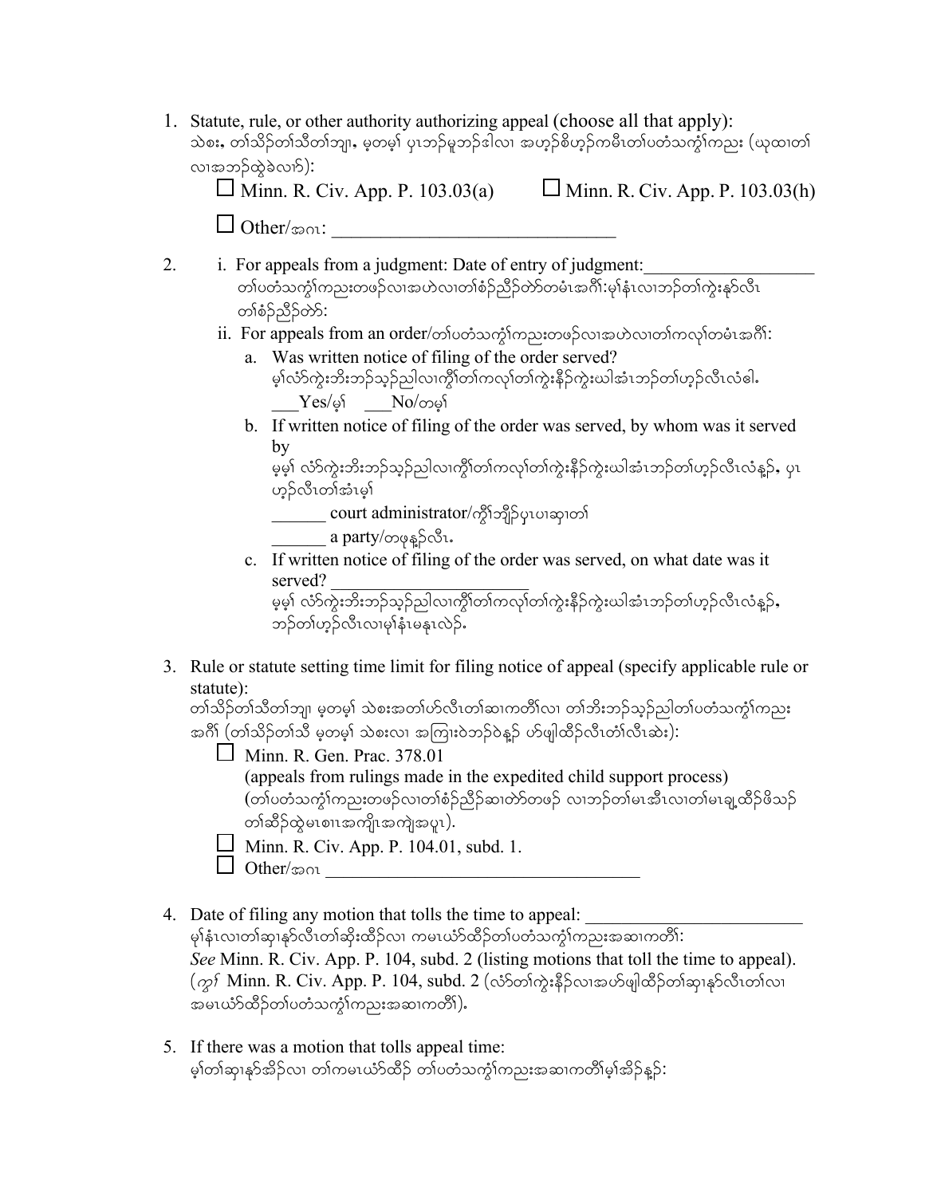1. Statute, rule, or other authority authorizing appeal (choose all that apply):
   သဲစး, တၢ်သိၣ်တၢ်သီတၢ်ဘျ့, မ့တမ့ၢ် ပှၤဘၣ်မူဘၣ်ဒါလၢ အဟ့ၣ်စိဟ့ၣ်ကမီၤတၢ်ပတံသကွံၢ်ကညး (ယုထၢတၢ်လၢအဘၣ်ထွဲခဲလၢၥ်):

   ☐ Minn. R. Civ. App. P. 103.03(a) ☐ Minn. R. Civ. App. P. 103.03(h)

   ☐ Other/အဂၤ: ______________________________

2. i. For appeals from a judgment: Date of entry of judgment:__________________
   တၢ်ပတံသကွံၢ်ကညးတဖၣ်လၢအဟဲလၢတၢ်စံၣ်ညီၣ်တဲာ်တမံၤအဂီၢ်:မုၢ်နံၤလၢဘၣ်တၢ်ကွဲးနဲာ်လီၤတၢ်စံၣ်ညီၣ်တဲာ်:

   ii. For appeals from an order/တၢ်ပတံသကွံၢ်ကညးတဖၣ်လၢအဟဲလၢတၢ်ကလုၢ်တမံၤအဂီၢ်:

   a. Was written notice of filing of the order served?
      မ့ၢ်လံာ်ကွဲးဘိးဘၣ်သ့ၣ်ညါလၢကွိၢ်တၢ်ကလုၢ်တၢ်ကွဲးနီၣ်ကွဲးဃါအံၤဘၣ်တၢ်ဟ့ၣ်လီၤလံဧါ.
      ___Yes/မ့ၢ် ___No/တမ့ၢ်

   b. If written notice of filing of the order was served, by whom was it served by
      မ့မ့ၢ် လံာ်ကွဲးဘိးဘၣ်သ့ၣ်ညါလၢကွိၢ်တၢ်ကလုၢ်တၢ်ကွဲးနီၣ်ကွဲးဃါအံၤဘၣ်တၢ်ဟ့ၣ်လီၤလံန့ၣ်, ပှၤဟ့ၣ်လီၤတၢ်အံၤမ့ၢ်

      _______ court administrator/ကွိၢ်ဘျိၣ်ပှၤပၢဆှၢတၢ်

      _______ a party/တဖုန့ၣ်လီၤ.

   c. If written notice of filing of the order was served, on what date was it served? ______________________
      မ့မ့ၢ် လံာ်ကွဲးဘိးဘၣ်သ့ၣ်ညါလၢကွိၢ်တၢ်ကလုၢ်တၢ်ကွဲးနီၣ်ကွဲးဃါအံၤဘၣ်တၢ်ဟ့ၣ်လီၤလံန့ၣ်, ဘၣ်တၢ်ဟ့ၣ်လီၤလၢမုၢ်နံၤမနုၤလဲၣ်.

3. Rule or statute setting time limit for filing notice of appeal (specify applicable rule or statute):
   တၢ်သိၣ်တၢ်သီတၢ်ဘျ့ မ့တမ့ၢ် သဲစးအတၢ်ဟ်လီၤတၢ်ဆၢကတိၢ်လၢ တၢ်ဘိးဘၣ်သ့ၣ်ညါတၢ်ပတံသကွံၢ်ကညးအဂီၢ် (တၢ်သိၣ်တၢ်သီ မ့တမ့ၢ် သဲစးလၢ အကြၢးဝဲဘၣ်ဝဲန့ၣ် ဟ်ဖျါထိၣ်လီၤတံၢ်လီၤဆဲး):

   ☐ Minn. R. Gen. Prac. 378.01
   (appeals from rulings made in the expedited child support process)
   (တၢ်ပတံသကွံၢ်ကညးတဖၣ်လၢတၢ်စံၣ်ညီၣ်ဆၢတဲာ်တဖၣ် လၢဘၣ်တၢ်မၤအီၤလၢတၢ်မၤချ့ထိၣ်ဖိသၣ်တၢ်ဆီၣ်ထွဲမၤစၢၤအကျိၤအကျဲအပူၤ).

   ☐ Minn. R. Civ. App. P. 104.01, subd. 1.

   ☐ Other/အဂၤ ____________________________________

4. Date of filing any motion that tolls the time to appeal: ________________________
   မုၢ်နံၤလၢတၢ်ဆှၢနဲာ်လီၤတၢ်ဆိုးထိၣ်လၢ ကမၤယံာ်ထိၣ်တၢ်ပတံသကွံၢ်ကညးအဆၢကတိၢ်:
   *See* Minn. R. Civ. App. P. 104, subd. 2 (listing motions that toll the time to appeal).
   (*ကွၢ်* Minn. R. Civ. App. P. 104, subd. 2 (လံာ်တၢ်ကွဲးနီၣ်လၢအဟ်ဖျါထိၣ်တၢ်ဆှၢနဲာ်လီၤတၢ်လၢအမၤယံာ်ထိၣ်တၢ်ပတံသကွံၢ်ကညးအဆၢကတိၢ်).

5. If there was a motion that tolls appeal time:
   မ့ၢ်တၢ်ဆှၢနဲာ်အိၣ်လၢ တၢ်ကမၤယံာ်ထိၣ် တၢ်ပတံသကွံၢ်ကညးအဆၢကတိၢ်မ့ၢ်အိၣ်န့ၣ်: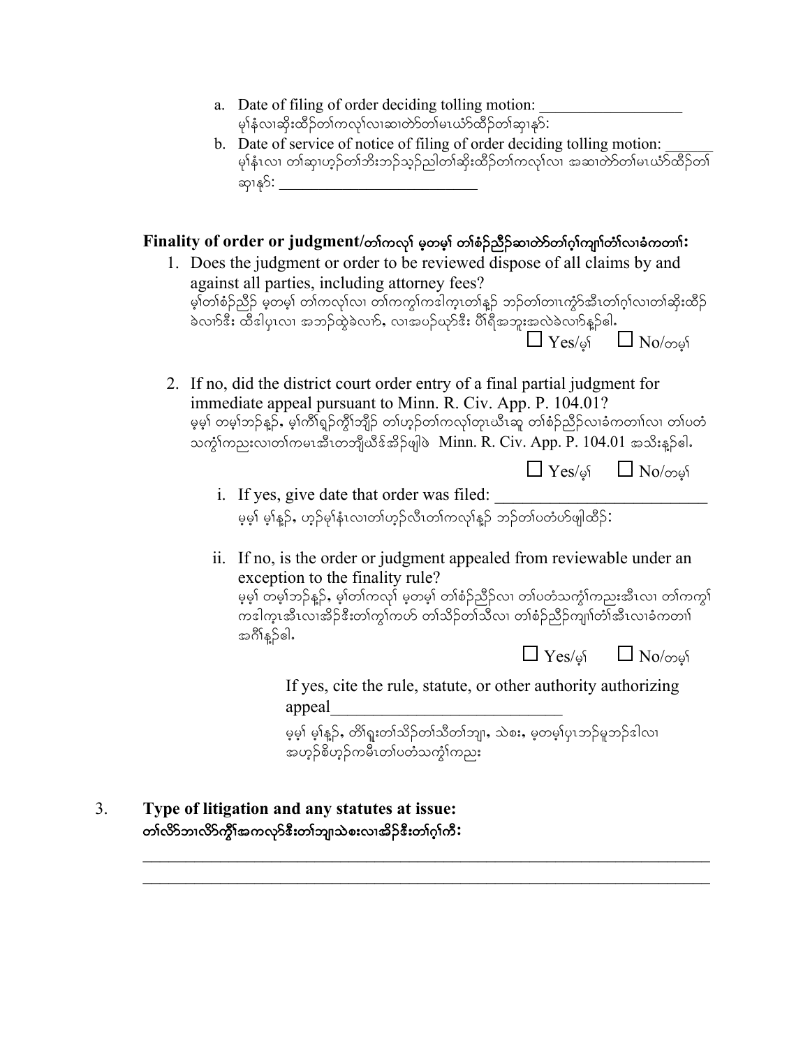a. Date of filing of order deciding tolling motion: ___________________
   မ့ၢ်နံၤလၢဆိးထိဉ်တၢ်ကလုၢ်လၢဆၢတဲာ်တၢ်မၤယံာ်ထိဉ်တၢ်ဆၢနုာ်:

b. Date of service of notice of filing of order deciding tolling motion: ______
   မ့ၢ်နံၤလၢ တၢ်ဆၢဟ့ဉ်တၢ်ဘိးဘဉ်သ့ဉ်ညါတၢ်ဆိးထိဉ်တၢ်ကလုၢ်လၢ အဆၢတဲာ်တၢ်မၤယံာ်ထိဉ်တၢ်ဆၢနုာ်: ___________________________

**Finality of order or judgment/တၢ်ကလုၢ် မ့တမ့ၢ် တၢ်စံဉ်ညီဉ်ဆၢတဲာ်တၢ်ဂ့ၢ်ကျၢၢ်တၢ်လၢခံကတၢၢ်:**

1. Does the judgment or order to be reviewed dispose of all claims by and against all parties, including attorney fees?
   မ့ၢ်တၢ်စံဉ်ညီဉ် မ့တမ့ၢ် တၢ်ကလုၢ်လၢ တၢ်ကကွၢ်ကဒါက့ၤတၢ်န့ဉ် ဘဉ်တၢ်တၢၤကွံာ်အီၤတၢ်ဂ့ၢ်လၢတၢ်ဆိးထိဉ်ခဲလၢာ်ဒီး ထီဒါပှၤလၢ အဘဉ်ထွဲခဲလၢာ်, လၢအပဉ်ယှာ်ဒီး ပီၢ်ရီအဘူးအလဲခဲလၢာ်န့ဉ်ဓါ.

   ☐ Yes/မ့ၢ် ☐ No/တမ့ၢ်

2. If no, did the district court order entry of a final partial judgment for immediate appeal pursuant to Minn. R. Civ. App. P. 104.01?
   မ့မ့ၢ် တမ့ၢ်ဘဉ်န့ဉ်, မ့ၢ်ကီၢ်ရှဉ်ကွီၢ်ဘျိဉ် တၢ်ဟ့ဉ်တၢ်ကလုၢ်တုၤယီၤဆူ တၢ်စံဉ်ညီဉ်လၢခံကတၢၢ်လၢ တၢ်ပတံသကွံၢ်ကညးလၢတၢ်ကမၤအီၤတဘျီယီဒ်အိဉ်ဖျါဖဲ Minn. R. Civ. App. P. 104.01 အသိးန့ဉ်ဓါ.

   ☐ Yes/မ့ၢ် ☐ No/တမ့ၢ်

   i. If yes, give date that order was filed: ___________________________
      မ့မ့ၢ် မ့ၢ်န့ဉ်, ဟ့ဉ်မ့ၢ်နံၤလၢတၢ်ဟ့ဉ်လီၤတၢ်ကလုၢ်န့ဉ် ဘဉ်တၢ်ပတံဟ်ဖျါထိဉ်:

   ii. If no, is the order or judgment appealed from reviewable under an exception to the finality rule?
       မ့မ့ၢ် တမ့ၢ်ဘဉ်န့ဉ်, မ့ၢ်တၢ်ကလုၢ် မ့တမ့ၢ် တၢ်စံဉ်ညီဉ်လၢ တၢ်ပတံသကွံၢ်ကညးအီၤလၢ တၢ်ကကွၢ်ကဒါက့ၤအီၤလၢအိဉ်ဒီးတၢ်ကွၢ်ကဟ် တၢ်သိဉ်တၢ်သီလၢ တၢ်စံဉ်ညီဉ်ကျၢၢ်တၢ်အီၤလၢခံကတၢၢ်အဂီၢ်န့ဉ်ဓါ.

       ☐ Yes/မ့ၢ် ☐ No/တမ့ၢ်

       If yes, cite the rule, statute, or other authority authorizing appeal___________________________
       မ့မ့ၢ် မ့ၢ်န့ဉ်, တိၢ်ရူးတၢ်သိဉ်တၢ်သီတၢ်ဘျၢ, သဲစး, မ့တမ့ၢ်ပှၤဘဉ်မူဘဉ်ဒါလၢ အဟ့ဉ်စိဟ့ဉ်ကမီၤတၢ်ပတံသကွံၢ်ကညး

3. **Type of litigation and any statutes at issue:**
   **တၢ်လိာ်ဘၢလိာ်ကွီၢ်အကလုာ်ဒီးတၢ်ဘျၢသဲစးလၢအိဉ်ဒီးတၢ်ဂ့ၢ်ကီး:**

   ___________________________________________________________________________
   ___________________________________________________________________________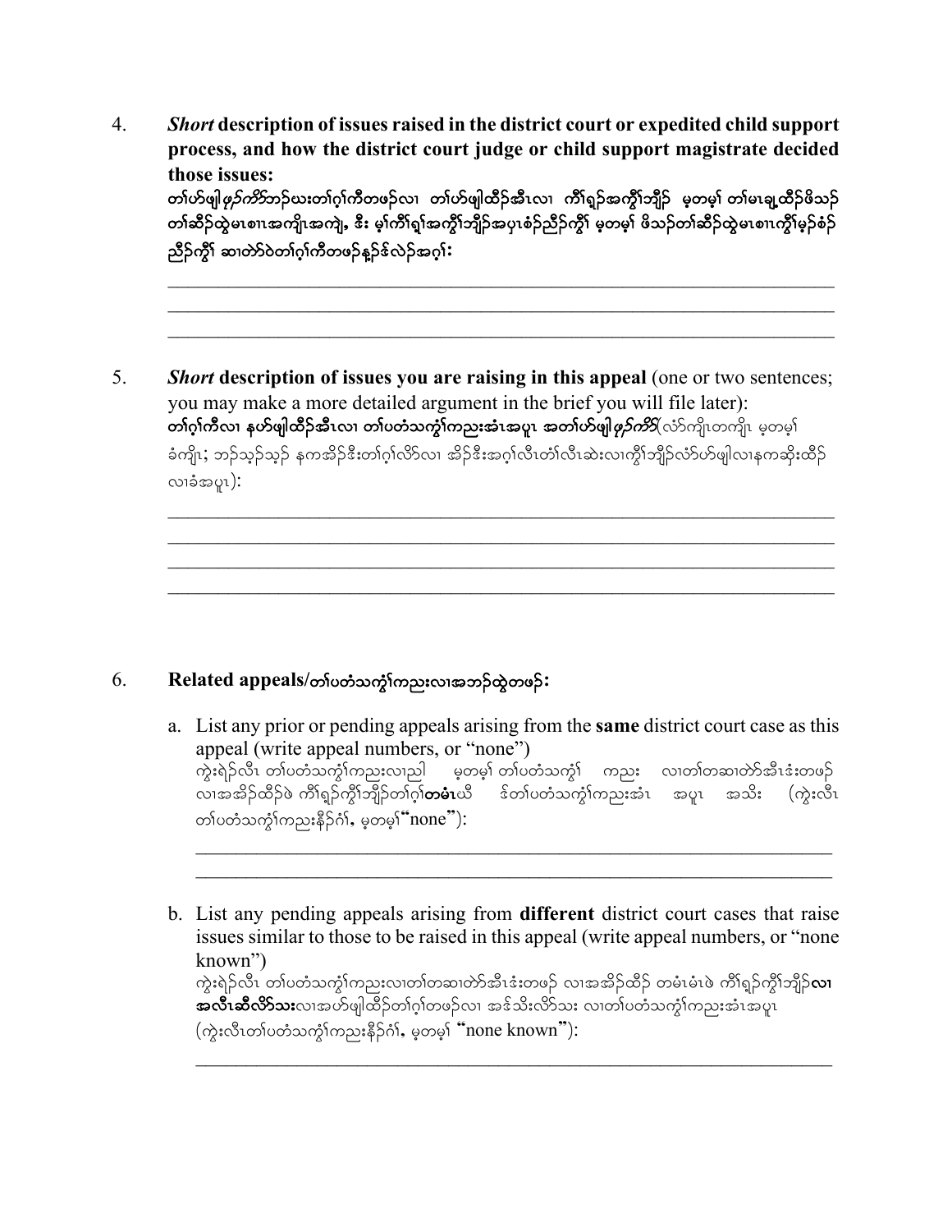4. ***Short* description of issues raised in the district court or expedited child support process, and how the district court judge or child support magistrate decided those issues:**
**တၢ်ဟ်ဖျါ*ဖုဉ်ကိာ်*ဘဉ်ဃးတၢ်ဂ့ၢ်ကီတဖဉ်လၢ တၢ်ဟ်ဖျါထီဉ်အီၤလၢ ကီၢ်ရှဉ်အကွိၢ်ဘျိဉ် မ့တမ့ၢ် တၢ်မၤချ့ထီဉ်ဖိသဉ်တၢ်ဆိဉ်ထွဲမၤစၢၤအကျိၤအကျဲ, ဒီး မ့ၢ်ကီၢ်ရှၢ်အကွိၢ်ဘျိဉ်အပှၤစံဉ်ညီဉ်ကွိၢ် မ့တမ့ၢ် ဖိသဉ်တၢ်ဆိဉ်ထွဲမၤစၢၤကွိၢ်မုဉ်စံဉ်ညီဉ်ကွိၢ် ဆၢတဲာ်ဝဲတၢ်ဂ့ၢ်ကီတဖဉ်နဉ်ဧါလဲဉ်အဂ့ၢ်:**

_______________________________________________________________________
_______________________________________________________________________
_______________________________________________________________________

5. ***Short* description of issues you are raising in this appeal** (one or two sentences; you may make a more detailed argument in the brief you will file later):
**တၢ်ဂ့ၢ်ကီလၢ နဟ်ဖျါထီဉ်အီၤလၢ တၢ်ပတံသကွံၢ်ကညးအံၤအပူၤ အတၢ်ဟ်ဖျါ*ဖုဉ်ကိာ်*(**လံာ်ကျိၤတကျိၤ မ့တမ့ၢ် ခံကျိၤ; ဘဉ်သ့ဉ်သ့ဉ် နကအိဉ်ဒီးတၢ်ဂ့ၢ်လိာ်လၢ အိဉ်ဒီးအဂ့ၢ်လီၤတၢ်လီၤဆဲးလၢကွိၢ်ဘျိဉ်လံာ်ဟ်ဖျါလၢနကဆိုးထီဉ်လၢခံအပူၤ):

_______________________________________________________________________
_______________________________________________________________________
_______________________________________________________________________
_______________________________________________________________________

6. **Related appeals/တၢ်ပတံသကွံၢ်ကညးလၢအဘဉ်ထွဲတဖဉ်:**

a. List any prior or pending appeals arising from the **same** district court case as this appeal (write appeal numbers, or "none")
ကွဲးရဲဉ်လီၤ တၢ်ပတံသကွံၢ်ကညးလၢညါ မ့တမ့ၢ် တၢ်ပတံသကွံၢ် ကညး လၢတၢ်တဆၢတဲာ်အီၤဒံးတဖဉ် လၢအအိဉ်ထီဉ်ဖဲ ကီၢ်ရှဉ်ကွိၢ်ဘျိဉ်တၢ်ဂ့ၢ်**တမံၤ**ယီ ဒ်တၢ်ပတံသကွံၢ်ကညးအံၤ အပူၤ အသိး (ကွဲးလီၤ တၢ်ပတံသကွံၢ်ကညးနီဉ်ဂံၢ်, မ့တမ့ၢ် "none"):

_______________________________________________________________________
_______________________________________________________________________

b. List any pending appeals arising from **different** district court cases that raise issues similar to those to be raised in this appeal (write appeal numbers, or "none known")
ကွဲးရဲဉ်လီၤ တၢ်ပတံသကွံၢ်ကညးလၢတၢ်တဆၢတဲာ်အီၤဒံးတဖဉ် လၢအအိဉ်ထီဉ် တမံၤမံၤဖဲ ကီၢ်ရှဉ်ကွိၢ်ဘျိဉ်**လၢ အလီၤဆီလိာ်သး**လၢအဟ်ဖျါထီဉ်တၢ်ဂ့ၢ်တဖဉ်လၢ အဒ်သိးလိာ်သး လၢတၢ်ပတံသကွံၢ်ကညးအံၤအပူၤ (ကွဲးလီၤတၢ်ပတံသကွံၢ်ကညးနီဉ်ဂံၢ်, မ့တမ့ၢ် "none known"):

_______________________________________________________________________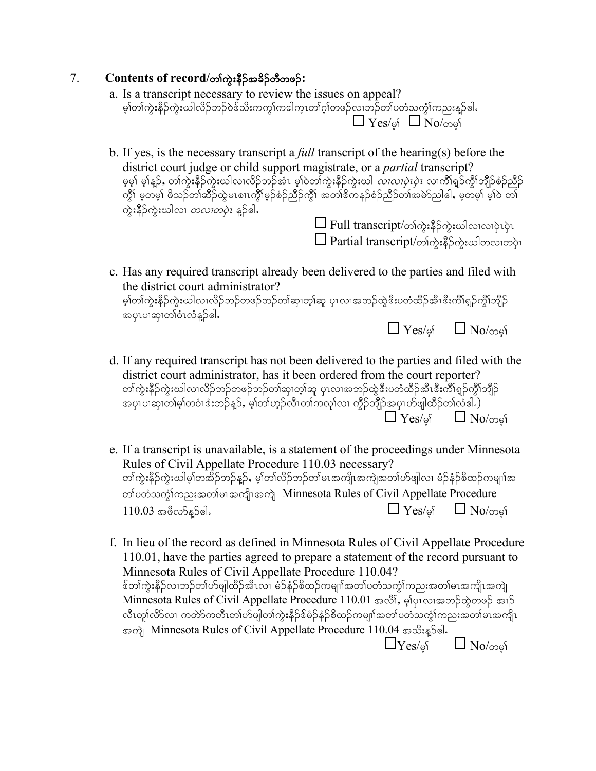7. **Contents of record/တၢ်ကွဲးနီၣ်အခိၣ်တီတဖၣ်:**

a. Is a transcript necessary to review the issues on appeal?
မ့ၢ်တၢ်ကွဲးနီၣ်ကွဲးဃါလိၣ်ဘၣ်ဝဲဒ်သိးကကွၢ်ကဒါက့တၢ်ဂ့ၢ်တဖၣ်လၢဘၣ်တၢ်ပတံသကွံၢ်ကညးန့ၣ်ဓါ.

☐ Yes/မ့ၢ် ☐ No/တမ့ၢ်

b. If yes, is the necessary transcript a *full* transcript of the hearing(s) before the district court judge or child support magistrate, or a *partial* transcript?
မ့မ့ၢ် မ့ၢ်န့ၣ်, တၢ်ကွဲးနီၣ်ကွဲးဃါလၢလိၣ်ဘၣ်အံၤ မ့ၢ်ဝဲတၢ်ကွဲးနီၣ်ကွဲးဃါ *လၢလၢပှဲၤပှဲၤ* လၢကီၢ်ရှၣ်ကွိၢ်ဘျိၣ်စံၣ်ညီၣ်ကွိၢ် မ့တမ့ၢ် ဖိသၣ်တၢ်ဆီၣ်ထွဲမၤစၢၤကွိၢ်မ့ၣ်စံၣ်ညီၣ်ကွိၢ် အတၢ်ဒိကနၣ်စံၣ်ညီၣ်တၢ်အမဲာ်ညါဓါ, မ့တမ့ၢ် မ့ၢ်ဝဲ တၢ်ကွဲးနီၣ်ကွဲးဃါလၢ *တလၢတပှဲၤ* န့ၣ်ဓါ.

☐ Full transcript/တၢ်ကွဲးနီၣ်ကွဲးဃါလၢလၢပှဲၤပှဲၤ
☐ Partial transcript/တၢ်ကွဲးနီၣ်ကွဲးဃါတလၢတပှဲၤ

c. Has any required transcript already been delivered to the parties and filed with the district court administrator?
မ့ၢ်တၢ်ကွဲးနီၣ်ကွဲးဃါလၢလိၣ်ဘၣ်တဖၣ်ဘၣ်တၢ်ဆှၢတ့ၢ်ဆူ ပှၤလၢအဘၣ်ထွဲဒီးပတံထီၣ်အီၤဒီးကီၢ်ရှၣ်ကွိၢ်ဘျိၣ်အပှၤပၢဆှၢတၢ်ဝံၤလံန့ၣ်ဓါ.

☐ Yes/မ့ၢ် ☐ No/တမ့ၢ်

d. If any required transcript has not been delivered to the parties and filed with the district court administrator, has it been ordered from the court reporter?
တၢ်ကွဲးနီၣ်ကွဲးဃါလၢလိၣ်ဘၣ်တဖၣ်ဘၣ်တၢ်ဆှၢတ့ၢ်ဆူ ပှၤလၢအဘၣ်ထွဲဒီးပတံထီၣ်အီၤဒီးကီၢ်ရှၣ်ကွိၢ်ဘျိၣ်အပှၤပၢဆှၢတၢ်မ့ၢ်တဝံၤဒံးဘၣ်န့ၣ်, မ့ၢ်တၢ်ဟ့ၣ်လီၤတၢ်ကလု်လၢ ကွိၣ်ဘျိၣ်အပှၤဟ်ဖျါထီၣ်တၢ်လံဓါ.)

☐ Yes/မ့ၢ် ☐ No/တမ့ၢ်

e. If a transcript is unavailable, is a statement of the proceedings under Minnesota Rules of Civil Appellate Procedure 110.03 necessary?
တၢ်ကွဲးနီၣ်ကွဲးဃါမ့ၢ်တအိၣ်ဘၣ်န့ၣ်, မ့ၢ်တၢ်လိၣ်ဘၣ်တၢ်မၤအကျိၤအကျဲအတၢ်ဟ်ဖျါလၢ မံၣ်နံၣ်စိထၣ်ကမျၢ်အတၢ်ပတံသကွံၢ်ကညးအတၢ်မၤအကျိၤအကျဲ Minnesota Rules of Civil Appellate Procedure 110.03 အဖီလာ်န့ၣ်ဓါ.

☐ Yes/မ့ၢ် ☐ No/တမ့ၢ်

f. In lieu of the record as defined in Minnesota Rules of Civil Appellate Procedure 110.01, have the parties agreed to prepare a statement of the record pursuant to Minnesota Rules of Civil Appellate Procedure 110.04?
ဒ်တၢ်ကွဲးနီၣ်လၢဘၣ်တၢ်ဟ်ဖျါထီၣ်အီၤလၢ မံၣ်နံၣ်စိထၣ်ကမျၢ်အတၢ်ပတံသကွံၢ်ကညးအတၢ်မၤအကျိၤအကျဲ Minnesota Rules of Civil Appellate Procedure 110.01 အလီၢ်, မ့ၢ်ပှၤလၢအဘၣ်ထွဲတဖၣ် အၢၣ်လီၤတူၢ်လိာ်လၢ ကတဲာ်ကတီၤတၢ်ဟ်ဖျါတၢ်ကွဲးနီၣ်ဒ်မံၣ်နံၣ်စိထၣ်ကမျၢ်အတၢ်ပတံသကွံၢ်ကညးအတၢ်မၤအကျိၤအကျဲ Minnesota Rules of Civil Appellate Procedure 110.04 အသိးန့ၣ်ဓါ.

☐ Yes/မ့ၢ် ☐ No/တမ့ၢ်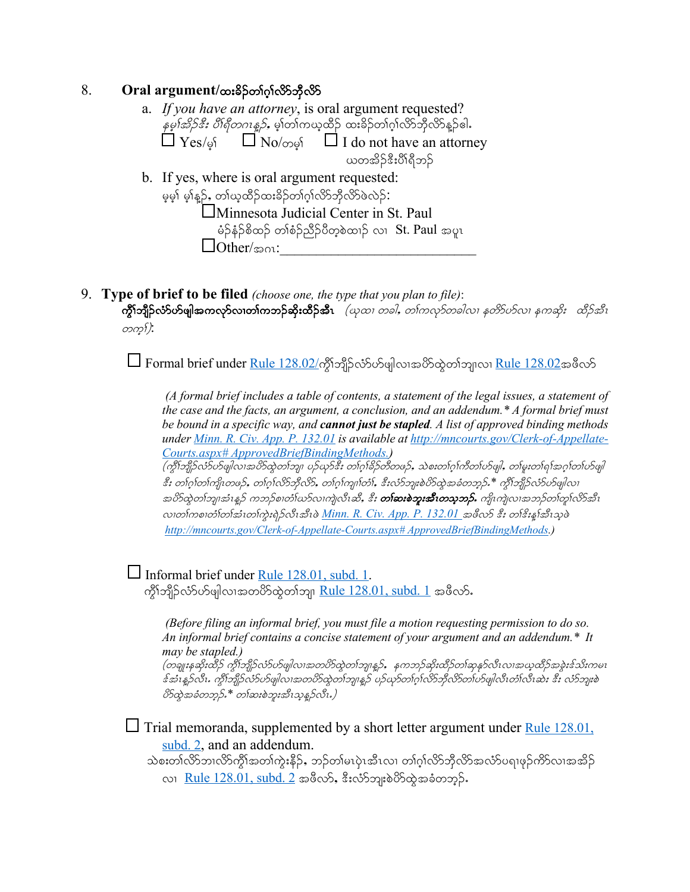8. **Oral argument/ထးခိဉ်တၢ်ဂ့ၢ်လိာ်ဘိုလိာ်**

   a. *If you have an attorney*, is oral argument requested?
   *နမ့ၢ်အိဉ်ဒီး ပီၢ်ရီတဂၤန့ဉ်, မ့ၢ်တၢ်ကယ့ထိဉ် ထးခိဉ်တၢ်ဂ့ၢ်လိာ်ဘိုလိာ်န့ဉ်ဓါ.*

   ☐ Yes/မ့ၢ် ☐ No/တမ့ၢ် ☐ I do not have an attorney
   ယတအိဉ်ဒီးပီၢ်ရီဘဉ်

   b. If yes, where is oral argument requested:
   မ့မ့ၢ် မ့ၢ်န့ဉ်, တၢ်ယ့ထိဉ်ထးခိဉ်တၢ်ဂ့ၢ်လိာ်ဘိုလိာ်ဖဲလဲဉ်:

   ☐Minnesota Judicial Center in St. Paul
   မံဉ်နံဉ်စိထဉ် တၢ်စံဉ်ညီဉ်ပီတ့ာ်စဲထၢဉ် လၢ St. Paul အပူၤ

   ☐Other/အဂၤ:_____________________________

9. **Type of brief to be filed** *(choose one, the type that you plan to file)*:
**ကွဲၢ်ဘျိဉ်လံာ်ပာ်ဖျါအကလုာ်လၢတၢ်ကဘဉ်ဆိးထိဉ်အီၤ** *(ယုထၢ တခါ, တၢ်ကလုာ်တခါလၢ နတိာ်ပာ်လၢ နကဆိး ထိဉ်အီၤ တက့ၢ်)*:

☐ Formal brief under Rule 128.02/ကွဲၢ်ဘျိဉ်လံာ်ပာ်ဖျါလၢအပိာ်ထွဲတၢ်ဘျၢလၢ Rule 128.02အဖီလာ်

*(A formal brief includes a table of contents, a statement of the legal issues, a statement of the case and the facts, an argument, a conclusion, and an addendum.\* A formal brief must be bound in a specific way, and **cannot just be stapled**. A list of approved binding methods under Minn. R. Civ. App. P. 132.01 is available at http://mncourts.gov/Clerk-of-Appellate-Courts.aspx# ApprovedBriefBindingMethods.)*
*(ကွဲၢ်ဘျိဉ်လံာ်ပာ်ဖျါလၢအပိာ်ထွဲတၢ်ဘျၢ ပဉ်ယှာ်ဒီး တၢ်ဂ့ၢ်ခိဉ်တီတဖဉ်, သဲစးတၢ်ဂ့ၢ်ကီတၢ်ပာ်ဖျါ, တၢ်မူးတၢ်ရၢ်အဂ့ၢ်တၢ်ပာ်ဖျါ ဒီး တၢ်ဂ့ၢ်တၢ်ကျိၤတဖဉ်, တၢ်ဂ့ၢ်လိာ်ဘိုလိာ်, တၢ်ဂ့ၢ်ကျၢ်တၢ်, ဒီးလံာ်ဘျးစဲပိာ်ထွဲအခံတဘ့ဉ်.\* ကွဲၢ်ဘျိဉ်လံာ်ပာ်ဖျါလၢ အပိာ်ထွဲတၢ်ဘျၢအံၤန့ဉ် ကဘဉ်စဲတၢ်ဃာ်လၢကျဲလီၤဆီ, ဒီး **တၢ်ဆးစဲဘူးအီၤတသ့ဘဉ်.** ကျဲၤကျဲလၢအဘဉ်တၢ်တူၢ်လိာ်အီၤ လၢတၢ်ကစဲတၢ်တၢ်အံၤတၢ်ကွဲးရဲဉ်လီၤအီၤဖဲ Minn. R. Civ. App. P. 132.01 အဖီလာ် ဒီး တၢ်ဒိးန့ၢ်အီၤသ့ဖဲ http://mncourts.gov/Clerk-of-Appellate-Courts.aspx# ApprovedBriefBindingMethods.)*

☐ Informal brief under Rule 128.01, subd. 1.
ကွဲၢ်ဘျိဉ်လံာ်ပာ်ဖျါလၢအတပိာ်ထွဲတၢ်ဘျၢ Rule 128.01, subd. 1 အဖီလာ်.

*(Before filing an informal brief, you must file a motion requesting permission to do so. An informal brief contains a concise statement of your argument and an addendum.\* It may be stapled.)*
*(တချုးနဆိးထိဉ် ကွဲၢ်ဘျိဉ်လံာ်ပာ်ဖျါလၢအတပိာ်ထွဲတၢ်ဘျၢန့ဉ်, နကဘဉ်ဆိးထိဉ်တၢ်ဆုာ်လီၤလၢအယ့ထိဉ်အခွဲးဒ်သိးကမၤ ဒ်အံၤန့ဉ်လီၤ. ကွဲၢ်ဘျိဉ်လံာ်ပာ်ဖျါလၢအတပိာ်ထွဲတၢ်ဘျၢန့ဉ် ပဉ်ယှာ်တၢ်ဂ့ၢ်လိာ်ဘိုလိာ်တၢ်ပာ်ဖျါလီၤတံၢ်လီၤဆဲး ဒီး လံာ်ဘျးစဲ ပိာ်ထွဲအခံတဘ့ဉ်.\* တၢ်ဆးစဲဘူးအီၤသ့န့ဉ်လီၤ.)*

☐ Trial memoranda, supplemented by a short letter argument under Rule 128.01, subd. 2, and an addendum.
သဲစးတၢ်လိာ်ဘၢလိာ်ကွီၢ်အတၢ်ကွဲးနီဉ်, ဘဉ်တၢ်မၤပှဲၤအီၤလၢ တၢ်ဂ့ၢ်လိာ်ဘိုလိာ်အလံာ်ပရၢဖုဉ်ကိာ်လၢအအိဉ် လၢ Rule 128.01, subd. 2 အဖီလာ်, ဒီးလံာ်ဘျးစဲပိာ်ထွဲအခံတဘ့ဉ်.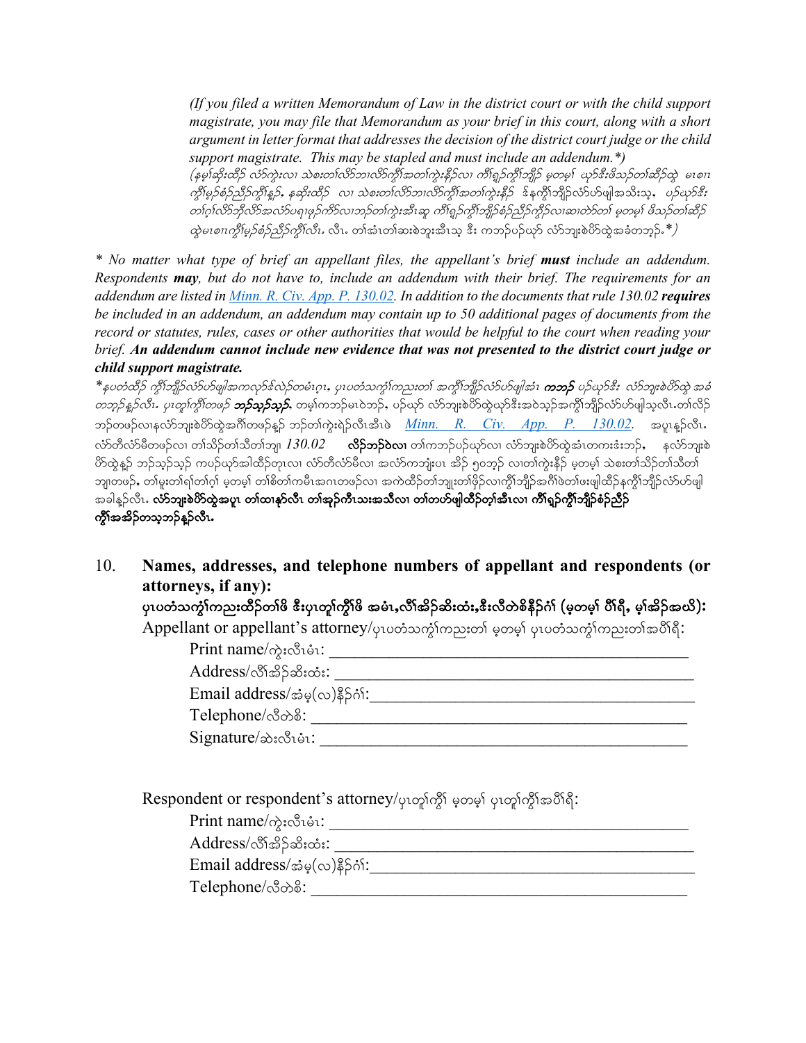*(If you filed a written Memorandum of Law in the district court or with the child support magistrate, you may file that Memorandum as your brief in this court, along with a short argument in letter format that addresses the decision of the district court judge or the child support magistrate. This may be stapled and must include an addendum.*)*

*(နမ့ၢ်ဆိးထီဉ် လံာ်ကွဲးလၢ သဲစးတၢ်လိာ်ဘၢလိာ်ကွီၢ်အတၢ်ကွဲးနီဉ်လၢ ကီၢ်ရ့ဉ်ကွီၢ်ဘျီဉ် မ့တမ့ၢ် ယှာ်ဒီးဖိသဉ်တၢ်ဆီဉ်ထွဲ မၤစၢၤကွီၢ်မုဉ်စံဉ်ညီဉ်ကွီၢ်နူဉ်, နဆိးထီဉ် လၢ သဲစးတၢ်လိာ်ဘၢလိာ်ကွီၢ်အတၢ်ကွဲးနီဉ် ဒ်နကွီၢ်ဘျီဉ်လံာ်ဟ်ဖျါအသိးသ့, ပဉ်ယှာ်ဒီး တၢ်ဂ့ၢ်လိာ်ဘိုလိာ်အလံာ်ပရၢဖုဉ်ကိာ်လၢဘဉ်တၢ်ကွဲးအီၤဆူ ကီၢ်ရ့ဉ်ကွီၢ်ဘျီဉ်စံဉ်ညီဉ်ကွီဉ်လၢဆၢတဲာ်တၢ် မ့တမ့ၢ် ဖိသဉ်တၢ်ဆီဉ်ထွဲမၤစၢၤကွီၢ်မုဉ်စံဉ်ညီဉ်ကွီၢ်လီၤ. လီၤ. တၢ်အံၤတၢ်ဆးစဲဘူးအီၤသ့ ဒီး ကဘဉ်ပဉ်ယှာ် လံာ်ဘျးစဲဗိာ်ထွဲအခံတဘ့ဉ်.*)*

*\* No matter what type of brief an appellant files, the appellant's brief **must** include an addendum. Respondents **may**, but do not have to, include an addendum with their brief. The requirements for an addendum are listed in [Minn. R. Civ. App. P. 130.02](). In addition to the documents that rule 130.02 **requires** be included in an addendum, an addendum may contain up to 50 additional pages of documents from the record or statutes, rules, cases or other authorities that would be helpful to the court when reading your brief. **An addendum cannot include new evidence that was not presented to the district court judge or child support magistrate.***

*\*နပတံထီဉ် ကွီၢ်ဘျီဉ်လံာ်ဟ်ဖျါအကလုာ်လဲဉ်တမံၤဂ့ၤ, ပှၤပတံသကွံၢ်ကညးတၢ် အကွီၢ်ဘျီဉ်လံာ်ဟ်ဖျါအံၤ **ကဘဉ်** ပဉ်ယှာ်ဒီး လံာ်ဘျးစဲဗိာ်ထွဲ အခံတဘ့ဉ်နူဉ်လီၤ. ပှၤတူၢ်ကွီၢ်တဖဉ် **ဘဉ်သ့ဉ်သ့ဉ်**, တမ့ၢ်ကဘဉ်မၤဝဲဘဉ်, ပဉ်ယှာ် လံာ်ဘျးစဲဗိာ်ထွဲယှာ်ဒီးအဝဲသ့ဉ်အကွီၢ်ဘျီဉ်လံာ်ဟ်ဖျါသ့လီၤ.တၢ်လိဉ်ဘဉ်တဖဉ်လၢနလံာ်ဘျးစဲဗိာ်ထွဲအဂီၢ်တဖဉ်နူဉ် ဘဉ်တၢ်ကွဲးရဲဉ်လီၤအီၤဖဲ* [Minn. R. Civ. App. P. 130.02](). *အပူၤနူဉ်လီၤ. လံာ်တီလံာ်မီတဖဉ်လၢ တၢ်သိဉ်တၢ်သီတၢ်ဘျၢ* 130.02 ***လိဉ်ဘဉ်ဝဲလၢ*** *တၢ်ကဘဉ်ပဉ်ယှာ်လၢ လံာ်ဘျးစဲဗိာ်ထွဲအံၤတကးဒံးဘဉ်, နလံာ်ဘျးစဲဗိာ်ထွဲနူဉ် ဘဉ်သ့ဉ်သ့ဉ် ကပဉ်ယှာ်အါထိဉ်တုၤလၢ လံာ်တီလံာ်မီလၢ အလံာ်ကဘျံးပၤ အဒိဉ် ၅၀ဘ့ဉ် လၢတၢ်ကွဲးနီဉ် မ့တမ့ၢ် သဲစးတၢ်သိဉ်တၢ်သီတၢ်ဘျၢတဖဉ်, တၢ်မူးတၢ်ရၢ်တၢ်ဂ့ၢ် မ့တမ့ၢ် တၢ်စိတၢ်ကမီၤအဂၤတဖဉ်လၢ အကဲထီဉ်တၢ်ဘျုးတၢ်ဖှိဉ်လၢကွီၢ်ဘျီဉ်အဂီၢ်ဖဲတၢ်ဖးဖျါထီဉ်နကွီၢ်ဘျီဉ်လံာ်ဟ်ဖျါအခါနူဉ်လီၤ.* ***လံာ်ဘျးစဲဗိာ်ထွဲအပူၤ တၢ်ထၢနုာ်လီၤ တၢ်အုဉ်ကီၤသးအသီလၢ တၢ်တဟ်ဖျါထီဉ်တ့ၢ်အီၤလၢ ကီၢ်ရ့ဉ်ကွီၢ်ဘျီဉ်စံဉ်ညီဉ်ကွီၢ်အအိဉ်တသ့ဘဉ်နူဉ်လီၤ.***

10. **Names, addresses, and telephone numbers of appellant and respondents (or attorneys, if any):**
**ပှၤပတံသကွံၢ်ကညးထိဉ်တၢ်ဖိ ဒီးပှၤတူၢ်ကွီၢ်ဖိ အမံၤ,လီၢ်အိဉ်ဆိးထံး,ဒီးလီတဲစိနီဉ်ဂံၢ် (မ့တမ့ၢ် ပီၢ်ရီ, မ့ၢ်အိဉ်အယိ):**
Appellant or appellant's attorney/ပှၤပတံသကွံၢ်ကညးတၢ် မ့တမ့ၢ် ပှၤပတံသကွံၢ်ကညးတၢ်အပီၢ်ရီ:

Print name/ကွဲးလီၤမံၤ: ___________________________________________

Address/လီၢ်အိဉ်ဆိးထံး: ___________________________________________

Email address/အံမ့(လ)နီဉ်ဂံၢ်:___________________________________________

Telephone/လီတဲစိ: ___________________________________________

Signature/ဆဲးလီၤမံၤ: ___________________________________________

Respondent or respondent's attorney/ပှၤတူၢ်ကွီၢ် မ့တမ့ၢ် ပှၤတူၢ်ကွီၢ်အပီၢ်ရီ:

Print name/ကွဲးလီၤမံၤ: ___________________________________________

Address/လီၢ်အိဉ်ဆိးထံး: ___________________________________________

Email address/အံမ့(လ)နီဉ်ဂံၢ်:___________________________________________

Telephone/လီတဲစိ: ___________________________________________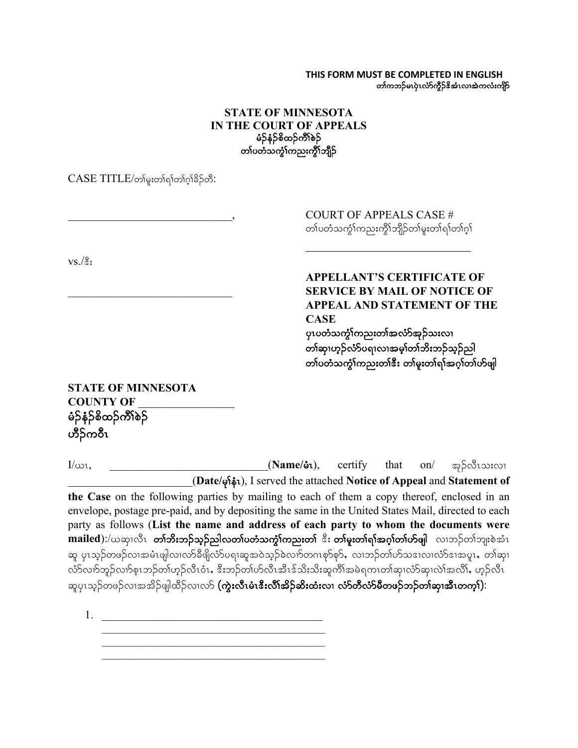**THIS FORM MUST BE COMPLETED IN ENGLISH**
**တၢ်ကဘၣ်မၤပှဲၤလံာ်ကွိၣ်ဒီးအဲၤလၤအဲကလံးကျိာ်**

**STATE OF MINNESOTA**
**IN THE COURT OF APPEALS**
**မံၣ်နံၣ်စိထၣ်ကီၢ်စဲၣ်**
**တၢ်ပတံသကွံၢ်ကညးကွိၢ်ဘျိၣ်**

CASE TITLE/တၢ်မူးတၢ်ရၢ်တၢ်ဂ့ၢ်ခိၣ်တီ:

______________________________,

vs./ဒီး

______________________________

COURT OF APPEALS CASE #
တၢ်ပတံသကွံၢ်ကညးကွိၢ်ဘျိၣ်တၢ်မူးတၢ်ရၢ်တၢ်ဂ့ၢ်

______________________________

**APPELLANT'S CERTIFICATE OF SERVICE BY MAIL OF NOTICE OF APPEAL AND STATEMENT OF THE CASE**
**ပှၤပတံသကွံၢ်ကညးတၢ်အလံာ်အုၣ်သးလၢ တၢ်ဆှၢဟ့ၣ်လံာ်ပရၢလၢအမ့ၢ်တၢ်ဘီးဘၣ်သ့ၣ်ညါ တၢ်ပတံသကွံၢ်ကညးတၢ်ဒီး တၢ်မူးတၢ်ရၢ်အဂ့ၢ်တၢ်ဟ်ဖျါ**

**STATE OF MINNESOTA**
**COUNTY OF ________________**
**မံၣ်နံၣ်စိထၣ်ကီၢ်စဲၣ်**
**ဟီၣ်ကဝီၤ**

I/ယၤ, ____________________________(**Name/မံၤ**), certify that on/ အုၣ်လီၤသးလၢ ______________________(**Date/မုၢ်နံၤ**), I served the attached **Notice of Appeal** and **Statement of the Case** on the following parties by mailing to each of them a copy thereof, enclosed in an envelope, postage pre-paid, and by depositing the same in the United States Mail, directed to each party as follows (**List the name and address of each party to whom the documents were mailed**):/ယဆှၢလီၤ **တၢ်ဘီးဘၣ်သ့ၣ်ညါလတၢ်ပတံသကွံၢ်ကညးတၢ်** ဒီး **တၢ်မူးတၢ်ရၢ်အဂ့ၢ်တၢ်ဟ်ဖျါ** လၢဘၣ်တၢ်ဘျးစဲအံၤ ဆူ ပှၤသ့ၣ်တဖၣ်လၢအမံၤဖျါလၢလာ်ခီဖျိလံာ်ပရၢဆူအဝဲသ့ၣ်ခဲလာ်တဂၤစုာ်စုာ်, လၢဘၣ်တၢ်ဟ်သးလၢလံာ်ဒၢအပူၤ, တၢ်ဆှၢလံာ်လၢာ်ဘူၣ်လၢာ်စ့ၤဘၣ်တၢ်ဟ့ၣ်လီၤဝံၤ, ဒီးဘၣ်တၢ်ဟ်လီၤအီၤဒ်သိးသိးဆူကီၢ်အမဲရကၤတၢ်ဆှၢလံာ်ဆှၢလဲၢ်အလိၢ်, ဟ့ၣ်လီၤ ဆူပှၤသ့ၣ်တဖၣ်လၢအအိၣ်ဖျါထိၣ်လၢလာ် **(ကွဲးလီၤမံၤဒီးလိၢ်အိၣ်ဆိးထံးလၢ လံာ်တီလံာ်မိတဖၣ်ဘၣ်တၢ်ဆှၢအီၤတက့ၢ်)**:

1. ________________________________________
   ________________________________________
   ________________________________________
   ________________________________________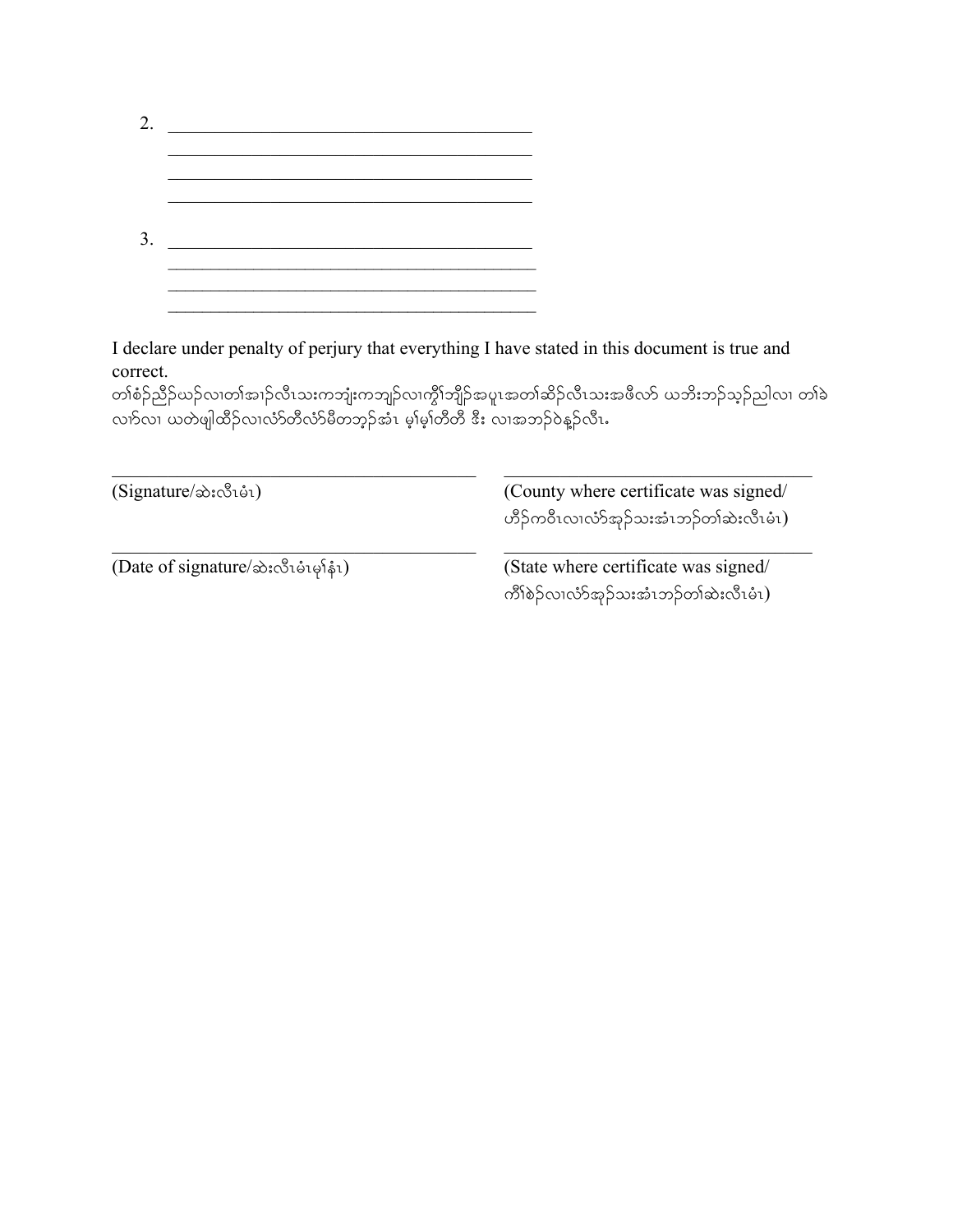2. \_\_\_\_\_\_\_\_\_\_\_\_\_\_\_\_\_\_\_\_\_\_\_\_\_\_\_\_\_\_\_\_\_\_\_\_\_\_\_\_\_\_
   \_\_\_\_\_\_\_\_\_\_\_\_\_\_\_\_\_\_\_\_\_\_\_\_\_\_\_\_\_\_\_\_\_\_\_\_\_\_\_\_\_\_
   \_\_\_\_\_\_\_\_\_\_\_\_\_\_\_\_\_\_\_\_\_\_\_\_\_\_\_\_\_\_\_\_\_\_\_\_\_\_\_\_\_\_
   \_\_\_\_\_\_\_\_\_\_\_\_\_\_\_\_\_\_\_\_\_\_\_\_\_\_\_\_\_\_\_\_\_\_\_\_\_\_\_\_\_\_

3. \_\_\_\_\_\_\_\_\_\_\_\_\_\_\_\_\_\_\_\_\_\_\_\_\_\_\_\_\_\_\_\_\_\_\_\_\_\_\_\_\_\_
   \_\_\_\_\_\_\_\_\_\_\_\_\_\_\_\_\_\_\_\_\_\_\_\_\_\_\_\_\_\_\_\_\_\_\_\_\_\_\_\_\_\_
   \_\_\_\_\_\_\_\_\_\_\_\_\_\_\_\_\_\_\_\_\_\_\_\_\_\_\_\_\_\_\_\_\_\_\_\_\_\_\_\_\_\_
   \_\_\_\_\_\_\_\_\_\_\_\_\_\_\_\_\_\_\_\_\_\_\_\_\_\_\_\_\_\_\_\_\_\_\_\_\_\_\_\_\_\_

I declare under penalty of perjury that everything I have stated in this document is true and correct.
တၢ်စံဉ်ညီဉ်ယဉ်လၢတၢ်အၢဉ်လီၤသးကဘျံးကဘျဉ်လၢကွဲၢ်ဘျိဉ်အပူၤအတၢ်ဆိဉ်လီၤသးအဖီလာ် ယဘိးဘဉ်သ့ဉ်ညါလၢ တၢ်ခဲလၢာ်လၢ ယတဲဖျါထိဉ်လၢလံာ်တီလံာ်မိတဘ့ဉ်အံၤ မ့ၢ်မ့ၢ်တီတီ ဒီး လၢအဘဉ်ဝဲန့ဉ်လီၤ.

\_\_\_\_\_\_\_\_\_\_\_\_\_\_\_\_\_\_\_\_\_\_\_\_\_\_\_\_\_\_\_\_\_\_\_\_\_\_\_\_
(Signature/ဆဲးလီၤမံၤ)

\_\_\_\_\_\_\_\_\_\_\_\_\_\_\_\_\_\_\_\_\_\_\_\_\_\_\_\_\_\_\_\_\_\_\_\_\_\_\_\_
(County where certificate was signed/ ဟီဉ်ကဝီၤလၢလံာ်အုဉ်သးအံၤဘဉ်တၢ်ဆဲးလီၤမံၤ)

\_\_\_\_\_\_\_\_\_\_\_\_\_\_\_\_\_\_\_\_\_\_\_\_\_\_\_\_\_\_\_\_\_\_\_\_\_\_\_\_
(Date of signature/ဆဲးလီၤမံၤမုၢ်နံၤ)

\_\_\_\_\_\_\_\_\_\_\_\_\_\_\_\_\_\_\_\_\_\_\_\_\_\_\_\_\_\_\_\_\_\_\_\_\_\_\_\_
(State where certificate was signed/ ကီၢ်စဉ်လၢလံာ်အုဉ်သးအံၤဘဉ်တၢ်ဆဲးလီၤမံၤ)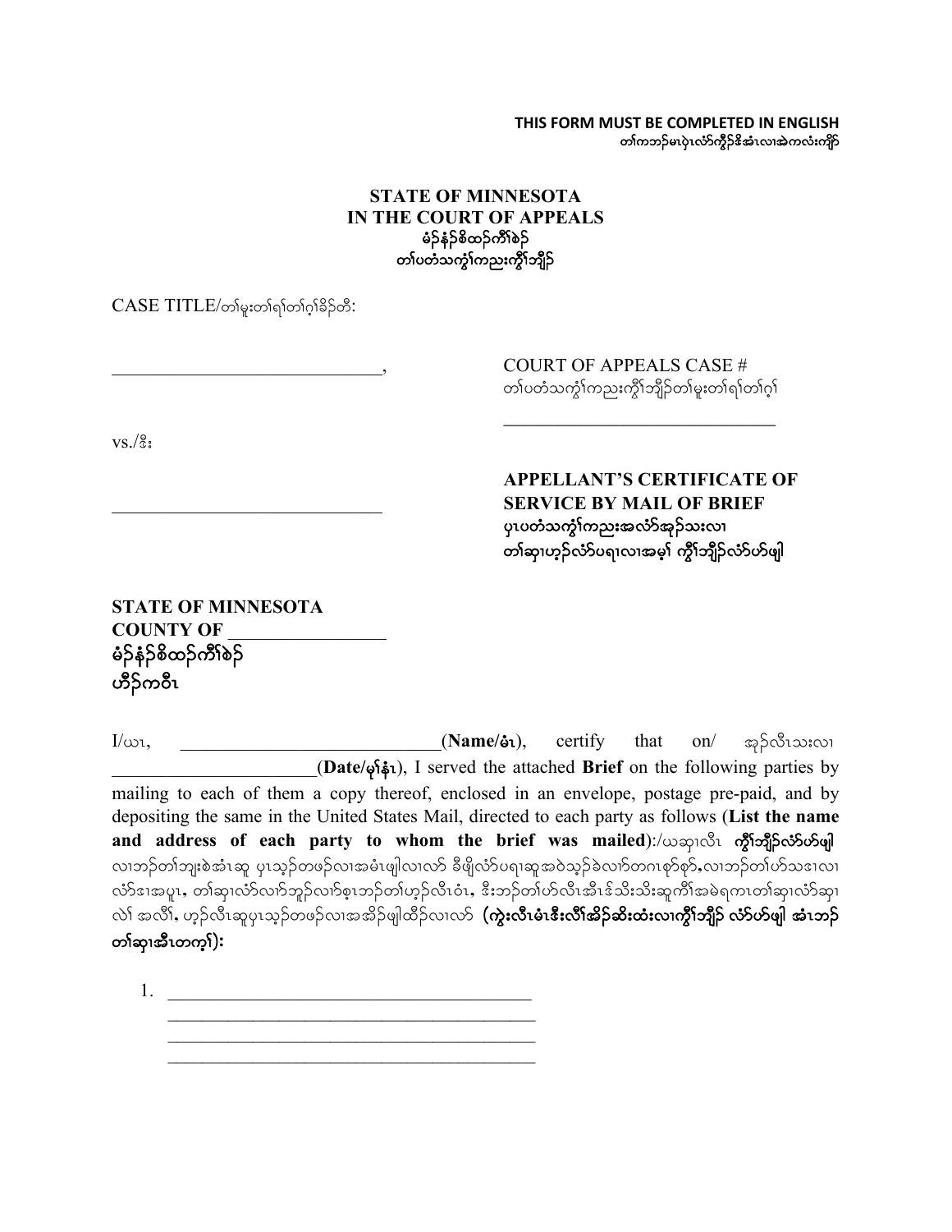**THIS FORM MUST BE COMPLETED IN ENGLISH**
**တၢ်ကဘၣ်မၤပှဲၤလံာ်ကွီၣ်ဒိအံၤလၢအဲကလံးကျိာ်**

**STATE OF MINNESOTA**
**IN THE COURT OF APPEALS**
**မံၣ်နံၣ်စိထၣ်ကီၢ်စဲၣ်**
**တၢ်ပတံသကွံၢ်ကညးကွီၢ်ဘျိၣ်**

CASE TITLE/တၢ်မူးတၢ်ရၢ်တၢ်ဂ့ၢ်ခိၣ်တီ:

______________________________,

vs./ဒီး

______________________________

COURT OF APPEALS CASE #
တၢ်ပတံသကွံၢ်ကညးကွီၢ်ဘျိၣ်တၢ်မူးတၢ်ရၢ်တၢ်ဂ့ၢ်

______________________________

**APPELLANT'S CERTIFICATE OF SERVICE BY MAIL OF BRIEF**
**ပှၤပတံသကွံၢ်ကညးအလံာ်အုၣ်သးလၢ တၢ်ဆှၢဟ့ၣ်လံာ်ပရၢလၢအမ့ၢ် ကွီၢ်ဘျိၣ်လံာ်ဟ်ဖျါ**

**STATE OF MINNESOTA**
**COUNTY OF** _______________
**မံၣ်နံၣ်စိထၣ်ကီၢ်စဲၣ်**
**ဟီၣ်ကဝီၤ**

I/ယၤ, ______________________________(**Name/မံၤ**), certify that on/ အုၣ်လီၤသးလၢ ______________________(**Date/မုၢ်နံၤ**), I served the attached **Brief** on the following parties by mailing to each of them a copy thereof, enclosed in an envelope, postage pre-paid, and by depositing the same in the United States Mail, directed to each party as follows (**List the name and address of each party to whom the brief was mailed**):/ယဆှၢလီၤ **ကွီၢ်ဘျိၣ်လံာ်ဟ်ဖျါ** လၢဘၣ်တၢ်ဘျးစဲအံၤဆူ ပှၤသ့ၣ်တဖၣ်လၢအမံၤဖျါလၢလာ် ခီဖျိလံာ်ပရၢဆူအဝဲသ့ၣ်ခဲလာ်တဂၤစှာ်စှာ်,လၢဘၣ်တၢ်ဟ်သၢလၢလံာ်ဒၢအပူၤ, တၢ်ဆှၢလံာ်လၢာ်ဘူၣ်လၢာ်စ့ၤဘၣ်တၢ်ဟ့ၣ်လီၤဝံၤ, ဒီးဘၣ်တၢ်ဟ်လီၤအီၤဒ်သိးသိးဆူကီၢ်အမဲရကၤတၢ်ဆှၢလံာ်ဆှၢလဲၢ် အလိၢ်, ဟ့ၣ်လီၤဆူပှၤသ့ၣ်တဖၣ်လၢအအိၣ်ဖျါထိၣ်လၢလာ် (**ကွဲးလီၤမံၤဒီးလိၢ်အိၣ်ဆိးထံးလၢကွီၢ်ဘျိၣ် လံာ်ဟ်ဖျါ အံၤဘၣ်တၢ်ဆှၢအီၤတက့ၢ်**):

1. ________________________________________
   ________________________________________
   ________________________________________
   ________________________________________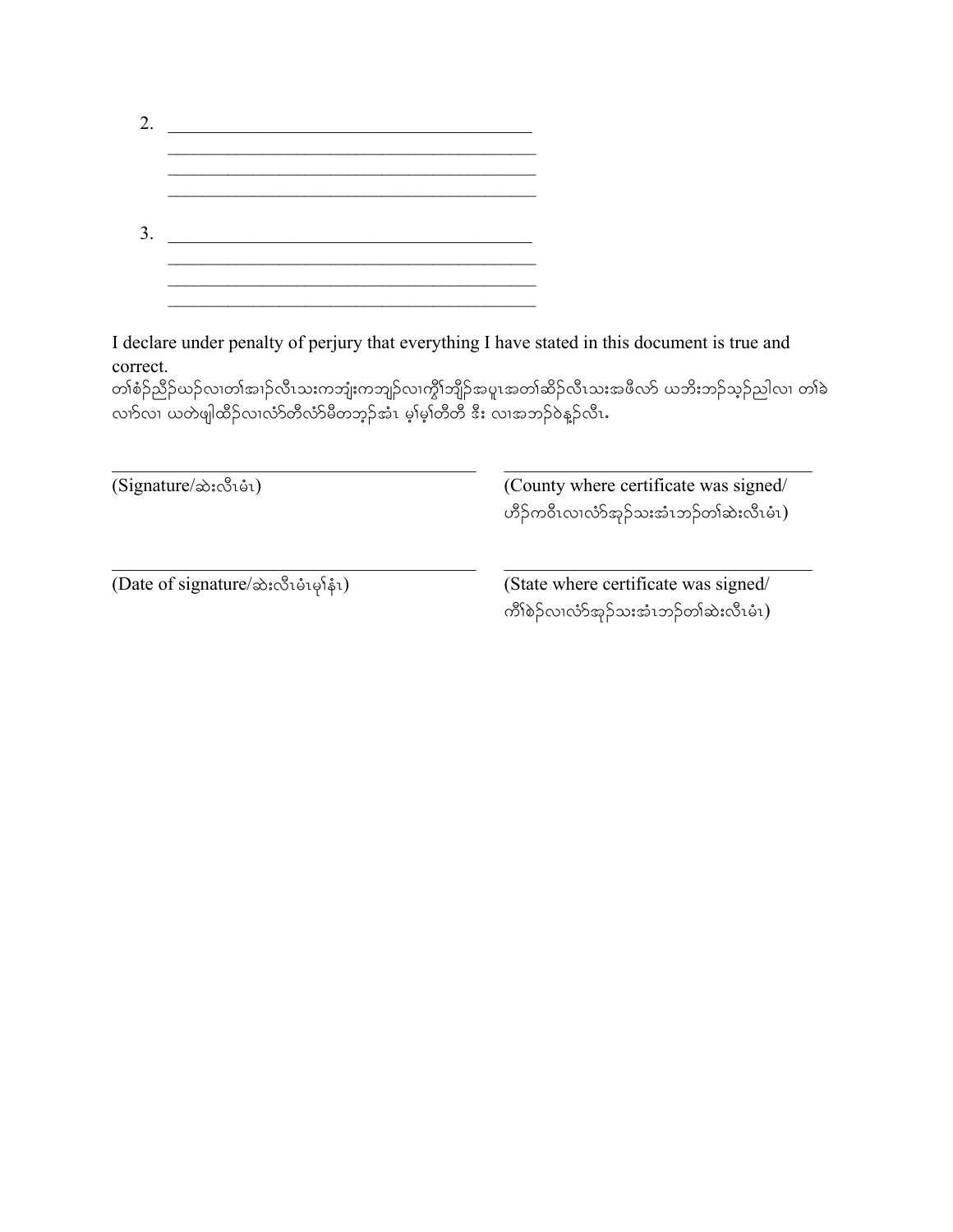2. ________________________________________
   ________________________________________
   ________________________________________
   ________________________________________

3. ________________________________________
   ________________________________________
   ________________________________________
   ________________________________________

I declare under penalty of perjury that everything I have stated in this document is true and correct.
တၢ်စံၣ်ညီၣ်ယၣ်လၢတၢ်အၢၣ်လီၤသးကဘျံးကဘျၣ်လၢကွိၢ်ဘျိၣ်အပူၤအတၢ်ဆိၣ်လီၤသးအဖီလာ် ယဘီးဘၣ်သ့ၣ်ညါလၢ တၢ်ခဲလၢာ်လၢ ယတဲဖျါထီၣ်လၢလံာ်တီလံာ်မီတဘ့ၣ်အံၤ မ့ၢ်မ့ၢ်တီတီ ဒီး လၢအဘၣ်ဝဲန့ၣ်လီၤ.

________________________________________
(Signature/ဆဲးလီၤမံၤ)

________________________________________
(County where certificate was signed/ ဟီၣ်ကဝီၤလၢလံာ်အုၣ်သးအံၤဘၣ်တၢ်ဆဲးလီၤမံၤ)

________________________________________
(Date of signature/ဆဲးလီၤမံၤမုၢ်နံၤ)

________________________________________
(State where certificate was signed/ ကီၢ်စဲၣ်လၢလံာ်အုၣ်သးအံၤဘၣ်တၢ်ဆဲးလီၤမံၤ)